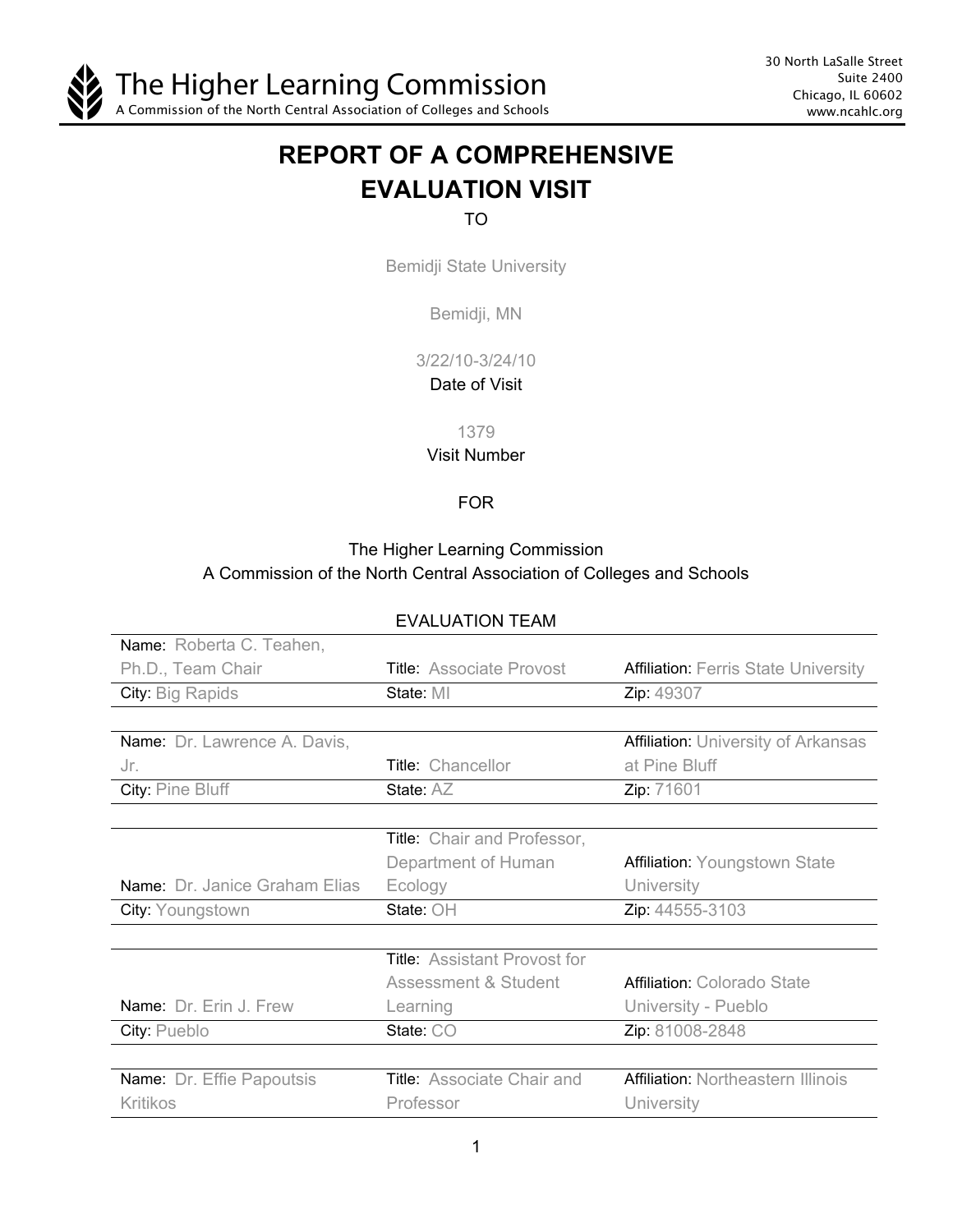The Higher Learning Commission
A Commission of the North Central Association of Colleges and Schools

30 North LaSalle Street
Suite 2400
Chicago, IL 60602
www.ncahlc.org

# REPORT OF A COMPREHENSIVE EVALUATION VISIT

TO

Bemidji State University

Bemidji, MN

3/22/10-3/24/10

Date of Visit

1379

Visit Number

FOR

The Higher Learning Commission
A Commission of the North Central Association of Colleges and Schools

EVALUATION TEAM

| | | |
|---|---|---|
| Name: Roberta C. Teahen, Ph.D., Team Chair | Title: Associate Provost | Affiliation: Ferris State University |
| City: Big Rapids | State: MI | Zip: 49307 |
| Name: Dr. Lawrence A. Davis, Jr. | Title: Chancellor | Affiliation: University of Arkansas at Pine Bluff |
| City: Pine Bluff | State: AZ | Zip: 71601 |
| Name: Dr. Janice Graham Elias | Title: Chair and Professor, Department of Human Ecology | Affiliation: Youngstown State University |
| City: Youngstown | State: OH | Zip: 44555-3103 |
| Name: Dr. Erin J. Frew | Title: Assistant Provost for Assessment & Student Learning | Affiliation: Colorado State University - Pueblo |
| City: Pueblo | State: CO | Zip: 81008-2848 |
| Name: Dr. Effie Papoutsis Kritikos | Title: Associate Chair and Professor | Affiliation: Northeastern Illinois University |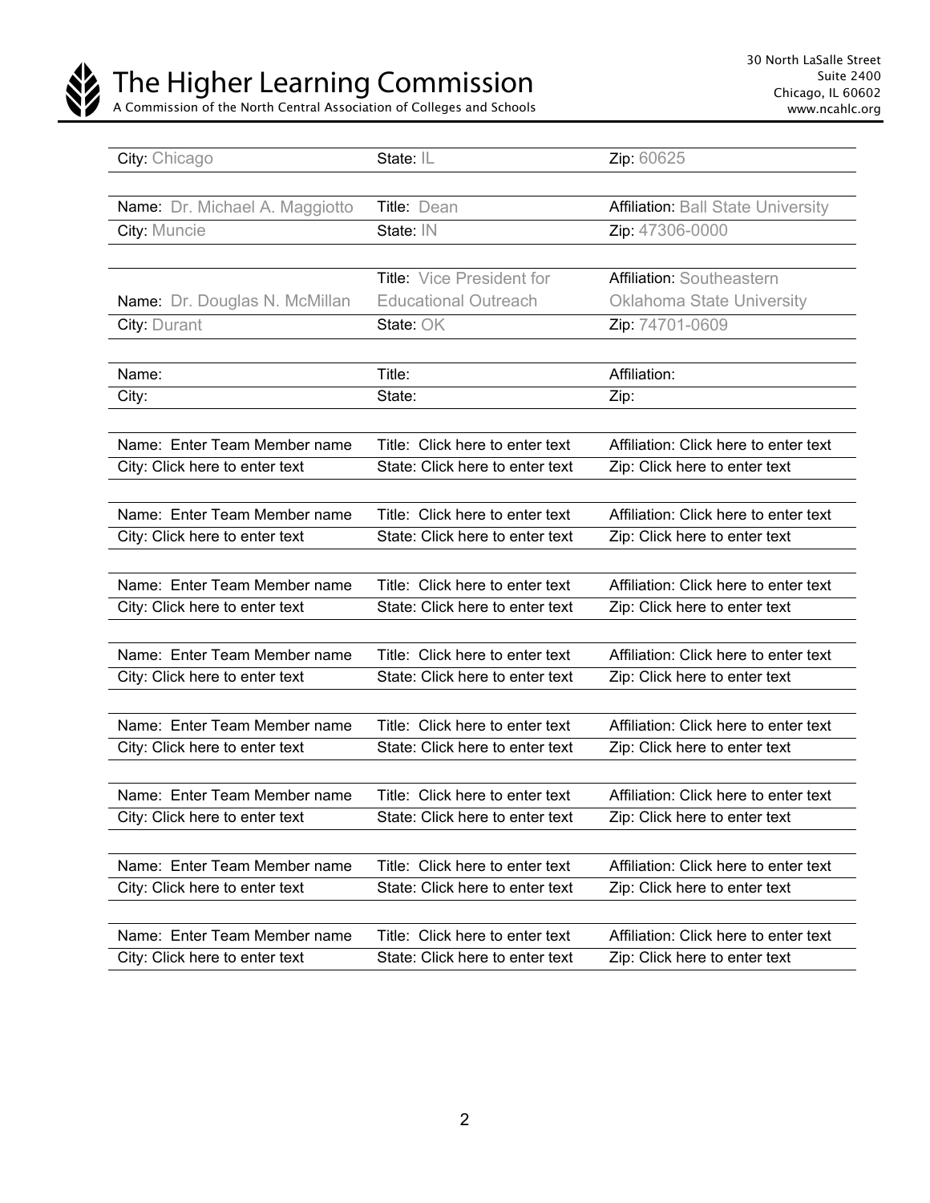| City: Chicago | State: IL | Zip: 60625 |
|---|---|---|
| | | |
| Name: Dr. Michael A. Maggiotto | Title: Dean | Affiliation: Ball State University |
| City: Muncie | State: IN | Zip: 47306-0000 |
| | | |
| Name: Dr. Douglas N. McMillan | Title: Vice President for Educational Outreach | Affiliation: Southeastern Oklahoma State University |
| City: Durant | State: OK | Zip: 74701-0609 |
| | | |
| Name: | Title: | Affiliation: |
| City: | State: | Zip: |
| | | |
| Name: Enter Team Member name | Title: Click here to enter text | Affiliation: Click here to enter text |
| City: Click here to enter text | State: Click here to enter text | Zip: Click here to enter text |
| | | |
| Name: Enter Team Member name | Title: Click here to enter text | Affiliation: Click here to enter text |
| City: Click here to enter text | State: Click here to enter text | Zip: Click here to enter text |
| | | |
| Name: Enter Team Member name | Title: Click here to enter text | Affiliation: Click here to enter text |
| City: Click here to enter text | State: Click here to enter text | Zip: Click here to enter text |
| | | |
| Name: Enter Team Member name | Title: Click here to enter text | Affiliation: Click here to enter text |
| City: Click here to enter text | State: Click here to enter text | Zip: Click here to enter text |
| | | |
| Name: Enter Team Member name | Title: Click here to enter text | Affiliation: Click here to enter text |
| City: Click here to enter text | State: Click here to enter text | Zip: Click here to enter text |
| | | |
| Name: Enter Team Member name | Title: Click here to enter text | Affiliation: Click here to enter text |
| City: Click here to enter text | State: Click here to enter text | Zip: Click here to enter text |
| | | |
| Name: Enter Team Member name | Title: Click here to enter text | Affiliation: Click here to enter text |
| City: Click here to enter text | State: Click here to enter text | Zip: Click here to enter text |
| | | |
| Name: Enter Team Member name | Title: Click here to enter text | Affiliation: Click here to enter text |
| City: Click here to enter text | State: Click here to enter text | Zip: Click here to enter text |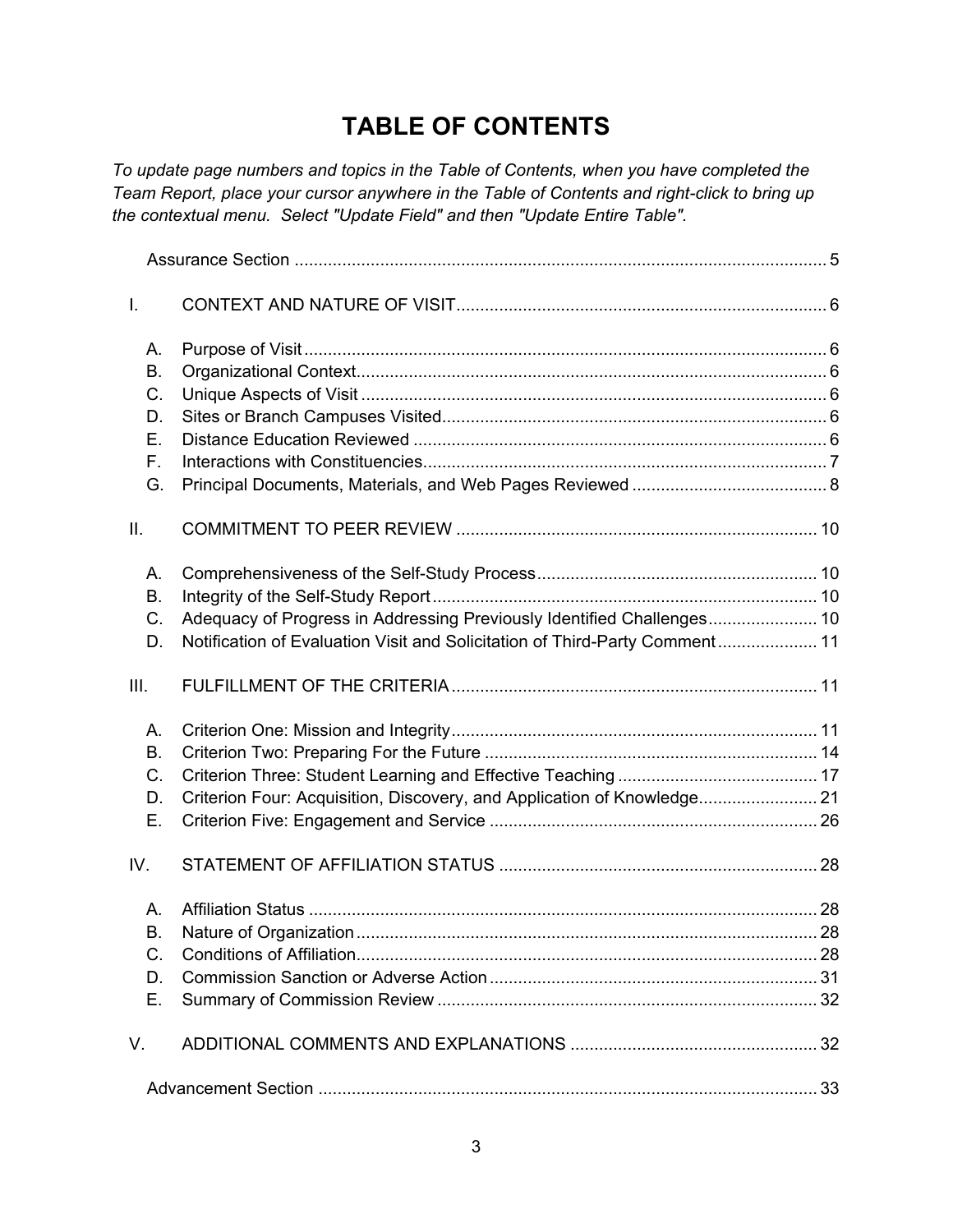# TABLE OF CONTENTS

*To update page numbers and topics in the Table of Contents, when you have completed the Team Report, place your cursor anywhere in the Table of Contents and right-click to bring up the contextual menu. Select "Update Field" and then "Update Entire Table".*

Assurance Section ........ 5

I. CONTEXT AND NATURE OF VISIT ........ 6

- A. Purpose of Visit ........ 6
- B. Organizational Context ........ 6
- C. Unique Aspects of Visit ........ 6
- D. Sites or Branch Campuses Visited ........ 6
- E. Distance Education Reviewed ........ 6
- F. Interactions with Constituencies ........ 7
- G. Principal Documents, Materials, and Web Pages Reviewed ........ 8

II. COMMITMENT TO PEER REVIEW ........ 10

- A. Comprehensiveness of the Self-Study Process ........ 10
- B. Integrity of the Self-Study Report ........ 10
- C. Adequacy of Progress in Addressing Previously Identified Challenges ........ 10
- D. Notification of Evaluation Visit and Solicitation of Third-Party Comment ........ 11

III. FULFILLMENT OF THE CRITERIA ........ 11

- A. Criterion One: Mission and Integrity ........ 11
- B. Criterion Two: Preparing For the Future ........ 14
- C. Criterion Three: Student Learning and Effective Teaching ........ 17
- D. Criterion Four: Acquisition, Discovery, and Application of Knowledge ........ 21
- E. Criterion Five: Engagement and Service ........ 26

IV. STATEMENT OF AFFILIATION STATUS ........ 28

- A. Affiliation Status ........ 28
- B. Nature of Organization ........ 28
- C. Conditions of Affiliation ........ 28
- D. Commission Sanction or Adverse Action ........ 31
- E. Summary of Commission Review ........ 32

V. ADDITIONAL COMMENTS AND EXPLANATIONS ........ 32

Advancement Section ........ 33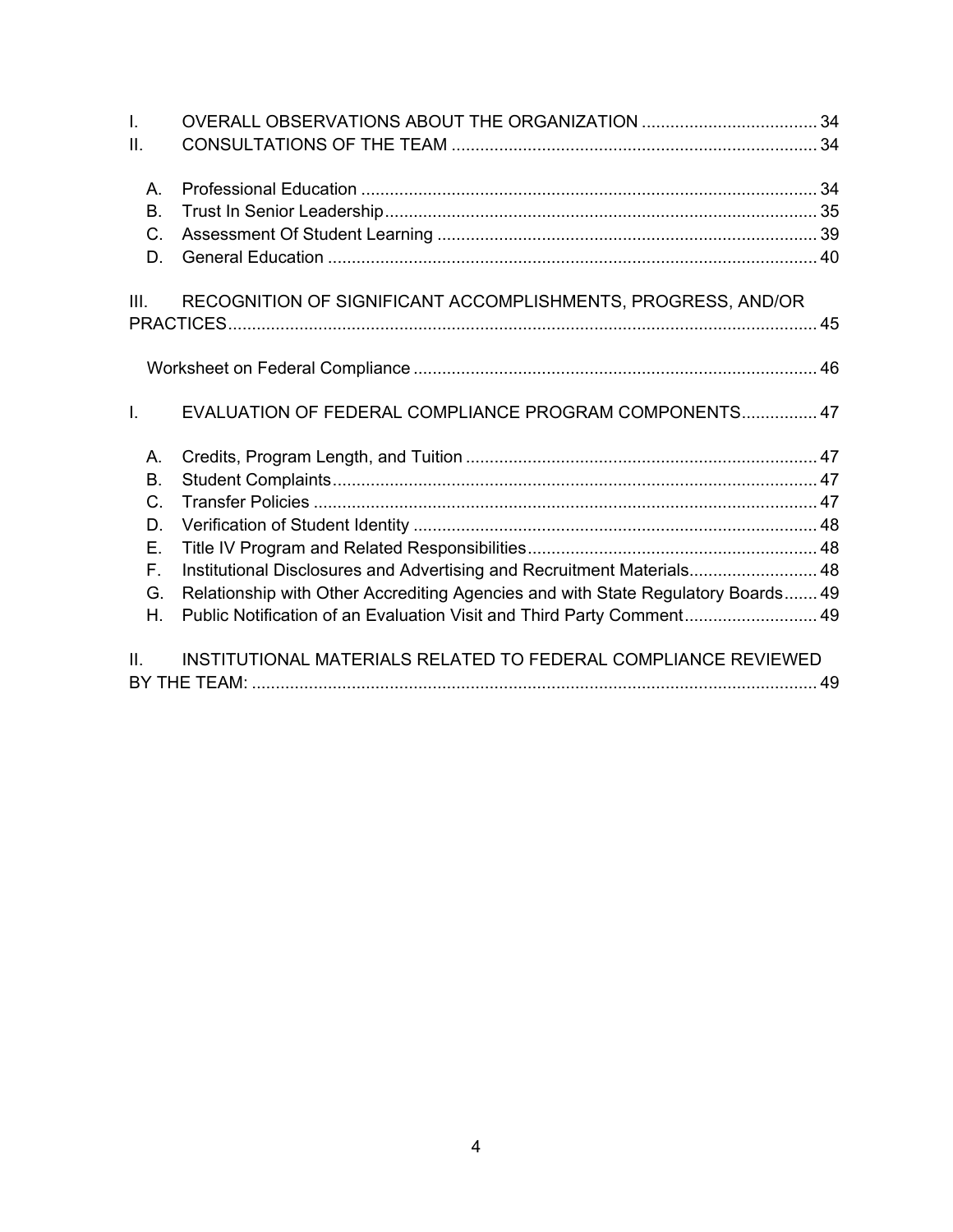I. OVERALL OBSERVATIONS ABOUT THE ORGANIZATION ..................................... 34
II. CONSULTATIONS OF THE TEAM ............................................................................ 34

A. Professional Education ............................................................................................ 34
B. Trust In Senior Leadership ........................................................................................ 35
C. Assessment Of Student Learning ............................................................................. 39
D. General Education ..................................................................................................... 40

III. RECOGNITION OF SIGNIFICANT ACCOMPLISHMENTS, PROGRESS, AND/OR PRACTICES ............................................................................................................... 45

Worksheet on Federal Compliance ................................................................................. 46

I. EVALUATION OF FEDERAL COMPLIANCE PROGRAM COMPONENTS ................ 47

A. Credits, Program Length, and Tuition ....................................................................... 47
B. Student Complaints .................................................................................................... 47
C. Transfer Policies ........................................................................................................ 47
D. Verification of Student Identity .................................................................................. 48
E. Title IV Program and Related Responsibilities .......................................................... 48
F. Institutional Disclosures and Advertising and Recruitment Materials ......................... 48
G. Relationship with Other Accrediting Agencies and with State Regulatory Boards ....... 49
H. Public Notification of an Evaluation Visit and Third Party Comment ............................ 49

II. INSTITUTIONAL MATERIALS RELATED TO FEDERAL COMPLIANCE REVIEWED BY THE TEAM: ................................................................................................................. 49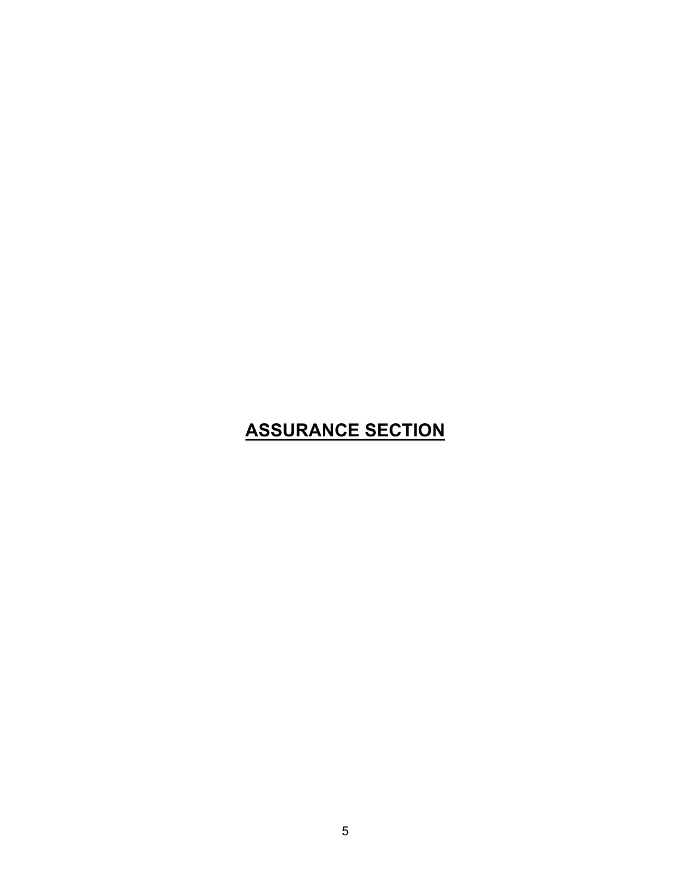# **ASSURANCE SECTION**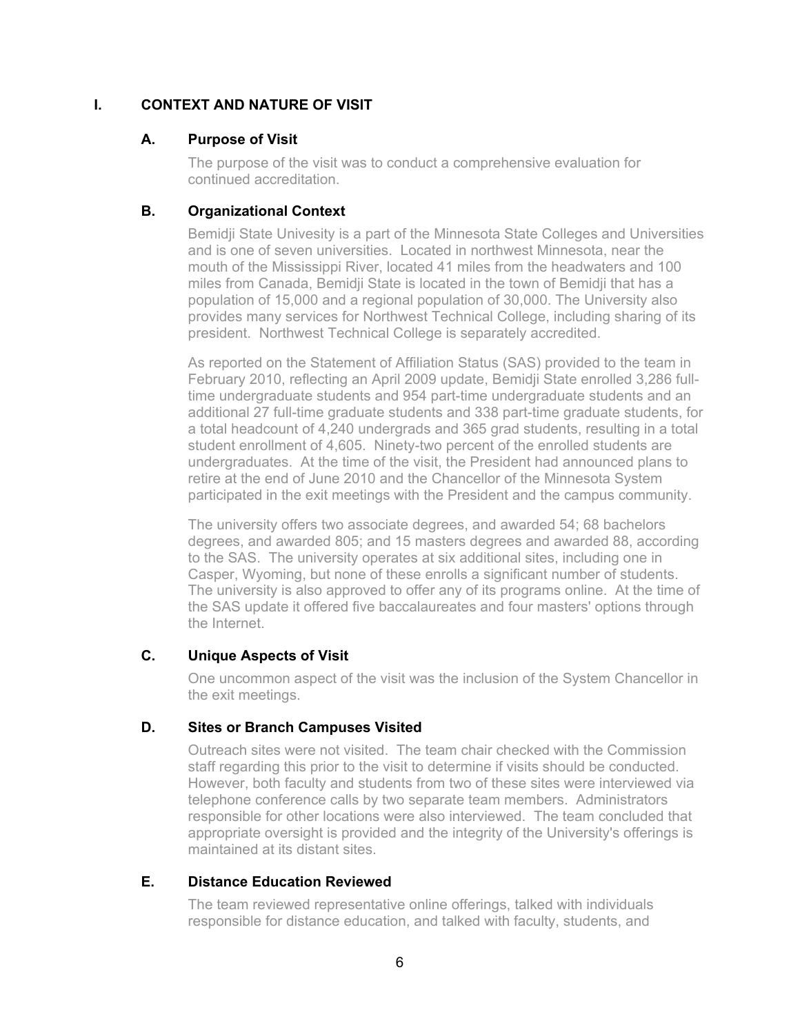## I. CONTEXT AND NATURE OF VISIT

### A. Purpose of Visit

The purpose of the visit was to conduct a comprehensive evaluation for continued accreditation.

### B. Organizational Context

Bemidji State Univesity is a part of the Minnesota State Colleges and Universities and is one of seven universities. Located in northwest Minnesota, near the mouth of the Mississippi River, located 41 miles from the headwaters and 100 miles from Canada, Bemidji State is located in the town of Bemidji that has a population of 15,000 and a regional population of 30,000. The University also provides many services for Northwest Technical College, including sharing of its president. Northwest Technical College is separately accredited.

As reported on the Statement of Affiliation Status (SAS) provided to the team in February 2010, reflecting an April 2009 update, Bemidji State enrolled 3,286 full-time undergraduate students and 954 part-time undergraduate students and an additional 27 full-time graduate students and 338 part-time graduate students, for a total headcount of 4,240 undergrads and 365 grad students, resulting in a total student enrollment of 4,605. Ninety-two percent of the enrolled students are undergraduates. At the time of the visit, the President had announced plans to retire at the end of June 2010 and the Chancellor of the Minnesota System participated in the exit meetings with the President and the campus community.

The university offers two associate degrees, and awarded 54; 68 bachelors degrees, and awarded 805; and 15 masters degrees and awarded 88, according to the SAS. The university operates at six additional sites, including one in Casper, Wyoming, but none of these enrolls a significant number of students. The university is also approved to offer any of its programs online. At the time of the SAS update it offered five baccalaureates and four masters' options through the Internet.

### C. Unique Aspects of Visit

One uncommon aspect of the visit was the inclusion of the System Chancellor in the exit meetings.

### D. Sites or Branch Campuses Visited

Outreach sites were not visited. The team chair checked with the Commission staff regarding this prior to the visit to determine if visits should be conducted. However, both faculty and students from two of these sites were interviewed via telephone conference calls by two separate team members. Administrators responsible for other locations were also interviewed. The team concluded that appropriate oversight is provided and the integrity of the University's offerings is maintained at its distant sites.

### E. Distance Education Reviewed

The team reviewed representative online offerings, talked with individuals responsible for distance education, and talked with faculty, students, and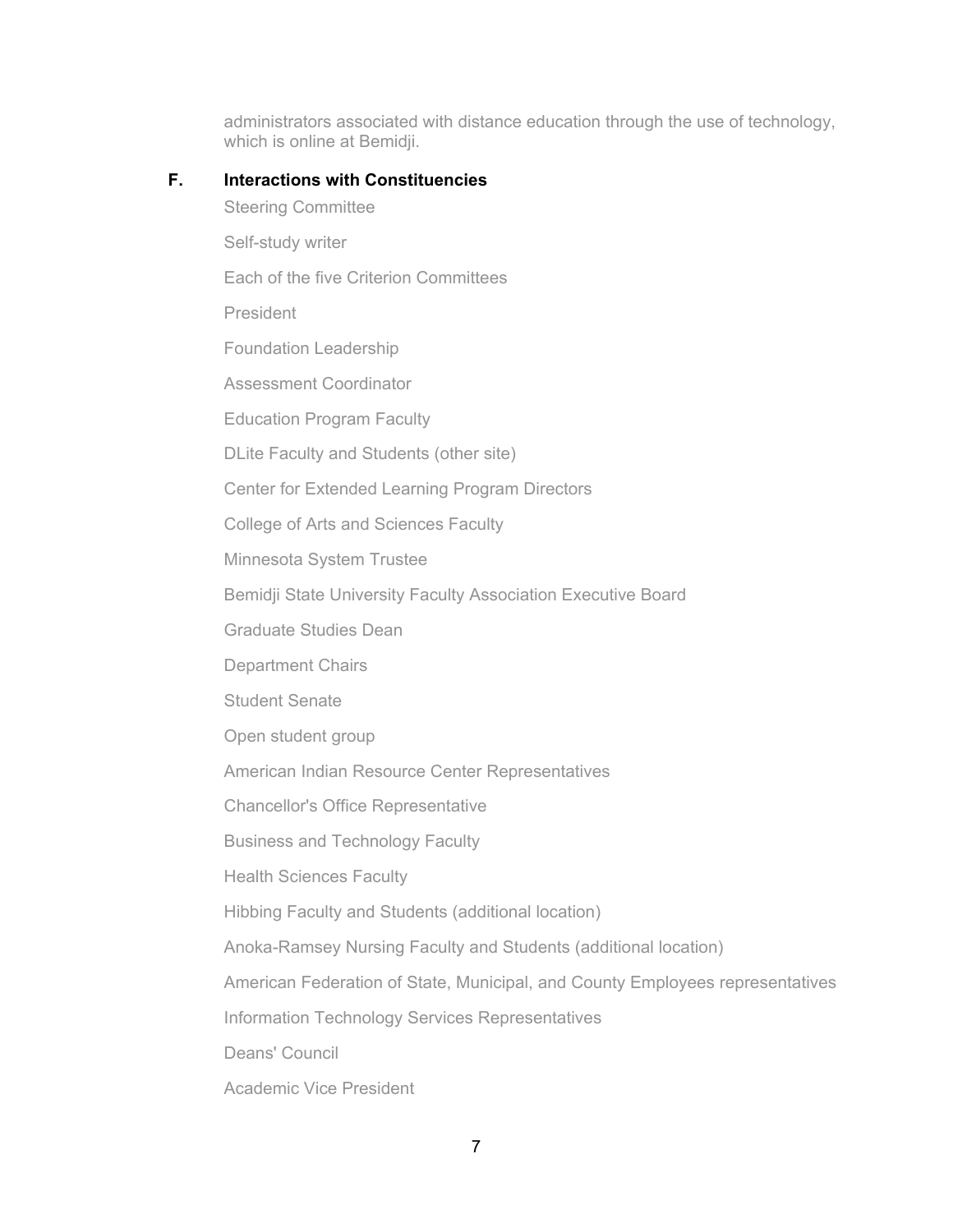administrators associated with distance education through the use of technology, which is online at Bemidji.

### F. Interactions with Constituencies

Steering Committee

Self-study writer

Each of the five Criterion Committees

President

Foundation Leadership

Assessment Coordinator

Education Program Faculty

DLite Faculty and Students (other site)

Center for Extended Learning Program Directors

College of Arts and Sciences Faculty

Minnesota System Trustee

Bemidji State University Faculty Association Executive Board

Graduate Studies Dean

Department Chairs

Student Senate

Open student group

American Indian Resource Center Representatives

Chancellor's Office Representative

Business and Technology Faculty

Health Sciences Faculty

Hibbing Faculty and Students (additional location)

Anoka-Ramsey Nursing Faculty and Students (additional location)

American Federation of State, Municipal, and County Employees representatives

Information Technology Services Representatives

Deans' Council

Academic Vice President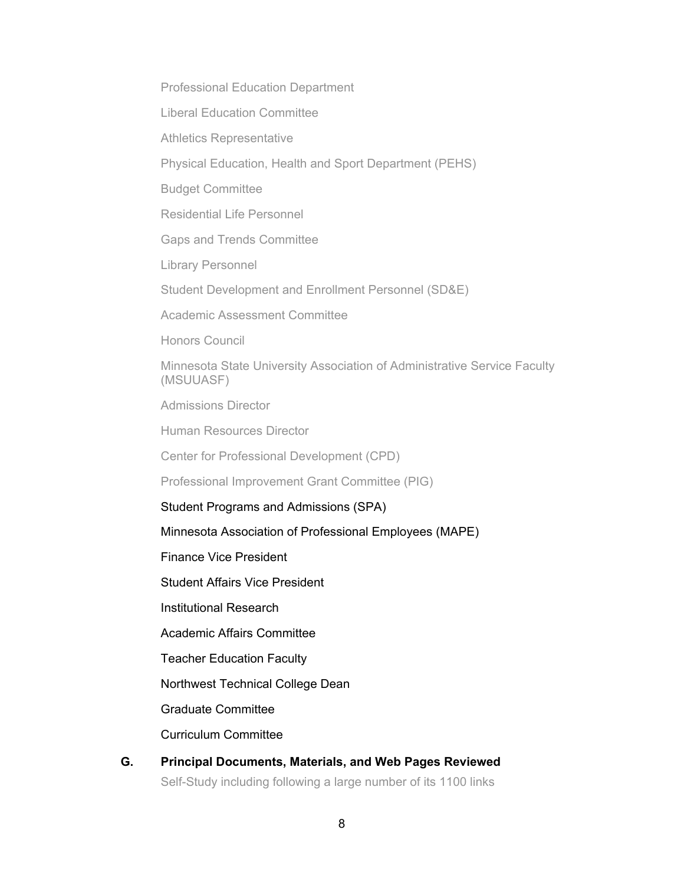Professional Education Department

Liberal Education Committee

Athletics Representative

Physical Education, Health and Sport Department (PEHS)

Budget Committee

Residential Life Personnel

Gaps and Trends Committee

Library Personnel

Student Development and Enrollment Personnel (SD&E)

Academic Assessment Committee

Honors Council

Minnesota State University Association of Administrative Service Faculty (MSUUASF)

Admissions Director

Human Resources Director

Center for Professional Development (CPD)

Professional Improvement Grant Committee (PIG)

Student Programs and Admissions (SPA)

Minnesota Association of Professional Employees (MAPE)

Finance Vice President

Student Affairs Vice President

Institutional Research

Academic Affairs Committee

Teacher Education Faculty

Northwest Technical College Dean

Graduate Committee

Curriculum Committee

## G. Principal Documents, Materials, and Web Pages Reviewed

Self-Study including following a large number of its 1100 links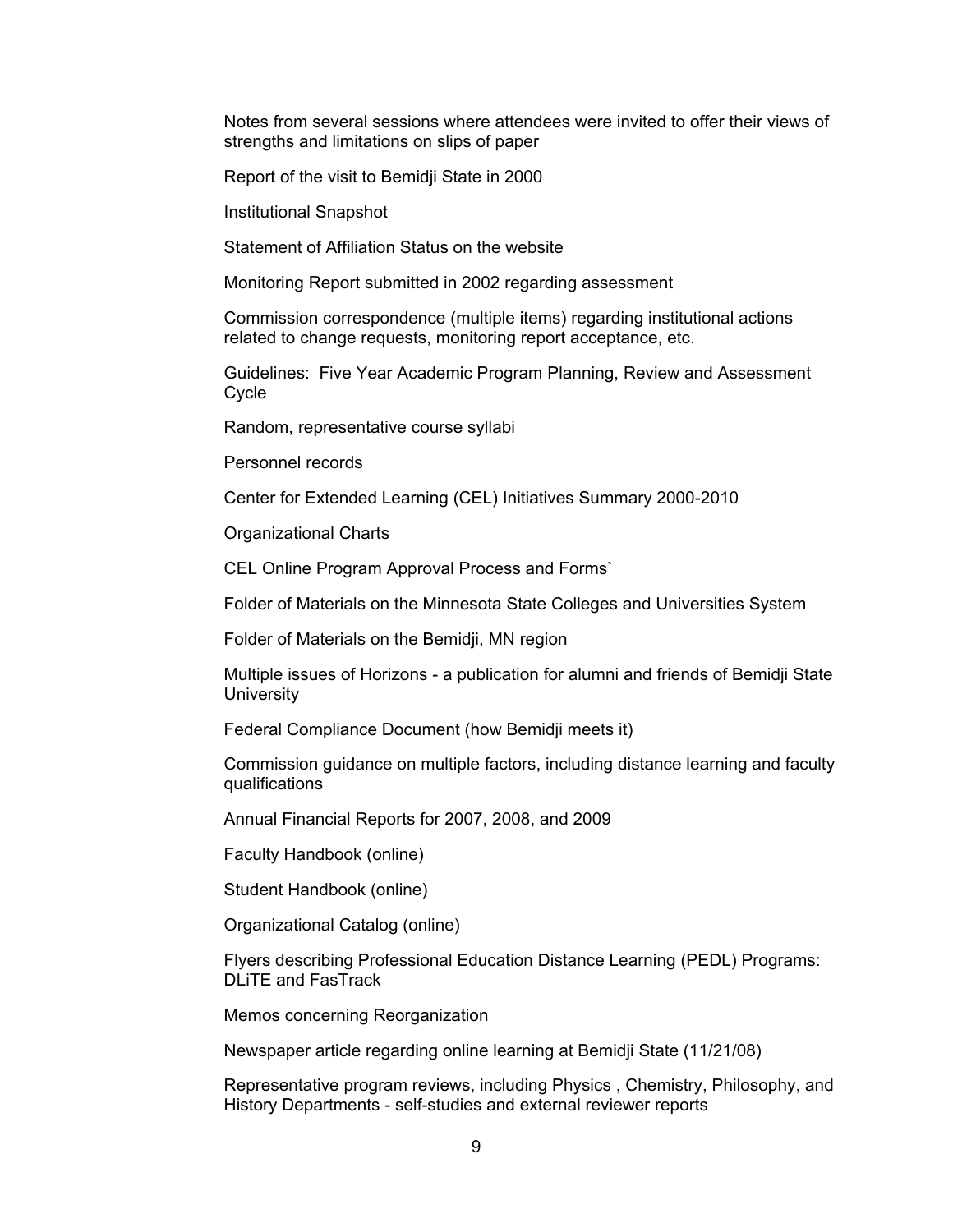Notes from several sessions where attendees were invited to offer their views of strengths and limitations on slips of paper

Report of the visit to Bemidji State in 2000

Institutional Snapshot

Statement of Affiliation Status on the website

Monitoring Report submitted in 2002 regarding assessment

Commission correspondence (multiple items) regarding institutional actions related to change requests, monitoring report acceptance, etc.

Guidelines: Five Year Academic Program Planning, Review and Assessment Cycle

Random, representative course syllabi

Personnel records

Center for Extended Learning (CEL) Initiatives Summary 2000-2010

Organizational Charts

CEL Online Program Approval Process and Forms`

Folder of Materials on the Minnesota State Colleges and Universities System

Folder of Materials on the Bemidji, MN region

Multiple issues of Horizons - a publication for alumni and friends of Bemidji State University

Federal Compliance Document (how Bemidji meets it)

Commission guidance on multiple factors, including distance learning and faculty qualifications

Annual Financial Reports for 2007, 2008, and 2009

Faculty Handbook (online)

Student Handbook (online)

Organizational Catalog (online)

Flyers describing Professional Education Distance Learning (PEDL) Programs: DLiTE and FasTrack

Memos concerning Reorganization

Newspaper article regarding online learning at Bemidji State (11/21/08)

Representative program reviews, including Physics , Chemistry, Philosophy, and History Departments - self-studies and external reviewer reports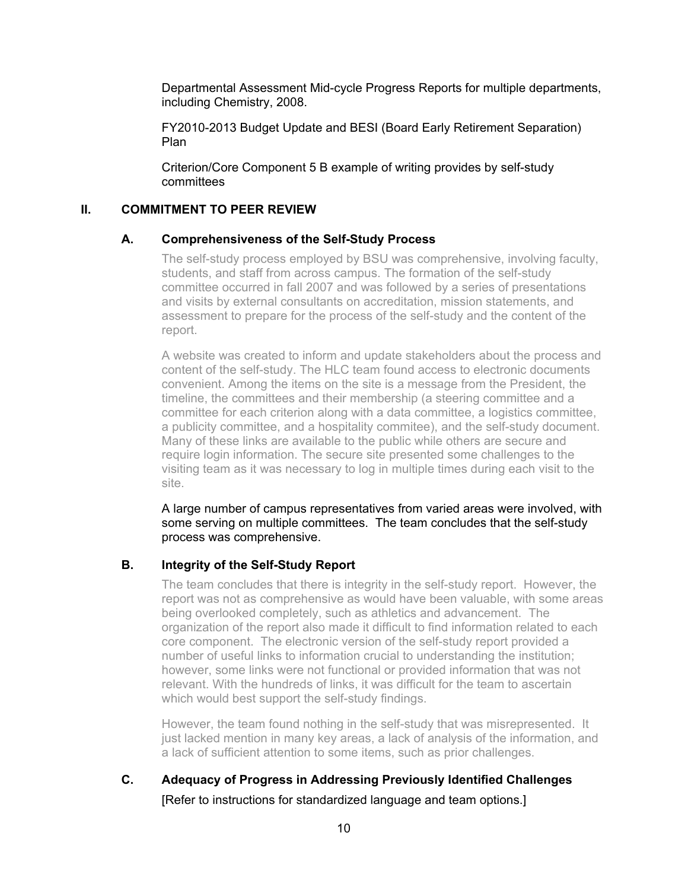Departmental Assessment Mid-cycle Progress Reports for multiple departments, including Chemistry, 2008.

FY2010-2013 Budget Update and BESI (Board Early Retirement Separation) Plan

Criterion/Core Component 5 B example of writing provides by self-study committees

## II. COMMITMENT TO PEER REVIEW

### A. Comprehensiveness of the Self-Study Process

The self-study process employed by BSU was comprehensive, involving faculty, students, and staff from across campus. The formation of the self-study committee occurred in fall 2007 and was followed by a series of presentations and visits by external consultants on accreditation, mission statements, and assessment to prepare for the process of the self-study and the content of the report.

A website was created to inform and update stakeholders about the process and content of the self-study. The HLC team found access to electronic documents convenient. Among the items on the site is a message from the President, the timeline, the committees and their membership (a steering committee and a committee for each criterion along with a data committee, a logistics committee, a publicity committee, and a hospitality commitee), and the self-study document. Many of these links are available to the public while others are secure and require login information. The secure site presented some challenges to the visiting team as it was necessary to log in multiple times during each visit to the site.

A large number of campus representatives from varied areas were involved, with some serving on multiple committees. The team concludes that the self-study process was comprehensive.

### B. Integrity of the Self-Study Report

The team concludes that there is integrity in the self-study report. However, the report was not as comprehensive as would have been valuable, with some areas being overlooked completely, such as athletics and advancement. The organization of the report also made it difficult to find information related to each core component. The electronic version of the self-study report provided a number of useful links to information crucial to understanding the institution; however, some links were not functional or provided information that was not relevant. With the hundreds of links, it was difficult for the team to ascertain which would best support the self-study findings.

However, the team found nothing in the self-study that was misrepresented. It just lacked mention in many key areas, a lack of analysis of the information, and a lack of sufficient attention to some items, such as prior challenges.

### C. Adequacy of Progress in Addressing Previously Identified Challenges

[Refer to instructions for standardized language and team options.]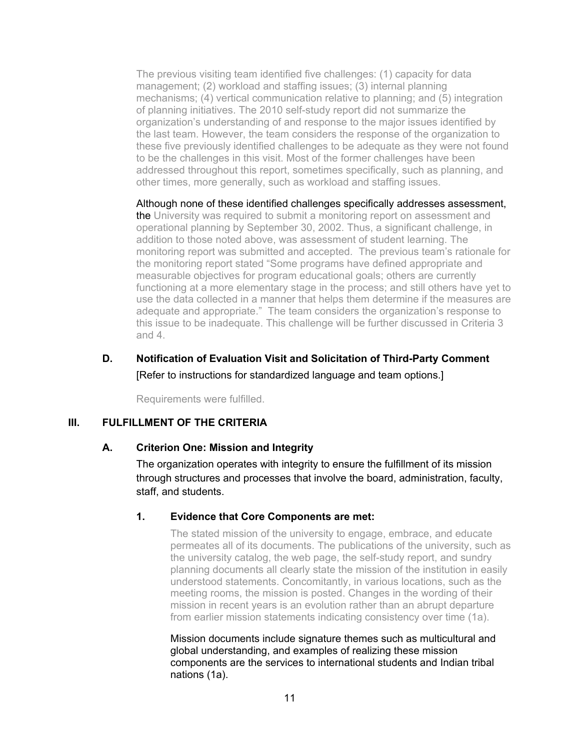The previous visiting team identified five challenges: (1) capacity for data management; (2) workload and staffing issues; (3) internal planning mechanisms; (4) vertical communication relative to planning; and (5) integration of planning initiatives. The 2010 self-study report did not summarize the organization's understanding of and response to the major issues identified by the last team. However, the team considers the response of the organization to these five previously identified challenges to be adequate as they were not found to be the challenges in this visit. Most of the former challenges have been addressed throughout this report, sometimes specifically, such as planning, and other times, more generally, such as workload and staffing issues.

Although none of these identified challenges specifically addresses assessment, the University was required to submit a monitoring report on assessment and operational planning by September 30, 2002. Thus, a significant challenge, in addition to those noted above, was assessment of student learning. The monitoring report was submitted and accepted. The previous team's rationale for the monitoring report stated "Some programs have defined appropriate and measurable objectives for program educational goals; others are currently functioning at a more elementary stage in the process; and still others have yet to use the data collected in a manner that helps them determine if the measures are adequate and appropriate." The team considers the organization's response to this issue to be inadequate. This challenge will be further discussed in Criteria 3 and 4.

### D. Notification of Evaluation Visit and Solicitation of Third-Party Comment

[Refer to instructions for standardized language and team options.]

Requirements were fulfilled.

## III. FULFILLMENT OF THE CRITERIA

### A. Criterion One: Mission and Integrity

The organization operates with integrity to ensure the fulfillment of its mission through structures and processes that involve the board, administration, faculty, staff, and students.

#### 1. Evidence that Core Components are met:

The stated mission of the university to engage, embrace, and educate permeates all of its documents. The publications of the university, such as the university catalog, the web page, the self-study report, and sundry planning documents all clearly state the mission of the institution in easily understood statements. Concomitantly, in various locations, such as the meeting rooms, the mission is posted. Changes in the wording of their mission in recent years is an evolution rather than an abrupt departure from earlier mission statements indicating consistency over time (1a).

Mission documents include signature themes such as multicultural and global understanding, and examples of realizing these mission components are the services to international students and Indian tribal nations (1a).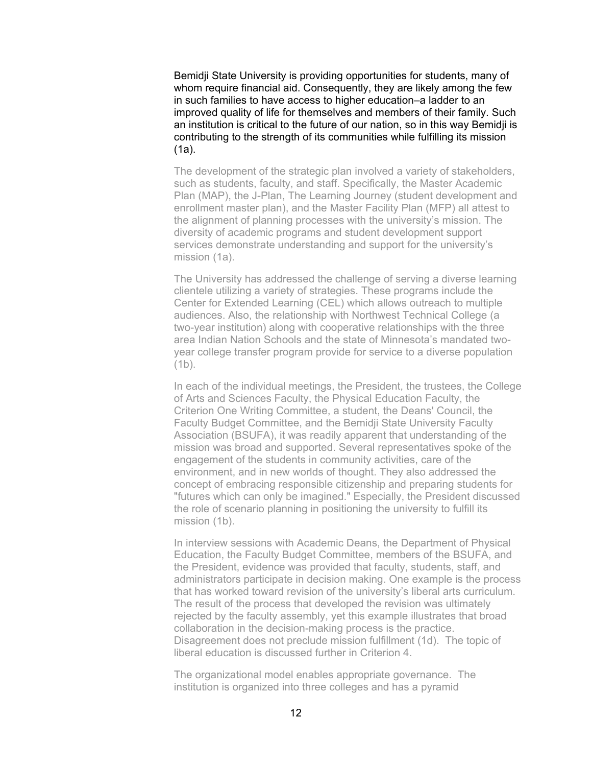Bemidji State University is providing opportunities for students, many of whom require financial aid. Consequently, they are likely among the few in such families to have access to higher education–a ladder to an improved quality of life for themselves and members of their family. Such an institution is critical to the future of our nation, so in this way Bemidji is contributing to the strength of its communities while fulfilling its mission (1a).

The development of the strategic plan involved a variety of stakeholders, such as students, faculty, and staff. Specifically, the Master Academic Plan (MAP), the J-Plan, The Learning Journey (student development and enrollment master plan), and the Master Facility Plan (MFP) all attest to the alignment of planning processes with the university's mission. The diversity of academic programs and student development support services demonstrate understanding and support for the university's mission (1a).

The University has addressed the challenge of serving a diverse learning clientele utilizing a variety of strategies. These programs include the Center for Extended Learning (CEL) which allows outreach to multiple audiences. Also, the relationship with Northwest Technical College (a two-year institution) along with cooperative relationships with the three area Indian Nation Schools and the state of Minnesota's mandated two-year college transfer program provide for service to a diverse population (1b).

In each of the individual meetings, the President, the trustees, the College of Arts and Sciences Faculty, the Physical Education Faculty, the Criterion One Writing Committee, a student, the Deans' Council, the Faculty Budget Committee, and the Bemidji State University Faculty Association (BSUFA), it was readily apparent that understanding of the mission was broad and supported. Several representatives spoke of the engagement of the students in community activities, care of the environment, and in new worlds of thought. They also addressed the concept of embracing responsible citizenship and preparing students for "futures which can only be imagined." Especially, the President discussed the role of scenario planning in positioning the university to fulfill its mission (1b).

In interview sessions with Academic Deans, the Department of Physical Education, the Faculty Budget Committee, members of the BSUFA, and the President, evidence was provided that faculty, students, staff, and administrators participate in decision making. One example is the process that has worked toward revision of the university's liberal arts curriculum. The result of the process that developed the revision was ultimately rejected by the faculty assembly, yet this example illustrates that broad collaboration in the decision-making process is the practice. Disagreement does not preclude mission fulfillment (1d). The topic of liberal education is discussed further in Criterion 4.

The organizational model enables appropriate governance. The institution is organized into three colleges and has a pyramid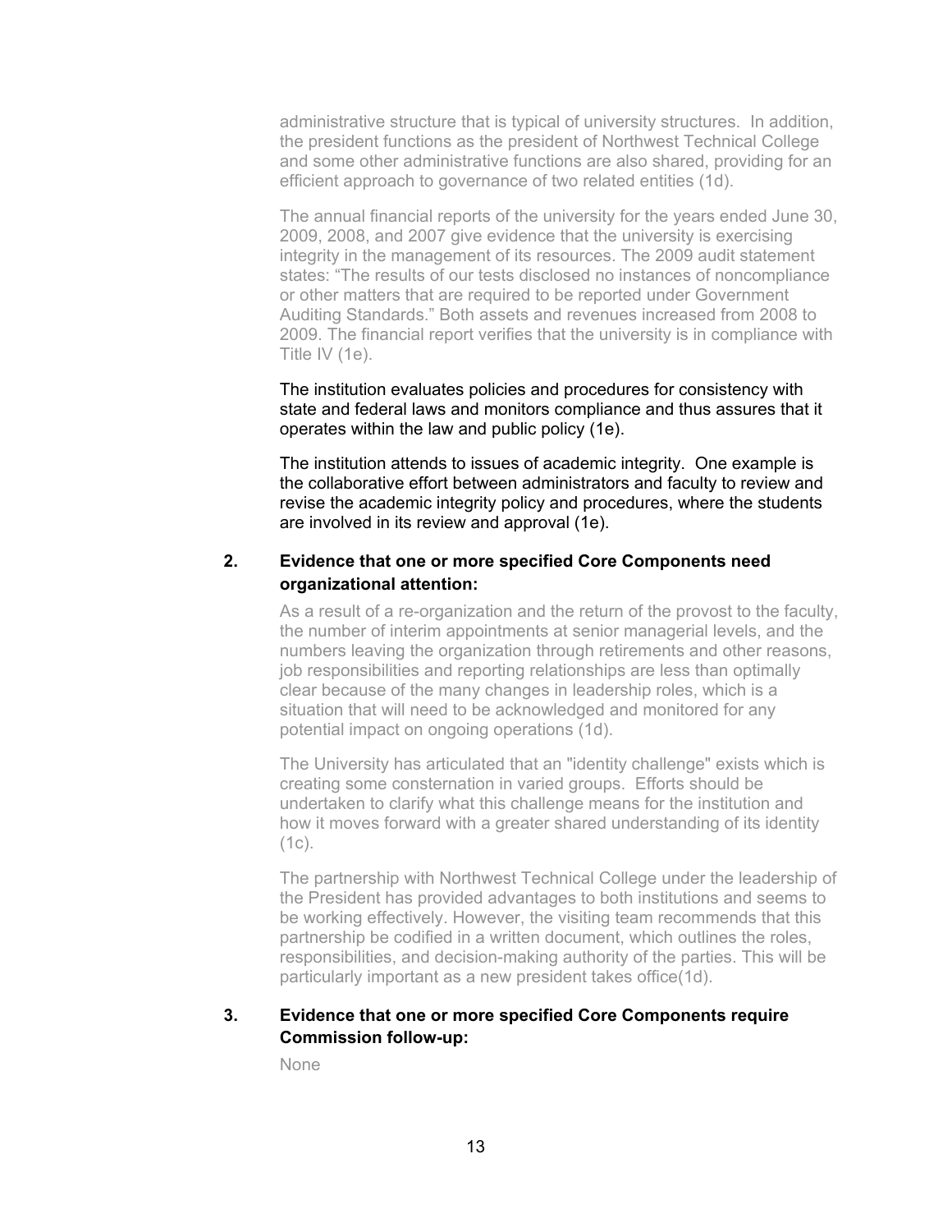administrative structure that is typical of university structures. In addition, the president functions as the president of Northwest Technical College and some other administrative functions are also shared, providing for an efficient approach to governance of two related entities (1d).

The annual financial reports of the university for the years ended June 30, 2009, 2008, and 2007 give evidence that the university is exercising integrity in the management of its resources. The 2009 audit statement states: "The results of our tests disclosed no instances of noncompliance or other matters that are required to be reported under Government Auditing Standards." Both assets and revenues increased from 2008 to 2009. The financial report verifies that the university is in compliance with Title IV (1e).

The institution evaluates policies and procedures for consistency with state and federal laws and monitors compliance and thus assures that it operates within the law and public policy (1e).

The institution attends to issues of academic integrity. One example is the collaborative effort between administrators and faculty to review and revise the academic integrity policy and procedures, where the students are involved in its review and approval (1e).

**2. Evidence that one or more specified Core Components need organizational attention:**

As a result of a re-organization and the return of the provost to the faculty, the number of interim appointments at senior managerial levels, and the numbers leaving the organization through retirements and other reasons, job responsibilities and reporting relationships are less than optimally clear because of the many changes in leadership roles, which is a situation that will need to be acknowledged and monitored for any potential impact on ongoing operations (1d).

The University has articulated that an "identity challenge" exists which is creating some consternation in varied groups. Efforts should be undertaken to clarify what this challenge means for the institution and how it moves forward with a greater shared understanding of its identity (1c).

The partnership with Northwest Technical College under the leadership of the President has provided advantages to both institutions and seems to be working effectively. However, the visiting team recommends that this partnership be codified in a written document, which outlines the roles, responsibilities, and decision-making authority of the parties. This will be particularly important as a new president takes office(1d).

**3. Evidence that one or more specified Core Components require Commission follow-up:**

None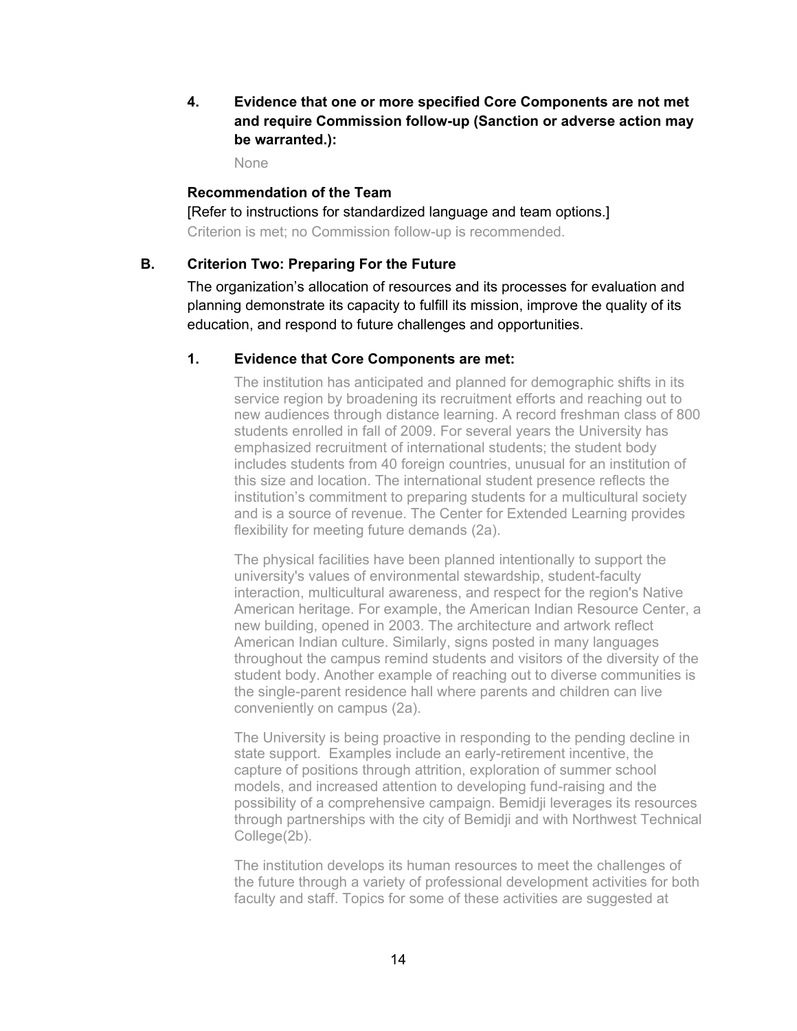**4. Evidence that one or more specified Core Components are not met and require Commission follow-up (Sanction or adverse action may be warranted.):**

None

**Recommendation of the Team**

[Refer to instructions for standardized language and team options.]

Criterion is met; no Commission follow-up is recommended.

## B. Criterion Two: Preparing For the Future

The organization's allocation of resources and its processes for evaluation and planning demonstrate its capacity to fulfill its mission, improve the quality of its education, and respond to future challenges and opportunities.

**1. Evidence that Core Components are met:**

The institution has anticipated and planned for demographic shifts in its service region by broadening its recruitment efforts and reaching out to new audiences through distance learning. A record freshman class of 800 students enrolled in fall of 2009. For several years the University has emphasized recruitment of international students; the student body includes students from 40 foreign countries, unusual for an institution of this size and location. The international student presence reflects the institution's commitment to preparing students for a multicultural society and is a source of revenue. The Center for Extended Learning provides flexibility for meeting future demands (2a).

The physical facilities have been planned intentionally to support the university's values of environmental stewardship, student-faculty interaction, multicultural awareness, and respect for the region's Native American heritage. For example, the American Indian Resource Center, a new building, opened in 2003. The architecture and artwork reflect American Indian culture. Similarly, signs posted in many languages throughout the campus remind students and visitors of the diversity of the student body. Another example of reaching out to diverse communities is the single-parent residence hall where parents and children can live conveniently on campus (2a).

The University is being proactive in responding to the pending decline in state support. Examples include an early-retirement incentive, the capture of positions through attrition, exploration of summer school models, and increased attention to developing fund-raising and the possibility of a comprehensive campaign. Bemidji leverages its resources through partnerships with the city of Bemidji and with Northwest Technical College(2b).

The institution develops its human resources to meet the challenges of the future through a variety of professional development activities for both faculty and staff. Topics for some of these activities are suggested at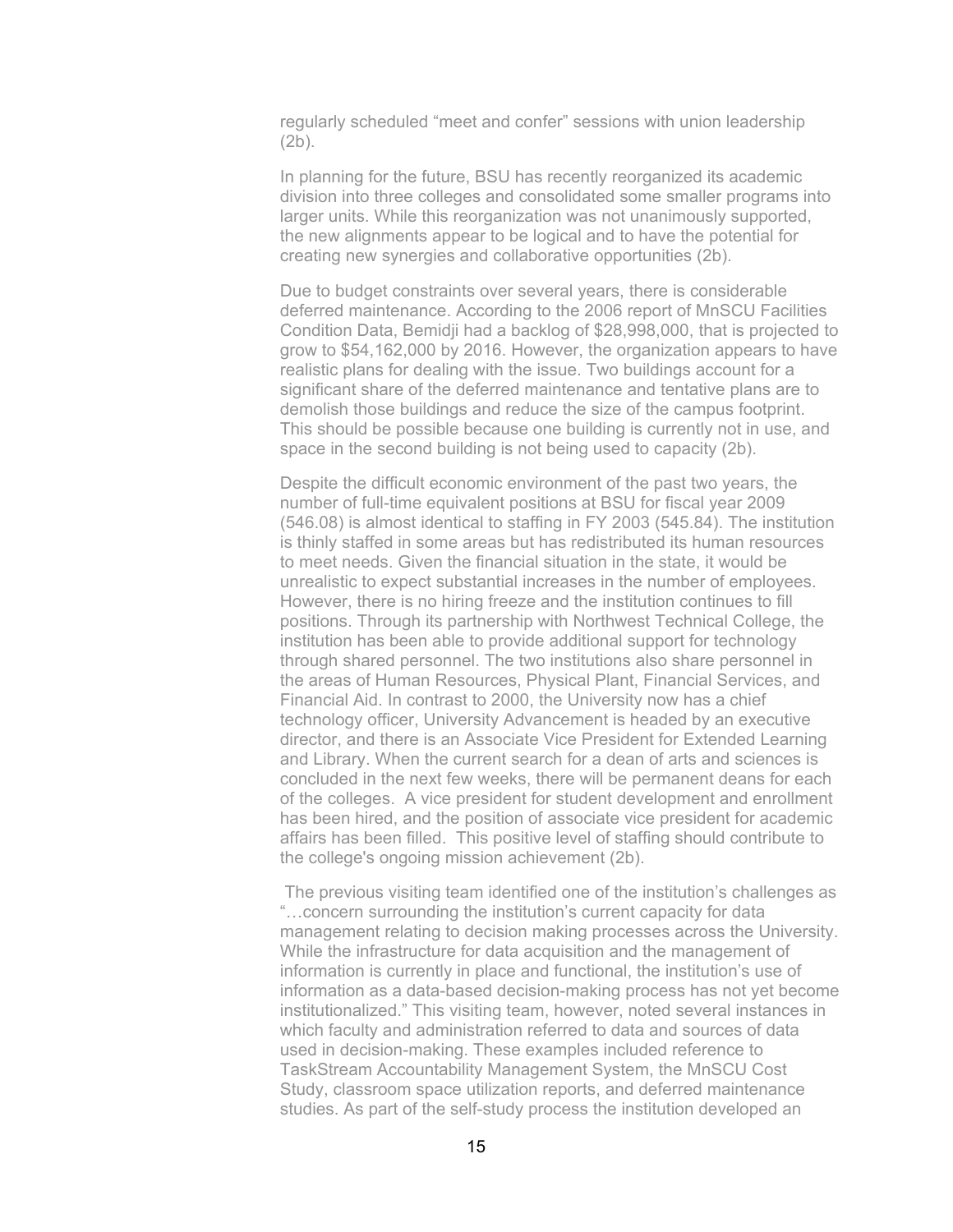regularly scheduled "meet and confer" sessions with union leadership (2b).

In planning for the future, BSU has recently reorganized its academic division into three colleges and consolidated some smaller programs into larger units. While this reorganization was not unanimously supported, the new alignments appear to be logical and to have the potential for creating new synergies and collaborative opportunities (2b).

Due to budget constraints over several years, there is considerable deferred maintenance. According to the 2006 report of MnSCU Facilities Condition Data, Bemidji had a backlog of $28,998,000, that is projected to grow to $54,162,000 by 2016. However, the organization appears to have realistic plans for dealing with the issue. Two buildings account for a significant share of the deferred maintenance and tentative plans are to demolish those buildings and reduce the size of the campus footprint. This should be possible because one building is currently not in use, and space in the second building is not being used to capacity (2b).

Despite the difficult economic environment of the past two years, the number of full-time equivalent positions at BSU for fiscal year 2009 (546.08) is almost identical to staffing in FY 2003 (545.84). The institution is thinly staffed in some areas but has redistributed its human resources to meet needs. Given the financial situation in the state, it would be unrealistic to expect substantial increases in the number of employees. However, there is no hiring freeze and the institution continues to fill positions. Through its partnership with Northwest Technical College, the institution has been able to provide additional support for technology through shared personnel. The two institutions also share personnel in the areas of Human Resources, Physical Plant, Financial Services, and Financial Aid. In contrast to 2000, the University now has a chief technology officer, University Advancement is headed by an executive director, and there is an Associate Vice President for Extended Learning and Library. When the current search for a dean of arts and sciences is concluded in the next few weeks, there will be permanent deans for each of the colleges. A vice president for student development and enrollment has been hired, and the position of associate vice president for academic affairs has been filled. This positive level of staffing should contribute to the college's ongoing mission achievement (2b).

The previous visiting team identified one of the institution's challenges as "…concern surrounding the institution's current capacity for data management relating to decision making processes across the University. While the infrastructure for data acquisition and the management of information is currently in place and functional, the institution's use of information as a data-based decision-making process has not yet become institutionalized." This visiting team, however, noted several instances in which faculty and administration referred to data and sources of data used in decision-making. These examples included reference to TaskStream Accountability Management System, the MnSCU Cost Study, classroom space utilization reports, and deferred maintenance studies. As part of the self-study process the institution developed an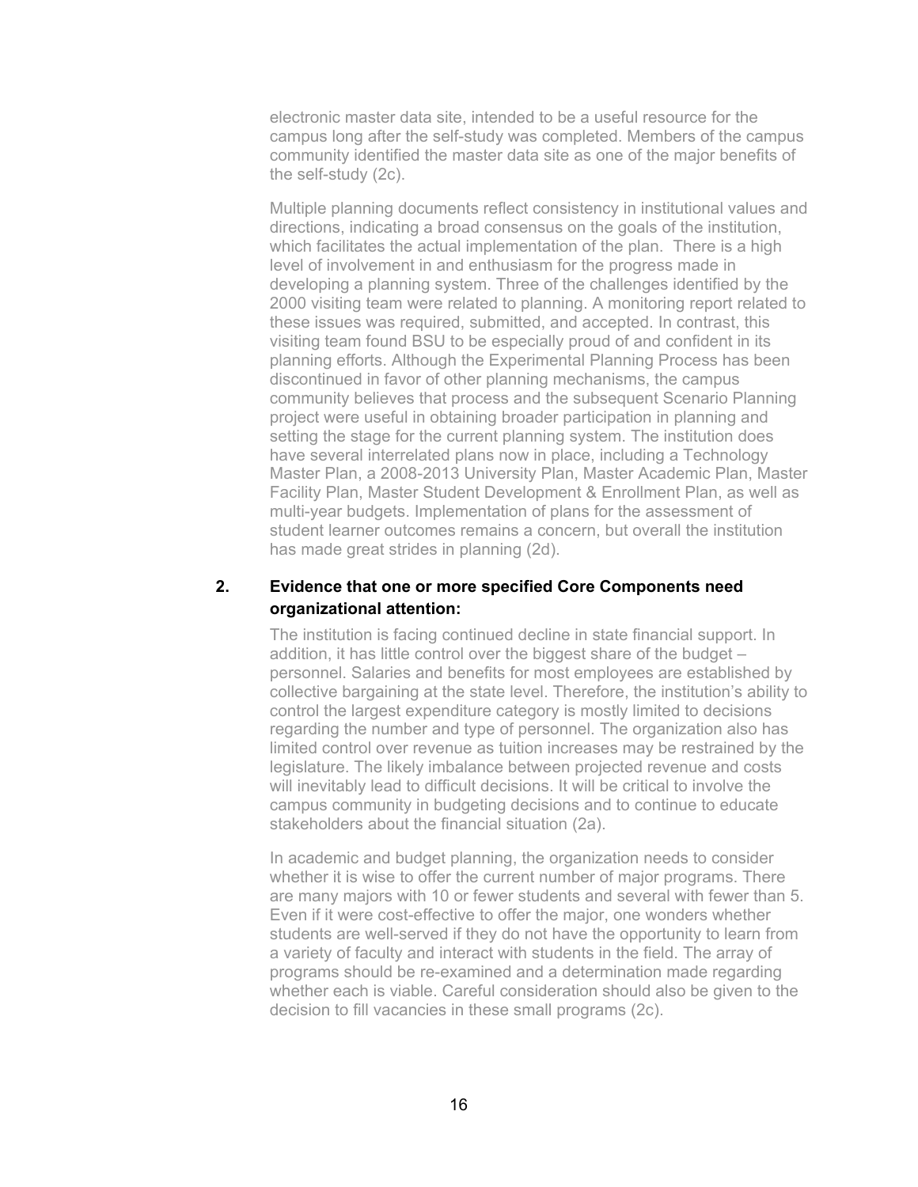electronic master data site, intended to be a useful resource for the campus long after the self-study was completed. Members of the campus community identified the master data site as one of the major benefits of the self-study (2c).

Multiple planning documents reflect consistency in institutional values and directions, indicating a broad consensus on the goals of the institution, which facilitates the actual implementation of the plan. There is a high level of involvement in and enthusiasm for the progress made in developing a planning system. Three of the challenges identified by the 2000 visiting team were related to planning. A monitoring report related to these issues was required, submitted, and accepted. In contrast, this visiting team found BSU to be especially proud of and confident in its planning efforts. Although the Experimental Planning Process has been discontinued in favor of other planning mechanisms, the campus community believes that process and the subsequent Scenario Planning project were useful in obtaining broader participation in planning and setting the stage for the current planning system. The institution does have several interrelated plans now in place, including a Technology Master Plan, a 2008-2013 University Plan, Master Academic Plan, Master Facility Plan, Master Student Development & Enrollment Plan, as well as multi-year budgets. Implementation of plans for the assessment of student learner outcomes remains a concern, but overall the institution has made great strides in planning (2d).

**2. Evidence that one or more specified Core Components need organizational attention:**

The institution is facing continued decline in state financial support. In addition, it has little control over the biggest share of the budget – personnel. Salaries and benefits for most employees are established by collective bargaining at the state level. Therefore, the institution's ability to control the largest expenditure category is mostly limited to decisions regarding the number and type of personnel. The organization also has limited control over revenue as tuition increases may be restrained by the legislature. The likely imbalance between projected revenue and costs will inevitably lead to difficult decisions. It will be critical to involve the campus community in budgeting decisions and to continue to educate stakeholders about the financial situation (2a).

In academic and budget planning, the organization needs to consider whether it is wise to offer the current number of major programs. There are many majors with 10 or fewer students and several with fewer than 5. Even if it were cost-effective to offer the major, one wonders whether students are well-served if they do not have the opportunity to learn from a variety of faculty and interact with students in the field. The array of programs should be re-examined and a determination made regarding whether each is viable. Careful consideration should also be given to the decision to fill vacancies in these small programs (2c).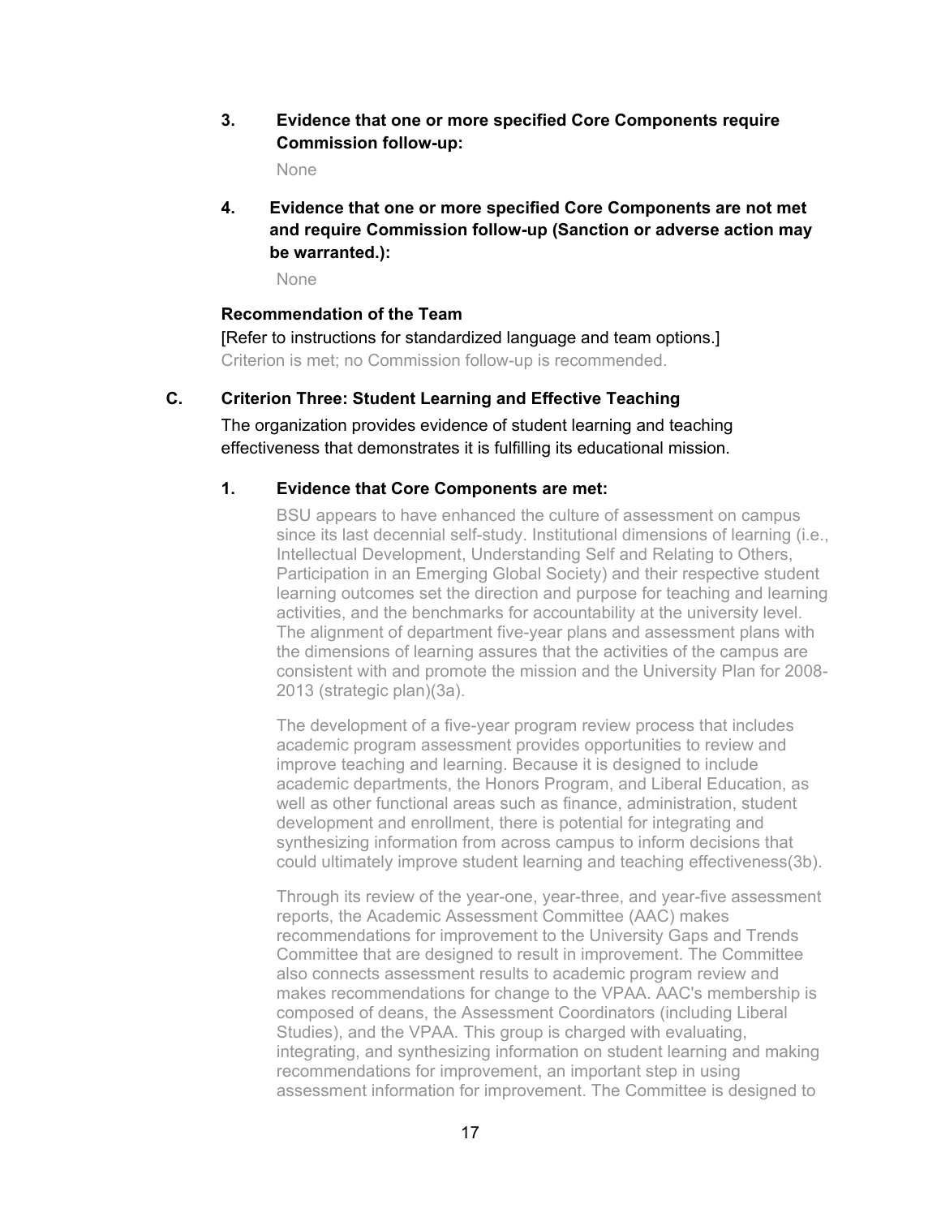**3. Evidence that one or more specified Core Components require Commission follow-up:**

None

**4. Evidence that one or more specified Core Components are not met and require Commission follow-up (Sanction or adverse action may be warranted.):**

None

**Recommendation of the Team**

[Refer to instructions for standardized language and team options.]
Criterion is met; no Commission follow-up is recommended.

### C. Criterion Three: Student Learning and Effective Teaching

The organization provides evidence of student learning and teaching effectiveness that demonstrates it is fulfilling its educational mission.

**1. Evidence that Core Components are met:**

BSU appears to have enhanced the culture of assessment on campus since its last decennial self-study. Institutional dimensions of learning (i.e., Intellectual Development, Understanding Self and Relating to Others, Participation in an Emerging Global Society) and their respective student learning outcomes set the direction and purpose for teaching and learning activities, and the benchmarks for accountability at the university level. The alignment of department five-year plans and assessment plans with the dimensions of learning assures that the activities of the campus are consistent with and promote the mission and the University Plan for 2008-2013 (strategic plan)(3a).

The development of a five-year program review process that includes academic program assessment provides opportunities to review and improve teaching and learning. Because it is designed to include academic departments, the Honors Program, and Liberal Education, as well as other functional areas such as finance, administration, student development and enrollment, there is potential for integrating and synthesizing information from across campus to inform decisions that could ultimately improve student learning and teaching effectiveness(3b).

Through its review of the year-one, year-three, and year-five assessment reports, the Academic Assessment Committee (AAC) makes recommendations for improvement to the University Gaps and Trends Committee that are designed to result in improvement. The Committee also connects assessment results to academic program review and makes recommendations for change to the VPAA. AAC's membership is composed of deans, the Assessment Coordinators (including Liberal Studies), and the VPAA. This group is charged with evaluating, integrating, and synthesizing information on student learning and making recommendations for improvement, an important step in using assessment information for improvement. The Committee is designed to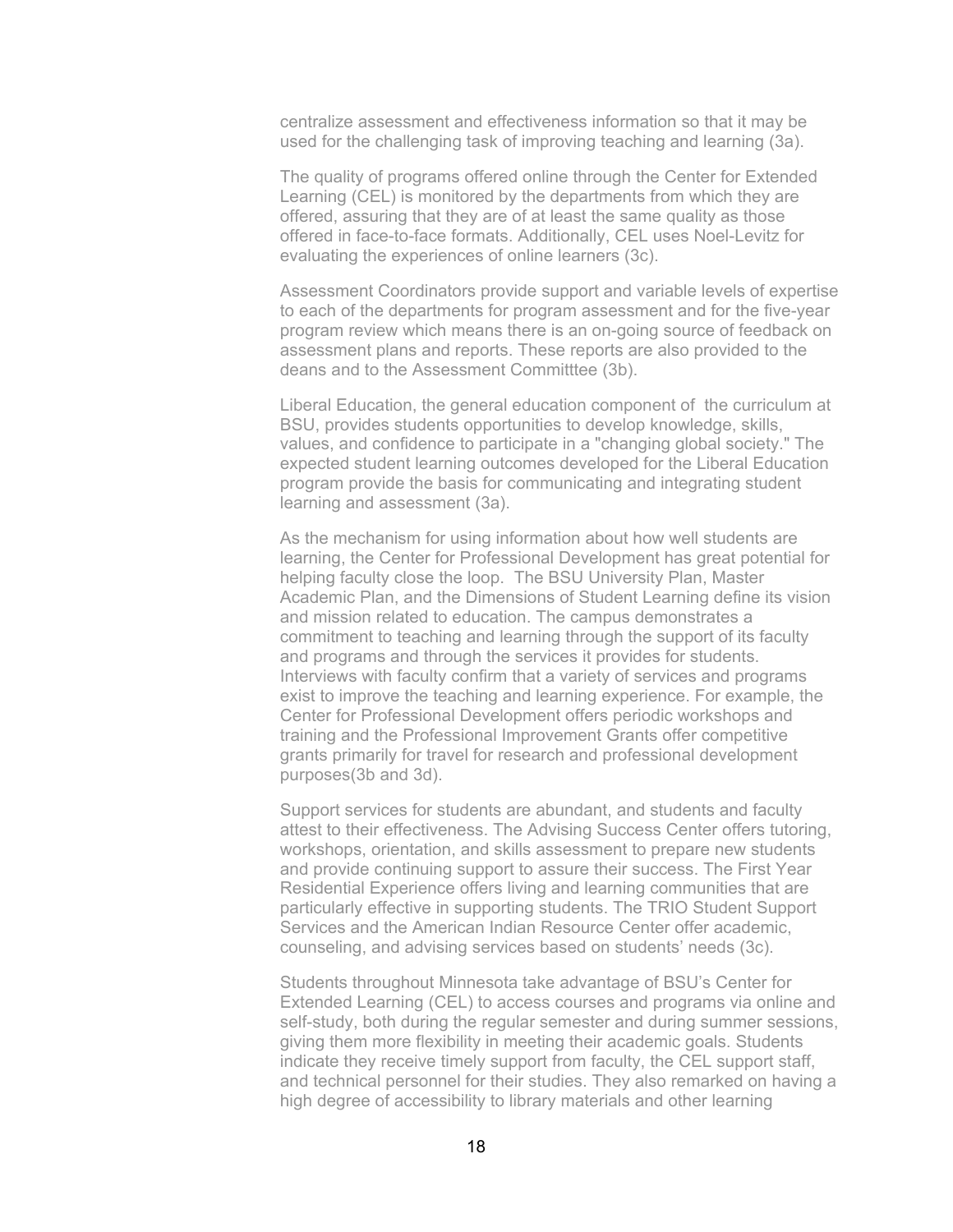centralize assessment and effectiveness information so that it may be used for the challenging task of improving teaching and learning (3a).

The quality of programs offered online through the Center for Extended Learning (CEL) is monitored by the departments from which they are offered, assuring that they are of at least the same quality as those offered in face-to-face formats. Additionally, CEL uses Noel-Levitz for evaluating the experiences of online learners (3c).

Assessment Coordinators provide support and variable levels of expertise to each of the departments for program assessment and for the five-year program review which means there is an on-going source of feedback on assessment plans and reports. These reports are also provided to the deans and to the Assessment Committtee (3b).

Liberal Education, the general education component of the curriculum at BSU, provides students opportunities to develop knowledge, skills, values, and confidence to participate in a "changing global society." The expected student learning outcomes developed for the Liberal Education program provide the basis for communicating and integrating student learning and assessment (3a).

As the mechanism for using information about how well students are learning, the Center for Professional Development has great potential for helping faculty close the loop. The BSU University Plan, Master Academic Plan, and the Dimensions of Student Learning define its vision and mission related to education. The campus demonstrates a commitment to teaching and learning through the support of its faculty and programs and through the services it provides for students. Interviews with faculty confirm that a variety of services and programs exist to improve the teaching and learning experience. For example, the Center for Professional Development offers periodic workshops and training and the Professional Improvement Grants offer competitive grants primarily for travel for research and professional development purposes(3b and 3d).

Support services for students are abundant, and students and faculty attest to their effectiveness. The Advising Success Center offers tutoring, workshops, orientation, and skills assessment to prepare new students and provide continuing support to assure their success. The First Year Residential Experience offers living and learning communities that are particularly effective in supporting students. The TRIO Student Support Services and the American Indian Resource Center offer academic, counseling, and advising services based on students' needs (3c).

Students throughout Minnesota take advantage of BSU's Center for Extended Learning (CEL) to access courses and programs via online and self-study, both during the regular semester and during summer sessions, giving them more flexibility in meeting their academic goals. Students indicate they receive timely support from faculty, the CEL support staff, and technical personnel for their studies. They also remarked on having a high degree of accessibility to library materials and other learning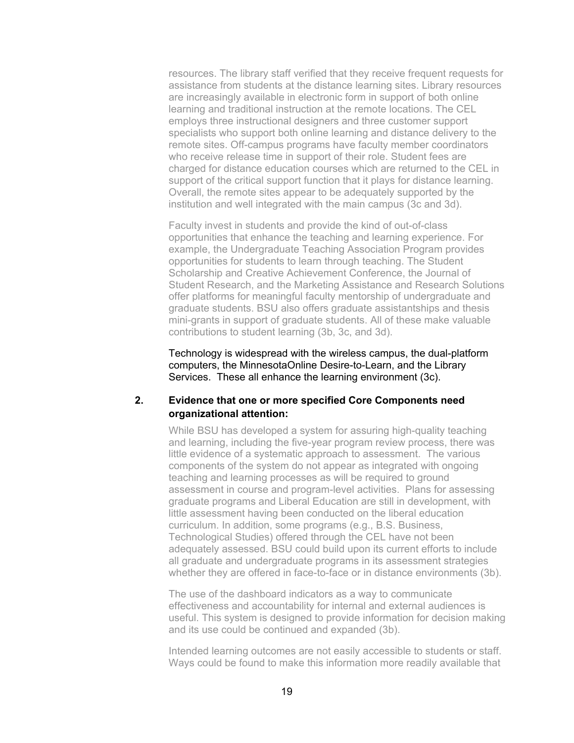resources. The library staff verified that they receive frequent requests for assistance from students at the distance learning sites. Library resources are increasingly available in electronic form in support of both online learning and traditional instruction at the remote locations. The CEL employs three instructional designers and three customer support specialists who support both online learning and distance delivery to the remote sites. Off-campus programs have faculty member coordinators who receive release time in support of their role. Student fees are charged for distance education courses which are returned to the CEL in support of the critical support function that it plays for distance learning. Overall, the remote sites appear to be adequately supported by the institution and well integrated with the main campus (3c and 3d).

Faculty invest in students and provide the kind of out-of-class opportunities that enhance the teaching and learning experience. For example, the Undergraduate Teaching Association Program provides opportunities for students to learn through teaching. The Student Scholarship and Creative Achievement Conference, the Journal of Student Research, and the Marketing Assistance and Research Solutions offer platforms for meaningful faculty mentorship of undergraduate and graduate students. BSU also offers graduate assistantships and thesis mini-grants in support of graduate students. All of these make valuable contributions to student learning (3b, 3c, and 3d).

Technology is widespread with the wireless campus, the dual-platform computers, the MinnesotaOnline Desire-to-Learn, and the Library Services. These all enhance the learning environment (3c).

**2. Evidence that one or more specified Core Components need organizational attention:**

While BSU has developed a system for assuring high-quality teaching and learning, including the five-year program review process, there was little evidence of a systematic approach to assessment. The various components of the system do not appear as integrated with ongoing teaching and learning processes as will be required to ground assessment in course and program-level activities. Plans for assessing graduate programs and Liberal Education are still in development, with little assessment having been conducted on the liberal education curriculum. In addition, some programs (e.g., B.S. Business, Technological Studies) offered through the CEL have not been adequately assessed. BSU could build upon its current efforts to include all graduate and undergraduate programs in its assessment strategies whether they are offered in face-to-face or in distance environments (3b).

The use of the dashboard indicators as a way to communicate effectiveness and accountability for internal and external audiences is useful. This system is designed to provide information for decision making and its use could be continued and expanded (3b).

Intended learning outcomes are not easily accessible to students or staff. Ways could be found to make this information more readily available that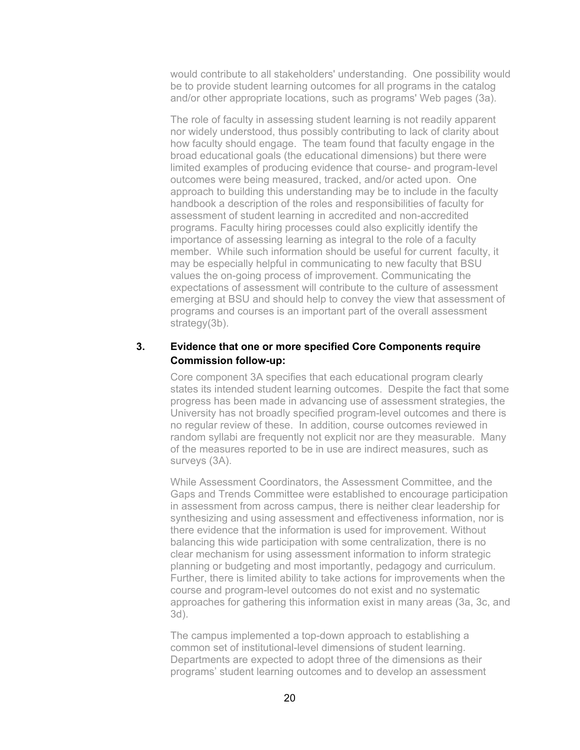would contribute to all stakeholders' understanding. One possibility would be to provide student learning outcomes for all programs in the catalog and/or other appropriate locations, such as programs' Web pages (3a).

The role of faculty in assessing student learning is not readily apparent nor widely understood, thus possibly contributing to lack of clarity about how faculty should engage. The team found that faculty engage in the broad educational goals (the educational dimensions) but there were limited examples of producing evidence that course- and program-level outcomes were being measured, tracked, and/or acted upon. One approach to building this understanding may be to include in the faculty handbook a description of the roles and responsibilities of faculty for assessment of student learning in accredited and non-accredited programs. Faculty hiring processes could also explicitly identify the importance of assessing learning as integral to the role of a faculty member. While such information should be useful for current faculty, it may be especially helpful in communicating to new faculty that BSU values the on-going process of improvement. Communicating the expectations of assessment will contribute to the culture of assessment emerging at BSU and should help to convey the view that assessment of programs and courses is an important part of the overall assessment strategy(3b).

**3. Evidence that one or more specified Core Components require Commission follow-up:**

Core component 3A specifies that each educational program clearly states its intended student learning outcomes. Despite the fact that some progress has been made in advancing use of assessment strategies, the University has not broadly specified program-level outcomes and there is no regular review of these. In addition, course outcomes reviewed in random syllabi are frequently not explicit nor are they measurable. Many of the measures reported to be in use are indirect measures, such as surveys (3A).

While Assessment Coordinators, the Assessment Committee, and the Gaps and Trends Committee were established to encourage participation in assessment from across campus, there is neither clear leadership for synthesizing and using assessment and effectiveness information, nor is there evidence that the information is used for improvement. Without balancing this wide participation with some centralization, there is no clear mechanism for using assessment information to inform strategic planning or budgeting and most importantly, pedagogy and curriculum. Further, there is limited ability to take actions for improvements when the course and program-level outcomes do not exist and no systematic approaches for gathering this information exist in many areas (3a, 3c, and 3d).

The campus implemented a top-down approach to establishing a common set of institutional-level dimensions of student learning. Departments are expected to adopt three of the dimensions as their programs' student learning outcomes and to develop an assessment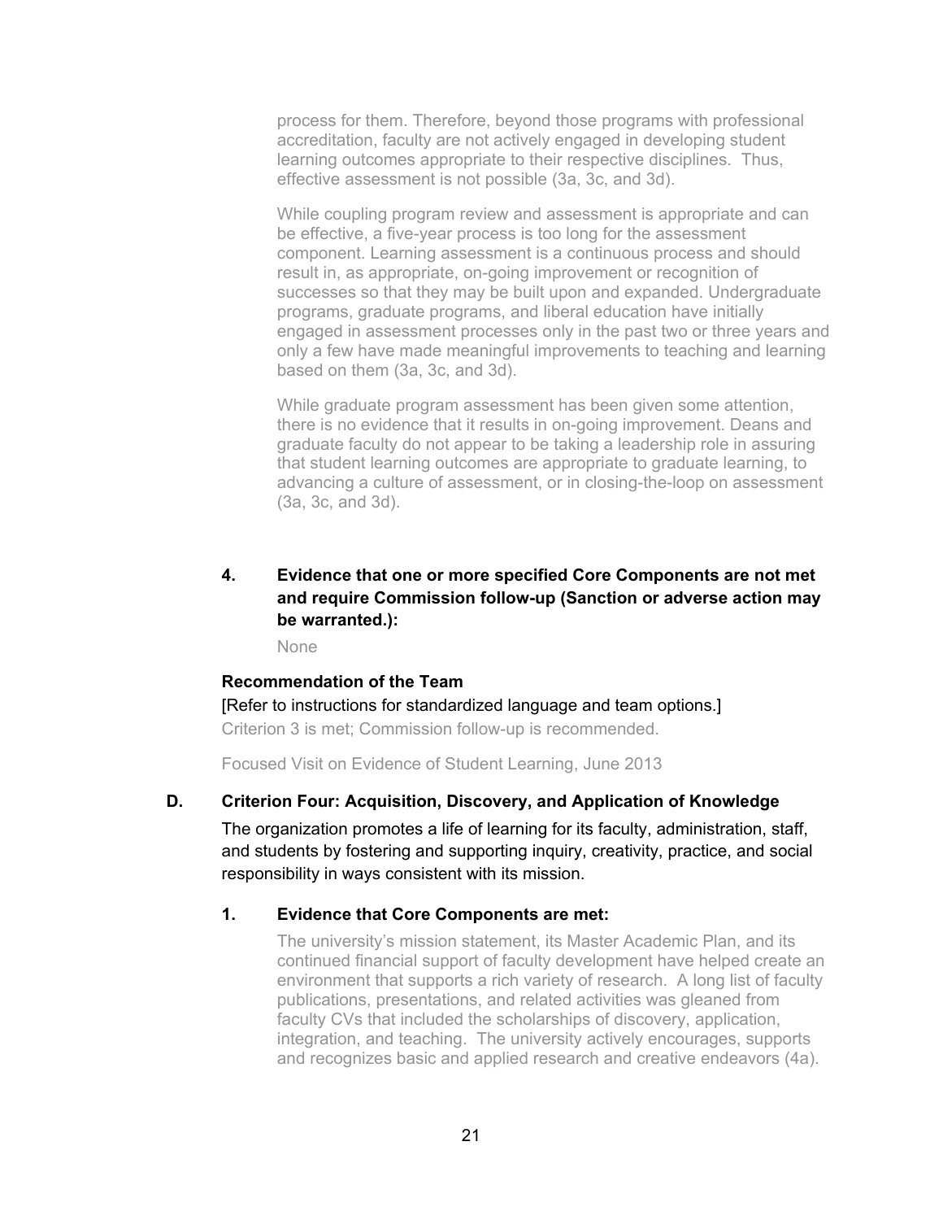process for them. Therefore, beyond those programs with professional accreditation, faculty are not actively engaged in developing student learning outcomes appropriate to their respective disciplines. Thus, effective assessment is not possible (3a, 3c, and 3d).

While coupling program review and assessment is appropriate and can be effective, a five-year process is too long for the assessment component. Learning assessment is a continuous process and should result in, as appropriate, on-going improvement or recognition of successes so that they may be built upon and expanded. Undergraduate programs, graduate programs, and liberal education have initially engaged in assessment processes only in the past two or three years and only a few have made meaningful improvements to teaching and learning based on them (3a, 3c, and 3d).

While graduate program assessment has been given some attention, there is no evidence that it results in on-going improvement. Deans and graduate faculty do not appear to be taking a leadership role in assuring that student learning outcomes are appropriate to graduate learning, to advancing a culture of assessment, or in closing-the-loop on assessment (3a, 3c, and 3d).

#### 4. Evidence that one or more specified Core Components are not met and require Commission follow-up (Sanction or adverse action may be warranted.):

None

**Recommendation of the Team**

[Refer to instructions for standardized language and team options.]

Criterion 3 is met; Commission follow-up is recommended.

Focused Visit on Evidence of Student Learning, June 2013

### D. Criterion Four: Acquisition, Discovery, and Application of Knowledge

The organization promotes a life of learning for its faculty, administration, staff, and students by fostering and supporting inquiry, creativity, practice, and social responsibility in ways consistent with its mission.

#### 1. Evidence that Core Components are met:

The university's mission statement, its Master Academic Plan, and its continued financial support of faculty development have helped create an environment that supports a rich variety of research. A long list of faculty publications, presentations, and related activities was gleaned from faculty CVs that included the scholarships of discovery, application, integration, and teaching. The university actively encourages, supports and recognizes basic and applied research and creative endeavors (4a).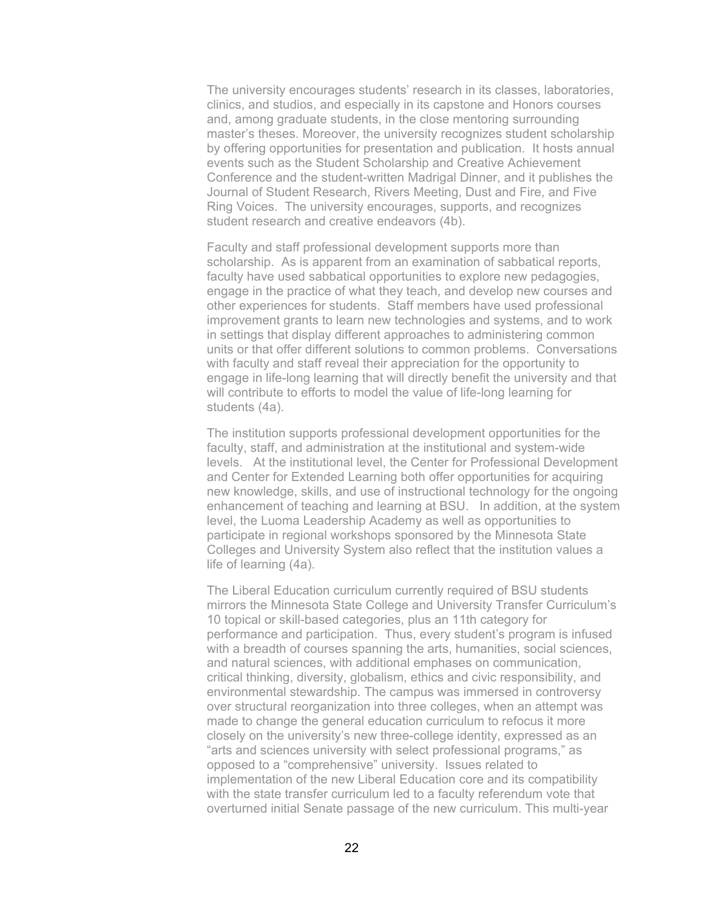The university encourages students' research in its classes, laboratories, clinics, and studios, and especially in its capstone and Honors courses and, among graduate students, in the close mentoring surrounding master's theses. Moreover, the university recognizes student scholarship by offering opportunities for presentation and publication. It hosts annual events such as the Student Scholarship and Creative Achievement Conference and the student-written Madrigal Dinner, and it publishes the Journal of Student Research, Rivers Meeting, Dust and Fire, and Five Ring Voices. The university encourages, supports, and recognizes student research and creative endeavors (4b).

Faculty and staff professional development supports more than scholarship. As is apparent from an examination of sabbatical reports, faculty have used sabbatical opportunities to explore new pedagogies, engage in the practice of what they teach, and develop new courses and other experiences for students. Staff members have used professional improvement grants to learn new technologies and systems, and to work in settings that display different approaches to administering common units or that offer different solutions to common problems. Conversations with faculty and staff reveal their appreciation for the opportunity to engage in life-long learning that will directly benefit the university and that will contribute to efforts to model the value of life-long learning for students (4a).

The institution supports professional development opportunities for the faculty, staff, and administration at the institutional and system-wide levels. At the institutional level, the Center for Professional Development and Center for Extended Learning both offer opportunities for acquiring new knowledge, skills, and use of instructional technology for the ongoing enhancement of teaching and learning at BSU. In addition, at the system level, the Luoma Leadership Academy as well as opportunities to participate in regional workshops sponsored by the Minnesota State Colleges and University System also reflect that the institution values a life of learning (4a).

The Liberal Education curriculum currently required of BSU students mirrors the Minnesota State College and University Transfer Curriculum's 10 topical or skill-based categories, plus an 11th category for performance and participation. Thus, every student's program is infused with a breadth of courses spanning the arts, humanities, social sciences, and natural sciences, with additional emphases on communication, critical thinking, diversity, globalism, ethics and civic responsibility, and environmental stewardship. The campus was immersed in controversy over structural reorganization into three colleges, when an attempt was made to change the general education curriculum to refocus it more closely on the university's new three-college identity, expressed as an "arts and sciences university with select professional programs," as opposed to a "comprehensive" university. Issues related to implementation of the new Liberal Education core and its compatibility with the state transfer curriculum led to a faculty referendum vote that overturned initial Senate passage of the new curriculum. This multi-year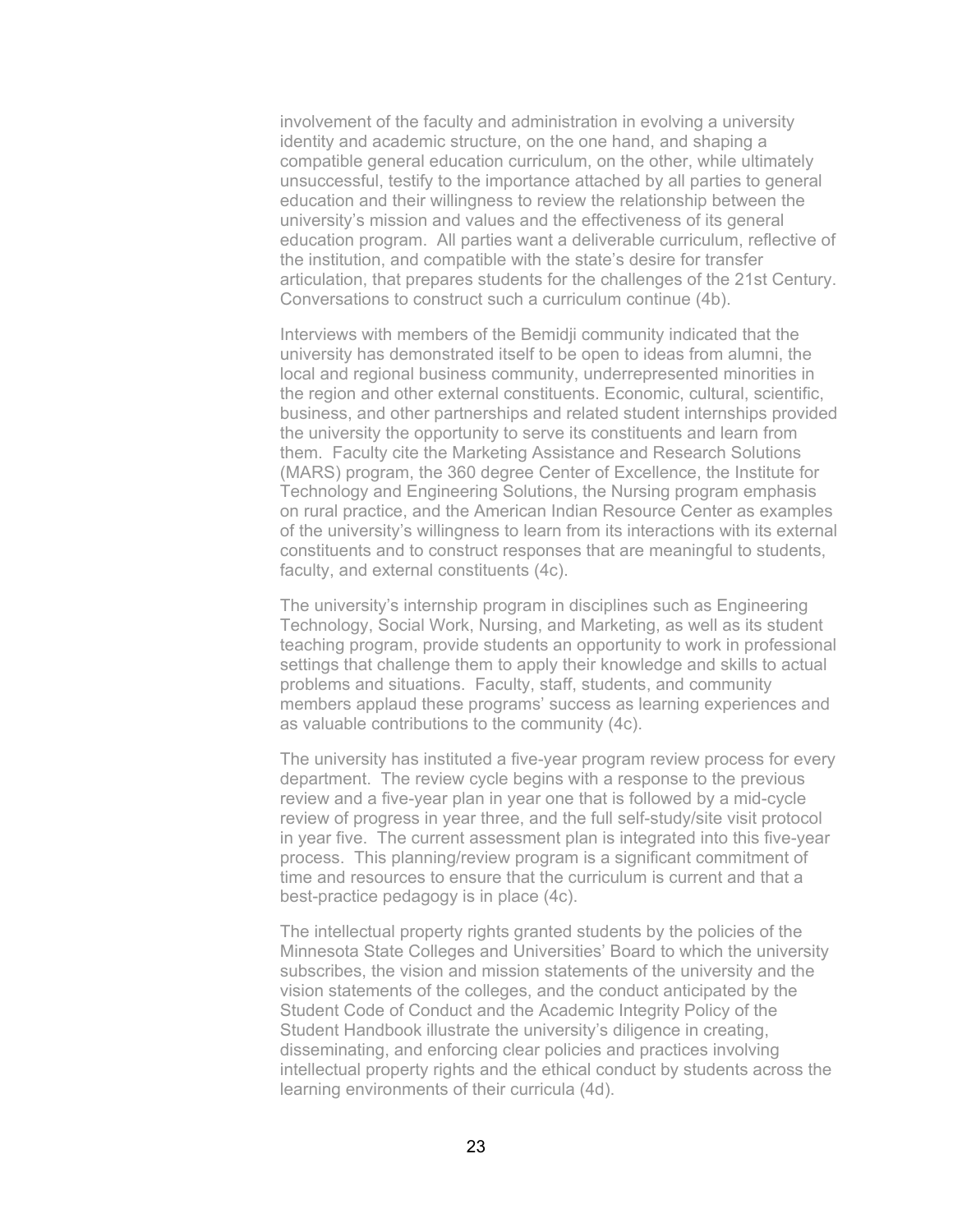involvement of the faculty and administration in evolving a university identity and academic structure, on the one hand, and shaping a compatible general education curriculum, on the other, while ultimately unsuccessful, testify to the importance attached by all parties to general education and their willingness to review the relationship between the university's mission and values and the effectiveness of its general education program. All parties want a deliverable curriculum, reflective of the institution, and compatible with the state's desire for transfer articulation, that prepares students for the challenges of the 21st Century. Conversations to construct such a curriculum continue (4b).

Interviews with members of the Bemidji community indicated that the university has demonstrated itself to be open to ideas from alumni, the local and regional business community, underrepresented minorities in the region and other external constituents. Economic, cultural, scientific, business, and other partnerships and related student internships provided the university the opportunity to serve its constituents and learn from them. Faculty cite the Marketing Assistance and Research Solutions (MARS) program, the 360 degree Center of Excellence, the Institute for Technology and Engineering Solutions, the Nursing program emphasis on rural practice, and the American Indian Resource Center as examples of the university's willingness to learn from its interactions with its external constituents and to construct responses that are meaningful to students, faculty, and external constituents (4c).

The university's internship program in disciplines such as Engineering Technology, Social Work, Nursing, and Marketing, as well as its student teaching program, provide students an opportunity to work in professional settings that challenge them to apply their knowledge and skills to actual problems and situations. Faculty, staff, students, and community members applaud these programs' success as learning experiences and as valuable contributions to the community (4c).

The university has instituted a five-year program review process for every department. The review cycle begins with a response to the previous review and a five-year plan in year one that is followed by a mid-cycle review of progress in year three, and the full self-study/site visit protocol in year five. The current assessment plan is integrated into this five-year process. This planning/review program is a significant commitment of time and resources to ensure that the curriculum is current and that a best-practice pedagogy is in place (4c).

The intellectual property rights granted students by the policies of the Minnesota State Colleges and Universities' Board to which the university subscribes, the vision and mission statements of the university and the vision statements of the colleges, and the conduct anticipated by the Student Code of Conduct and the Academic Integrity Policy of the Student Handbook illustrate the university's diligence in creating, disseminating, and enforcing clear policies and practices involving intellectual property rights and the ethical conduct by students across the learning environments of their curricula (4d).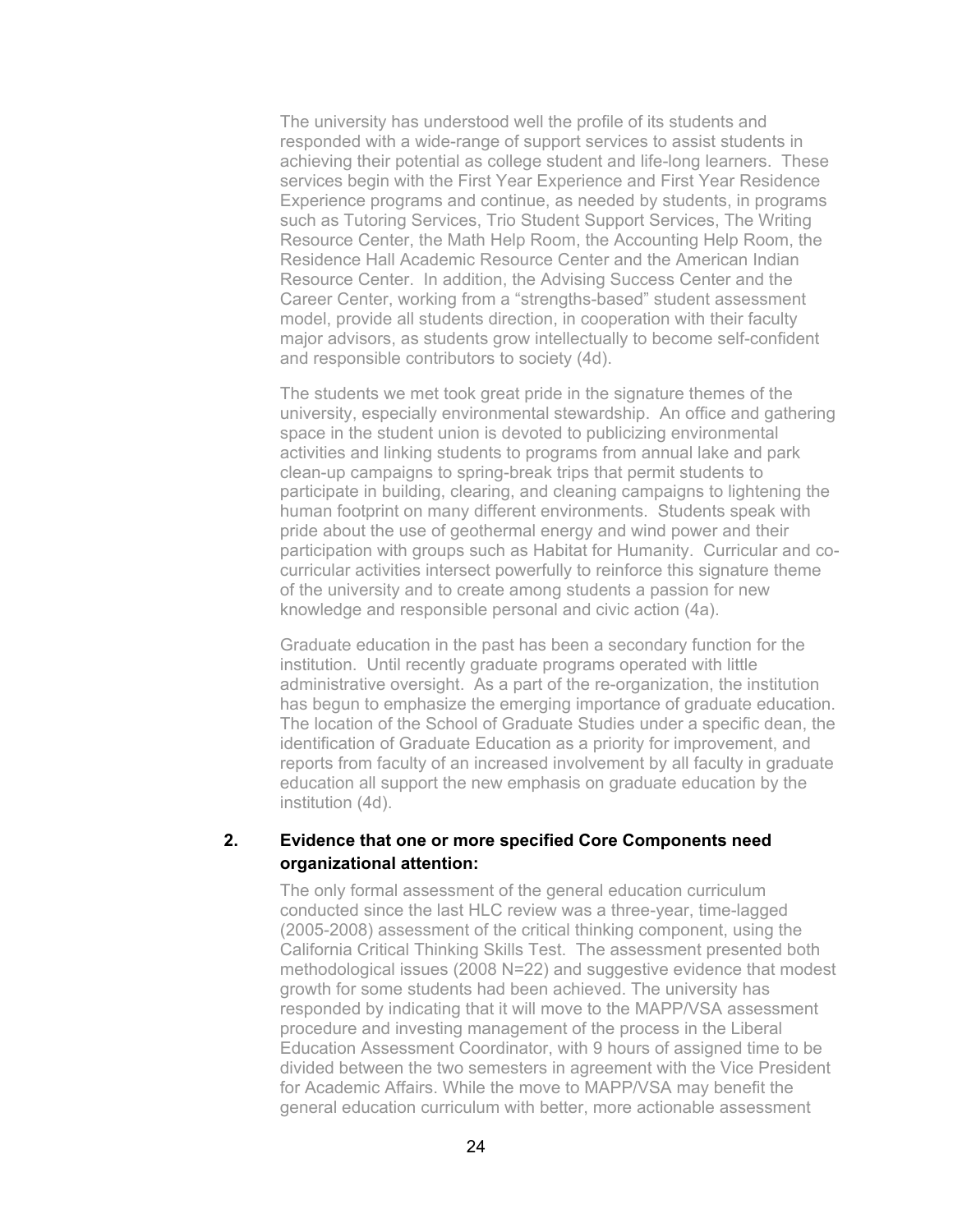The university has understood well the profile of its students and responded with a wide-range of support services to assist students in achieving their potential as college student and life-long learners. These services begin with the First Year Experience and First Year Residence Experience programs and continue, as needed by students, in programs such as Tutoring Services, Trio Student Support Services, The Writing Resource Center, the Math Help Room, the Accounting Help Room, the Residence Hall Academic Resource Center and the American Indian Resource Center. In addition, the Advising Success Center and the Career Center, working from a "strengths-based" student assessment model, provide all students direction, in cooperation with their faculty major advisors, as students grow intellectually to become self-confident and responsible contributors to society (4d).

The students we met took great pride in the signature themes of the university, especially environmental stewardship. An office and gathering space in the student union is devoted to publicizing environmental activities and linking students to programs from annual lake and park clean-up campaigns to spring-break trips that permit students to participate in building, clearing, and cleaning campaigns to lightening the human footprint on many different environments. Students speak with pride about the use of geothermal energy and wind power and their participation with groups such as Habitat for Humanity. Curricular and co-curricular activities intersect powerfully to reinforce this signature theme of the university and to create among students a passion for new knowledge and responsible personal and civic action (4a).

Graduate education in the past has been a secondary function for the institution. Until recently graduate programs operated with little administrative oversight. As a part of the re-organization, the institution has begun to emphasize the emerging importance of graduate education. The location of the School of Graduate Studies under a specific dean, the identification of Graduate Education as a priority for improvement, and reports from faculty of an increased involvement by all faculty in graduate education all support the new emphasis on graduate education by the institution (4d).

**2. Evidence that one or more specified Core Components need organizational attention:**

The only formal assessment of the general education curriculum conducted since the last HLC review was a three-year, time-lagged (2005-2008) assessment of the critical thinking component, using the California Critical Thinking Skills Test. The assessment presented both methodological issues (2008 N=22) and suggestive evidence that modest growth for some students had been achieved. The university has responded by indicating that it will move to the MAPP/VSA assessment procedure and investing management of the process in the Liberal Education Assessment Coordinator, with 9 hours of assigned time to be divided between the two semesters in agreement with the Vice President for Academic Affairs. While the move to MAPP/VSA may benefit the general education curriculum with better, more actionable assessment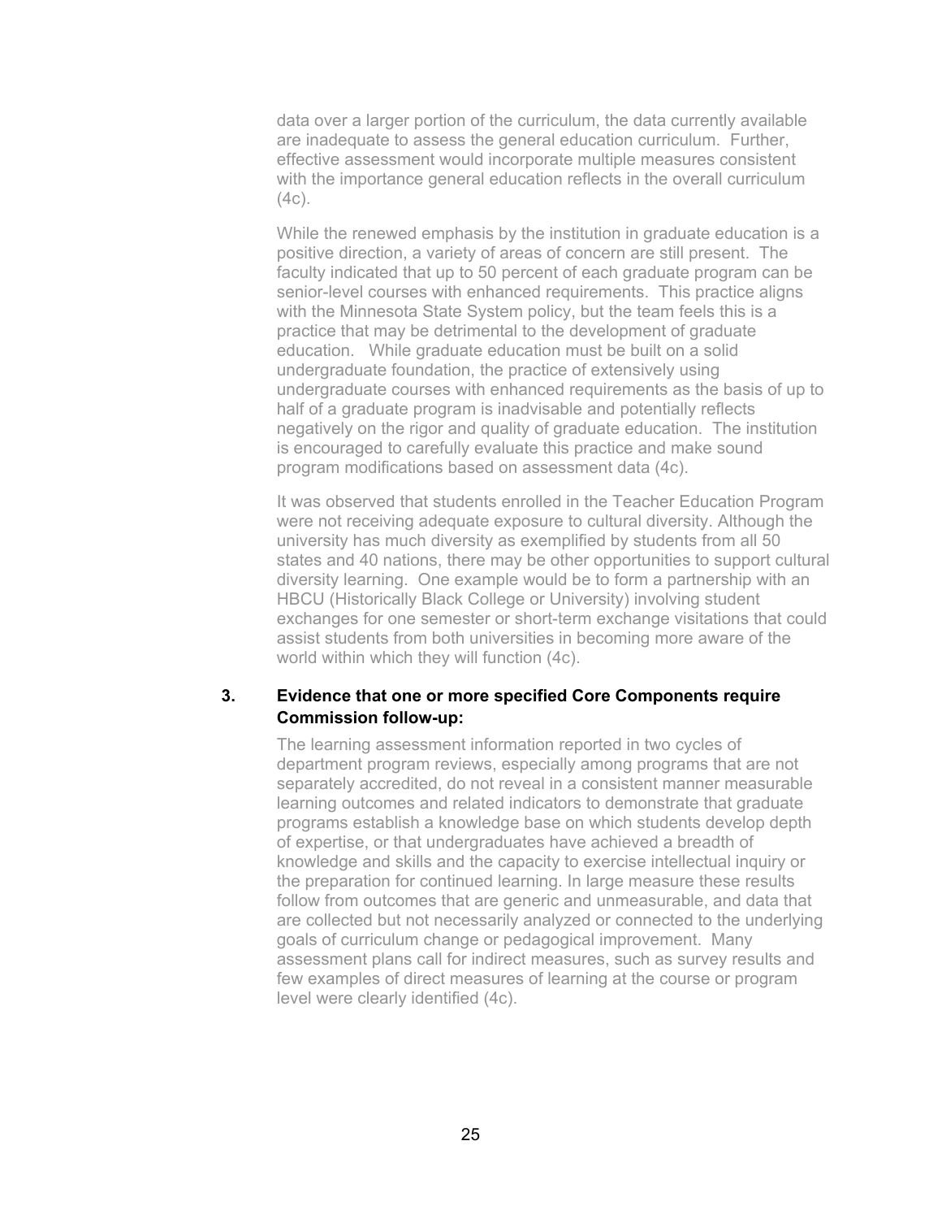data over a larger portion of the curriculum, the data currently available are inadequate to assess the general education curriculum. Further, effective assessment would incorporate multiple measures consistent with the importance general education reflects in the overall curriculum (4c).

While the renewed emphasis by the institution in graduate education is a positive direction, a variety of areas of concern are still present. The faculty indicated that up to 50 percent of each graduate program can be senior-level courses with enhanced requirements. This practice aligns with the Minnesota State System policy, but the team feels this is a practice that may be detrimental to the development of graduate education. While graduate education must be built on a solid undergraduate foundation, the practice of extensively using undergraduate courses with enhanced requirements as the basis of up to half of a graduate program is inadvisable and potentially reflects negatively on the rigor and quality of graduate education. The institution is encouraged to carefully evaluate this practice and make sound program modifications based on assessment data (4c).

It was observed that students enrolled in the Teacher Education Program were not receiving adequate exposure to cultural diversity. Although the university has much diversity as exemplified by students from all 50 states and 40 nations, there may be other opportunities to support cultural diversity learning. One example would be to form a partnership with an HBCU (Historically Black College or University) involving student exchanges for one semester or short-term exchange visitations that could assist students from both universities in becoming more aware of the world within which they will function (4c).

**3. Evidence that one or more specified Core Components require Commission follow-up:**

The learning assessment information reported in two cycles of department program reviews, especially among programs that are not separately accredited, do not reveal in a consistent manner measurable learning outcomes and related indicators to demonstrate that graduate programs establish a knowledge base on which students develop depth of expertise, or that undergraduates have achieved a breadth of knowledge and skills and the capacity to exercise intellectual inquiry or the preparation for continued learning. In large measure these results follow from outcomes that are generic and unmeasurable, and data that are collected but not necessarily analyzed or connected to the underlying goals of curriculum change or pedagogical improvement. Many assessment plans call for indirect measures, such as survey results and few examples of direct measures of learning at the course or program level were clearly identified (4c).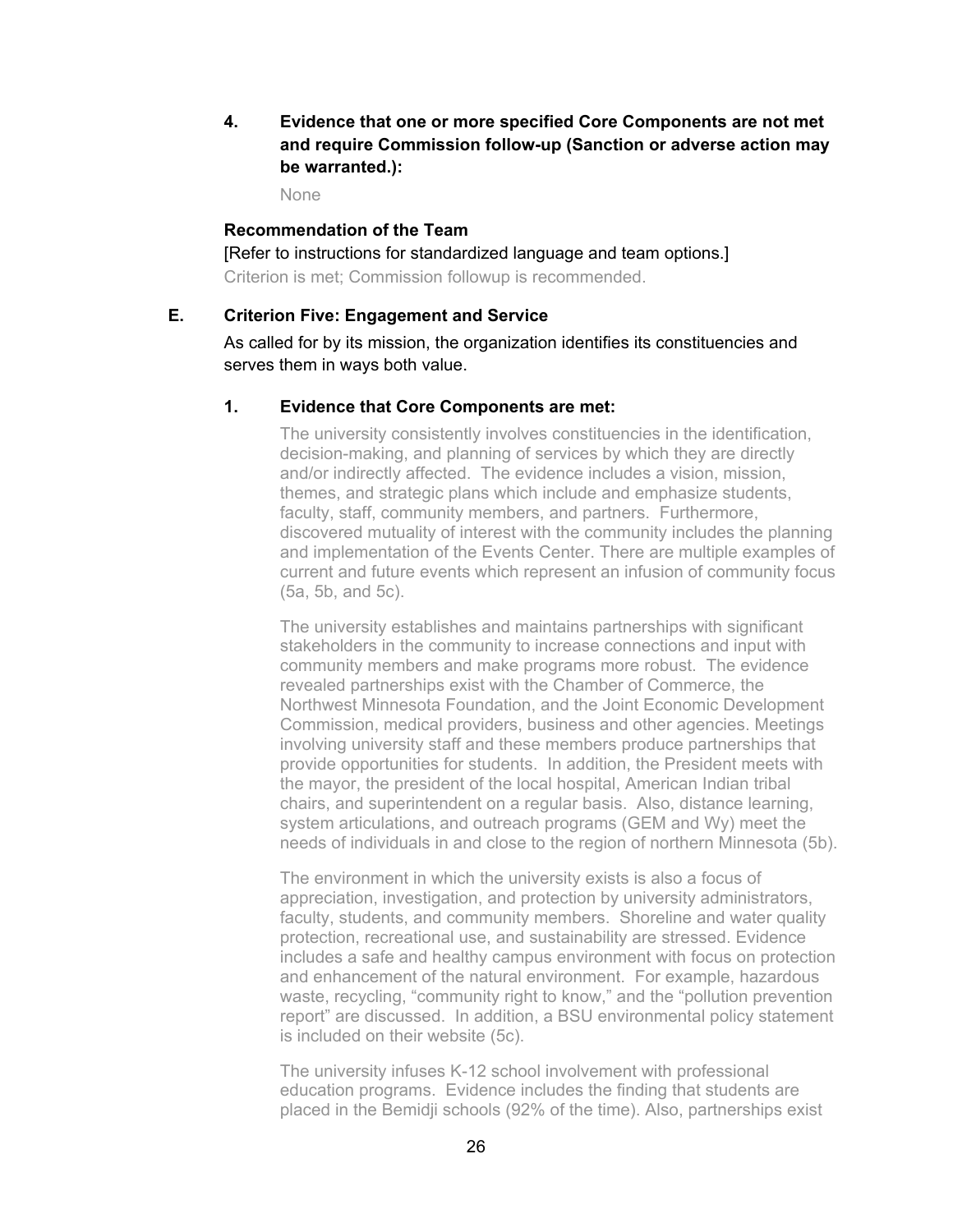**4. Evidence that one or more specified Core Components are not met and require Commission follow-up (Sanction or adverse action may be warranted.):**

None

**Recommendation of the Team**

[Refer to instructions for standardized language and team options.]

Criterion is met; Commission followup is recommended.

## E. Criterion Five: Engagement and Service

As called for by its mission, the organization identifies its constituencies and serves them in ways both value.

### 1. Evidence that Core Components are met:

The university consistently involves constituencies in the identification, decision-making, and planning of services by which they are directly and/or indirectly affected. The evidence includes a vision, mission, themes, and strategic plans which include and emphasize students, faculty, staff, community members, and partners. Furthermore, discovered mutuality of interest with the community includes the planning and implementation of the Events Center. There are multiple examples of current and future events which represent an infusion of community focus (5a, 5b, and 5c).

The university establishes and maintains partnerships with significant stakeholders in the community to increase connections and input with community members and make programs more robust. The evidence revealed partnerships exist with the Chamber of Commerce, the Northwest Minnesota Foundation, and the Joint Economic Development Commission, medical providers, business and other agencies. Meetings involving university staff and these members produce partnerships that provide opportunities for students. In addition, the President meets with the mayor, the president of the local hospital, American Indian tribal chairs, and superintendent on a regular basis. Also, distance learning, system articulations, and outreach programs (GEM and Wy) meet the needs of individuals in and close to the region of northern Minnesota (5b).

The environment in which the university exists is also a focus of appreciation, investigation, and protection by university administrators, faculty, students, and community members. Shoreline and water quality protection, recreational use, and sustainability are stressed. Evidence includes a safe and healthy campus environment with focus on protection and enhancement of the natural environment. For example, hazardous waste, recycling, "community right to know," and the "pollution prevention report" are discussed. In addition, a BSU environmental policy statement is included on their website (5c).

The university infuses K-12 school involvement with professional education programs. Evidence includes the finding that students are placed in the Bemidji schools (92% of the time). Also, partnerships exist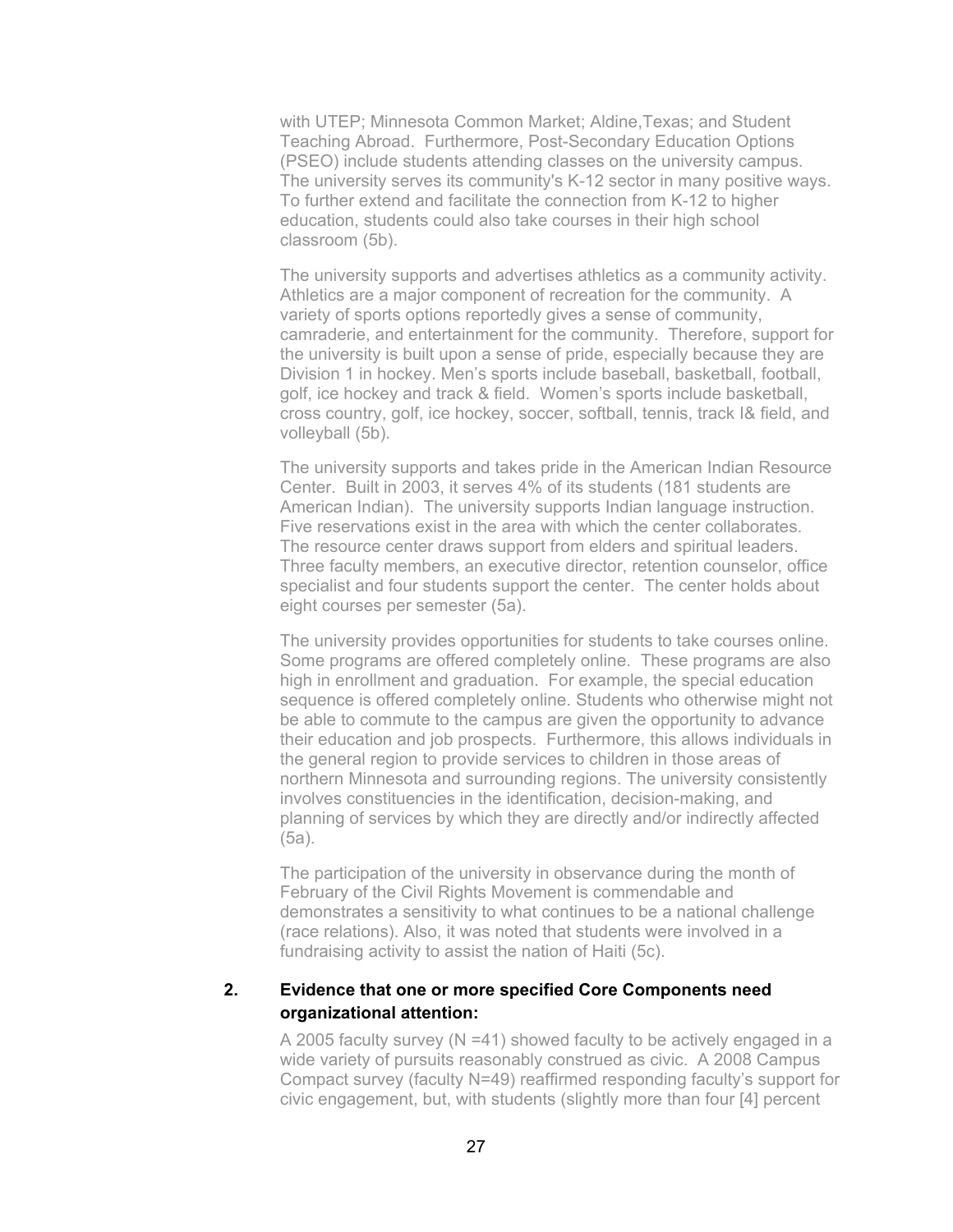with UTEP; Minnesota Common Market; Aldine,Texas; and Student Teaching Abroad. Furthermore, Post-Secondary Education Options (PSEO) include students attending classes on the university campus. The university serves its community's K-12 sector in many positive ways. To further extend and facilitate the connection from K-12 to higher education, students could also take courses in their high school classroom (5b).

The university supports and advertises athletics as a community activity. Athletics are a major component of recreation for the community. A variety of sports options reportedly gives a sense of community, camraderie, and entertainment for the community. Therefore, support for the university is built upon a sense of pride, especially because they are Division 1 in hockey. Men's sports include baseball, basketball, football, golf, ice hockey and track & field. Women's sports include basketball, cross country, golf, ice hockey, soccer, softball, tennis, track I& field, and volleyball (5b).

The university supports and takes pride in the American Indian Resource Center. Built in 2003, it serves 4% of its students (181 students are American Indian). The university supports Indian language instruction. Five reservations exist in the area with which the center collaborates. The resource center draws support from elders and spiritual leaders. Three faculty members, an executive director, retention counselor, office specialist and four students support the center. The center holds about eight courses per semester (5a).

The university provides opportunities for students to take courses online. Some programs are offered completely online. These programs are also high in enrollment and graduation. For example, the special education sequence is offered completely online. Students who otherwise might not be able to commute to the campus are given the opportunity to advance their education and job prospects. Furthermore, this allows individuals in the general region to provide services to children in those areas of northern Minnesota and surrounding regions. The university consistently involves constituencies in the identification, decision-making, and planning of services by which they are directly and/or indirectly affected (5a).

The participation of the university in observance during the month of February of the Civil Rights Movement is commendable and demonstrates a sensitivity to what continues to be a national challenge (race relations). Also, it was noted that students were involved in a fundraising activity to assist the nation of Haiti (5c).

**2. Evidence that one or more specified Core Components need organizational attention:**

A 2005 faculty survey (N =41) showed faculty to be actively engaged in a wide variety of pursuits reasonably construed as civic. A 2008 Campus Compact survey (faculty N=49) reaffirmed responding faculty's support for civic engagement, but, with students (slightly more than four [4] percent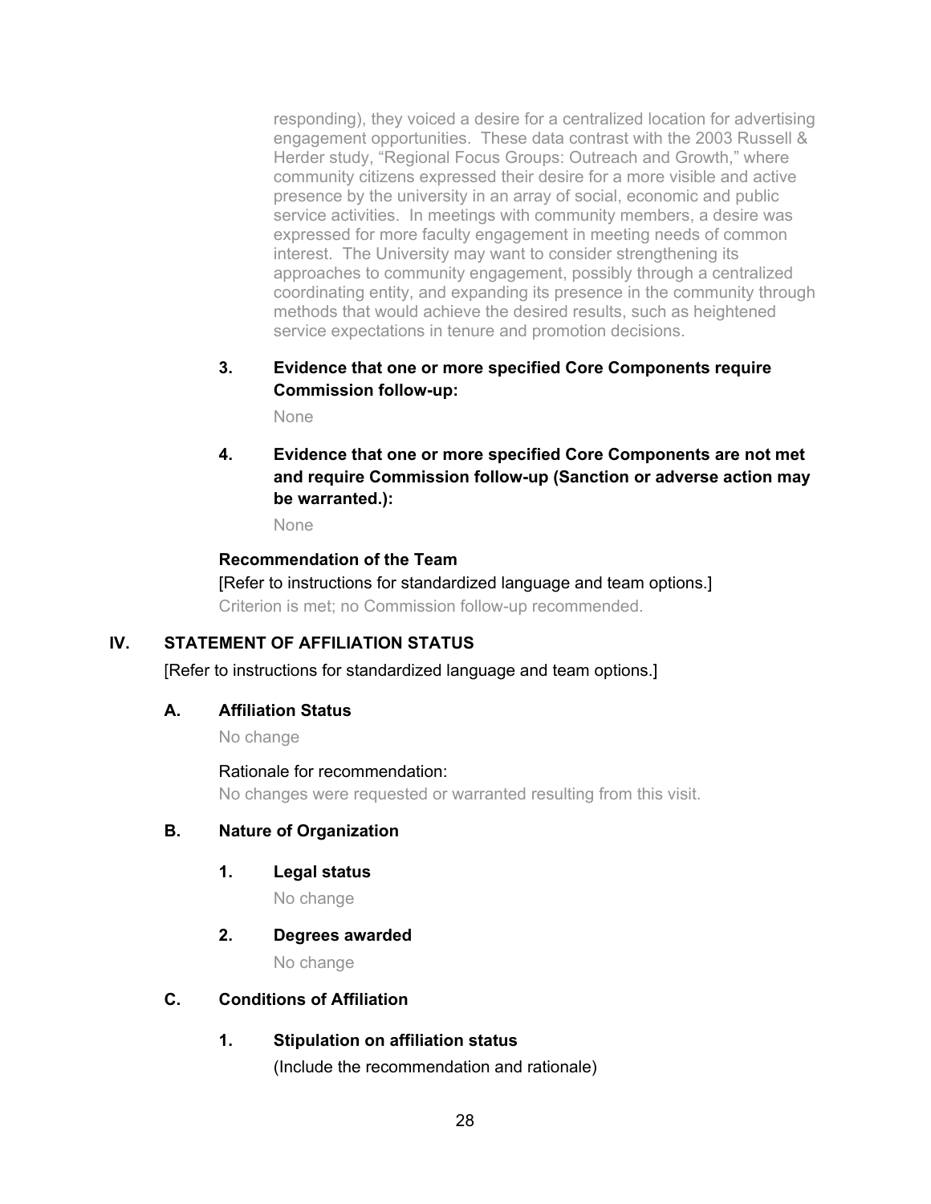responding), they voiced a desire for a centralized location for advertising engagement opportunities. These data contrast with the 2003 Russell & Herder study, "Regional Focus Groups: Outreach and Growth," where community citizens expressed their desire for a more visible and active presence by the university in an array of social, economic and public service activities. In meetings with community members, a desire was expressed for more faculty engagement in meeting needs of common interest. The University may want to consider strengthening its approaches to community engagement, possibly through a centralized coordinating entity, and expanding its presence in the community through methods that would achieve the desired results, such as heightened service expectations in tenure and promotion decisions.

**3. Evidence that one or more specified Core Components require Commission follow-up:**

None

**4. Evidence that one or more specified Core Components are not met and require Commission follow-up (Sanction or adverse action may be warranted.):**

None

**Recommendation of the Team**

[Refer to instructions for standardized language and team options.]

Criterion is met; no Commission follow-up recommended.

## IV. STATEMENT OF AFFILIATION STATUS

[Refer to instructions for standardized language and team options.]

### A. Affiliation Status

No change

Rationale for recommendation:

No changes were requested or warranted resulting from this visit.

### B. Nature of Organization

**1. Legal status**

No change

**2. Degrees awarded**

No change

### C. Conditions of Affiliation

**1. Stipulation on affiliation status**

(Include the recommendation and rationale)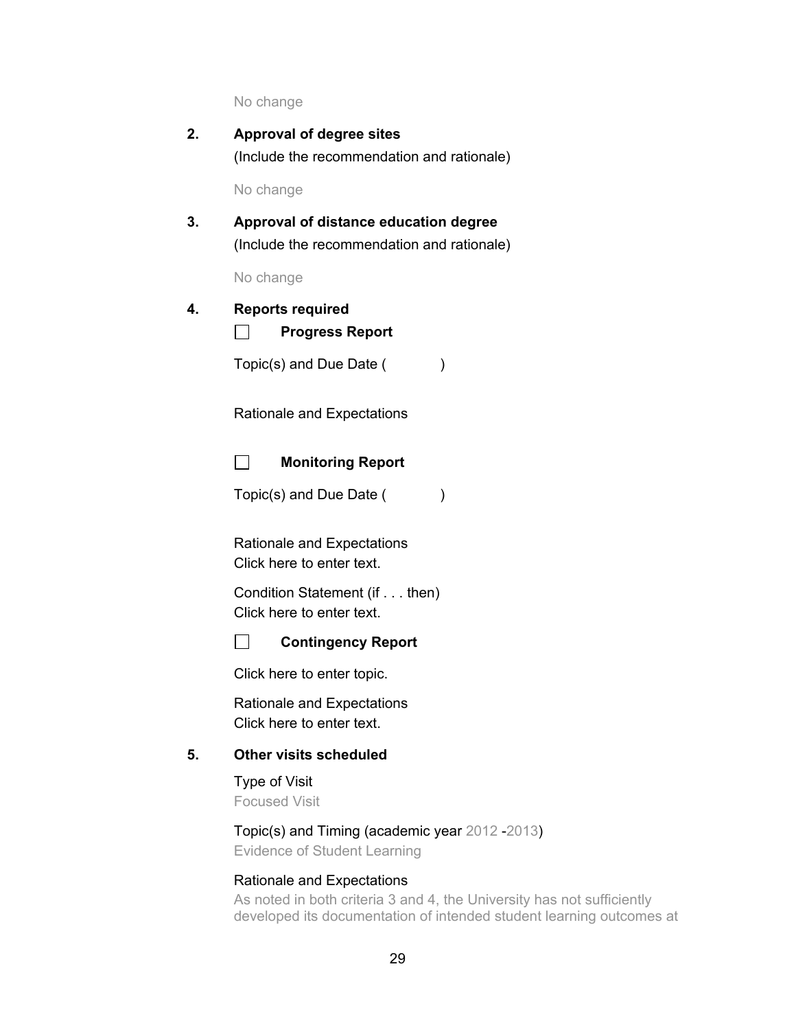No change

**2. Approval of degree sites**

(Include the recommendation and rationale)

No change

**3. Approval of distance education degree**

(Include the recommendation and rationale)

No change

**4. Reports required**

☐ **Progress Report**

Topic(s) and Due Date (          )

Rationale and Expectations

☐ **Monitoring Report**

Topic(s) and Due Date (          )

Rationale and Expectations
Click here to enter text.

Condition Statement (if . . . then)
Click here to enter text.

☐ **Contingency Report**

Click here to enter topic.

Rationale and Expectations
Click here to enter text.

**5. Other visits scheduled**

Type of Visit
Focused Visit

Topic(s) and Timing (academic year 2012 -2013)
Evidence of Student Learning

Rationale and Expectations
As noted in both criteria 3 and 4, the University has not sufficiently developed its documentation of intended student learning outcomes at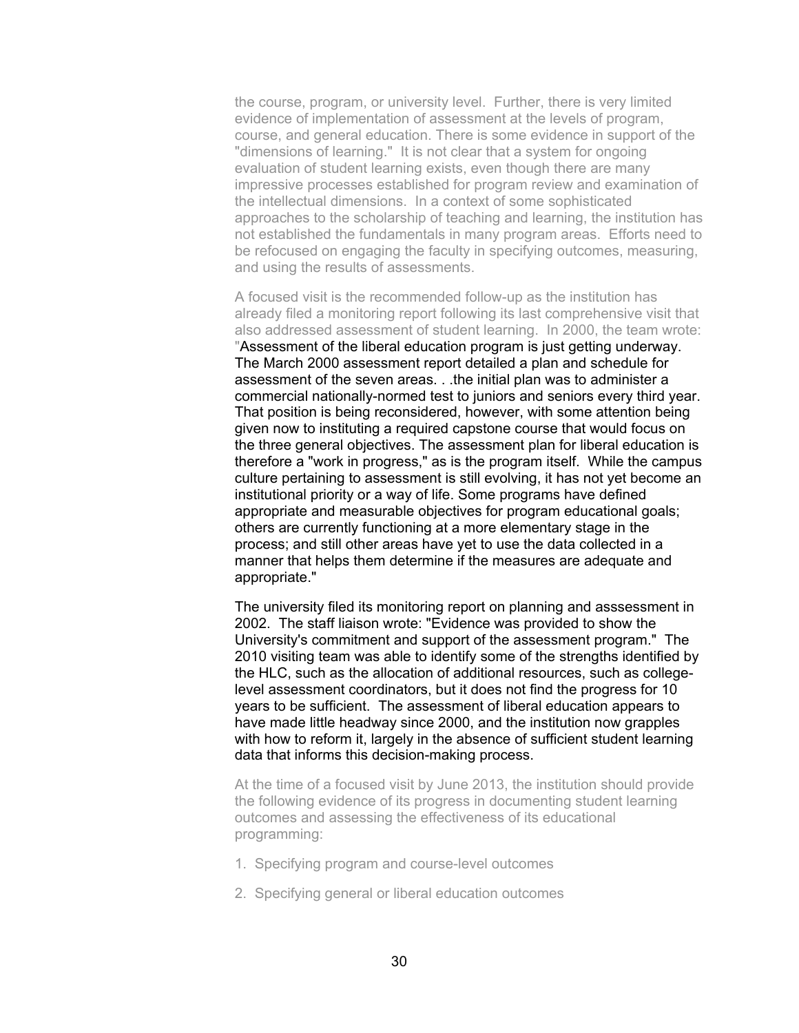the course, program, or university level. Further, there is very limited evidence of implementation of assessment at the levels of program, course, and general education. There is some evidence in support of the "dimensions of learning." It is not clear that a system for ongoing evaluation of student learning exists, even though there are many impressive processes established for program review and examination of the intellectual dimensions. In a context of some sophisticated approaches to the scholarship of teaching and learning, the institution has not established the fundamentals in many program areas. Efforts need to be refocused on engaging the faculty in specifying outcomes, measuring, and using the results of assessments.

A focused visit is the recommended follow-up as the institution has already filed a monitoring report following its last comprehensive visit that also addressed assessment of student learning. In 2000, the team wrote: "Assessment of the liberal education program is just getting underway. The March 2000 assessment report detailed a plan and schedule for assessment of the seven areas. . .the initial plan was to administer a commercial nationally-normed test to juniors and seniors every third year. That position is being reconsidered, however, with some attention being given now to instituting a required capstone course that would focus on the three general objectives. The assessment plan for liberal education is therefore a "work in progress," as is the program itself. While the campus culture pertaining to assessment is still evolving, it has not yet become an institutional priority or a way of life. Some programs have defined appropriate and measurable objectives for program educational goals; others are currently functioning at a more elementary stage in the process; and still other areas have yet to use the data collected in a manner that helps them determine if the measures are adequate and appropriate."

The university filed its monitoring report on planning and asssessment in 2002. The staff liaison wrote: "Evidence was provided to show the University's commitment and support of the assessment program." The 2010 visiting team was able to identify some of the strengths identified by the HLC, such as the allocation of additional resources, such as college-level assessment coordinators, but it does not find the progress for 10 years to be sufficient. The assessment of liberal education appears to have made little headway since 2000, and the institution now grapples with how to reform it, largely in the absence of sufficient student learning data that informs this decision-making process.

At the time of a focused visit by June 2013, the institution should provide the following evidence of its progress in documenting student learning outcomes and assessing the effectiveness of its educational programming:

1. Specifying program and course-level outcomes
2. Specifying general or liberal education outcomes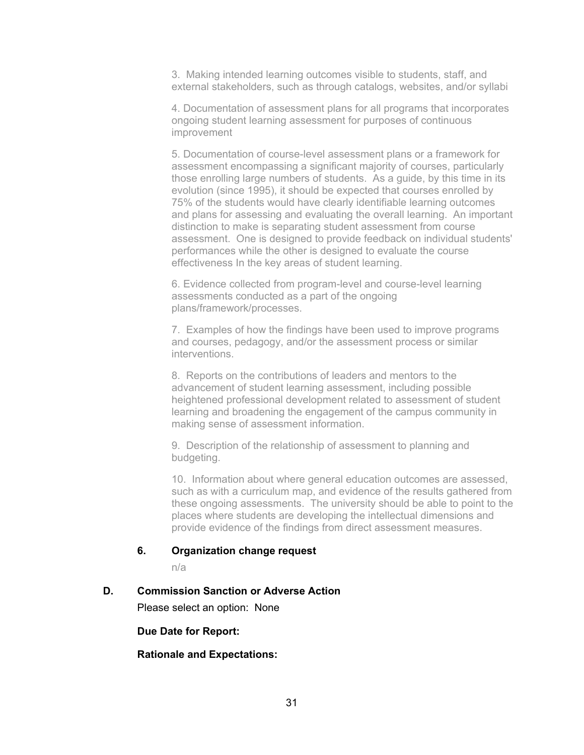3. Making intended learning outcomes visible to students, staff, and external stakeholders, such as through catalogs, websites, and/or syllabi

4. Documentation of assessment plans for all programs that incorporates ongoing student learning assessment for purposes of continuous improvement

5. Documentation of course-level assessment plans or a framework for assessment encompassing a significant majority of courses, particularly those enrolling large numbers of students. As a guide, by this time in its evolution (since 1995), it should be expected that courses enrolled by 75% of the students would have clearly identifiable learning outcomes and plans for assessing and evaluating the overall learning. An important distinction to make is separating student assessment from course assessment. One is designed to provide feedback on individual students' performances while the other is designed to evaluate the course effectiveness In the key areas of student learning.

6. Evidence collected from program-level and course-level learning assessments conducted as a part of the ongoing plans/framework/processes.

7. Examples of how the findings have been used to improve programs and courses, pedagogy, and/or the assessment process or similar interventions.

8. Reports on the contributions of leaders and mentors to the advancement of student learning assessment, including possible heightened professional development related to assessment of student learning and broadening the engagement of the campus community in making sense of assessment information.

9. Description of the relationship of assessment to planning and budgeting.

10. Information about where general education outcomes are assessed, such as with a curriculum map, and evidence of the results gathered from these ongoing assessments. The university should be able to point to the places where students are developing the intellectual dimensions and provide evidence of the findings from direct assessment measures.

**6. Organization change request**

n/a

**D. Commission Sanction or Adverse Action**

Please select an option: None

**Due Date for Report:**

**Rationale and Expectations:**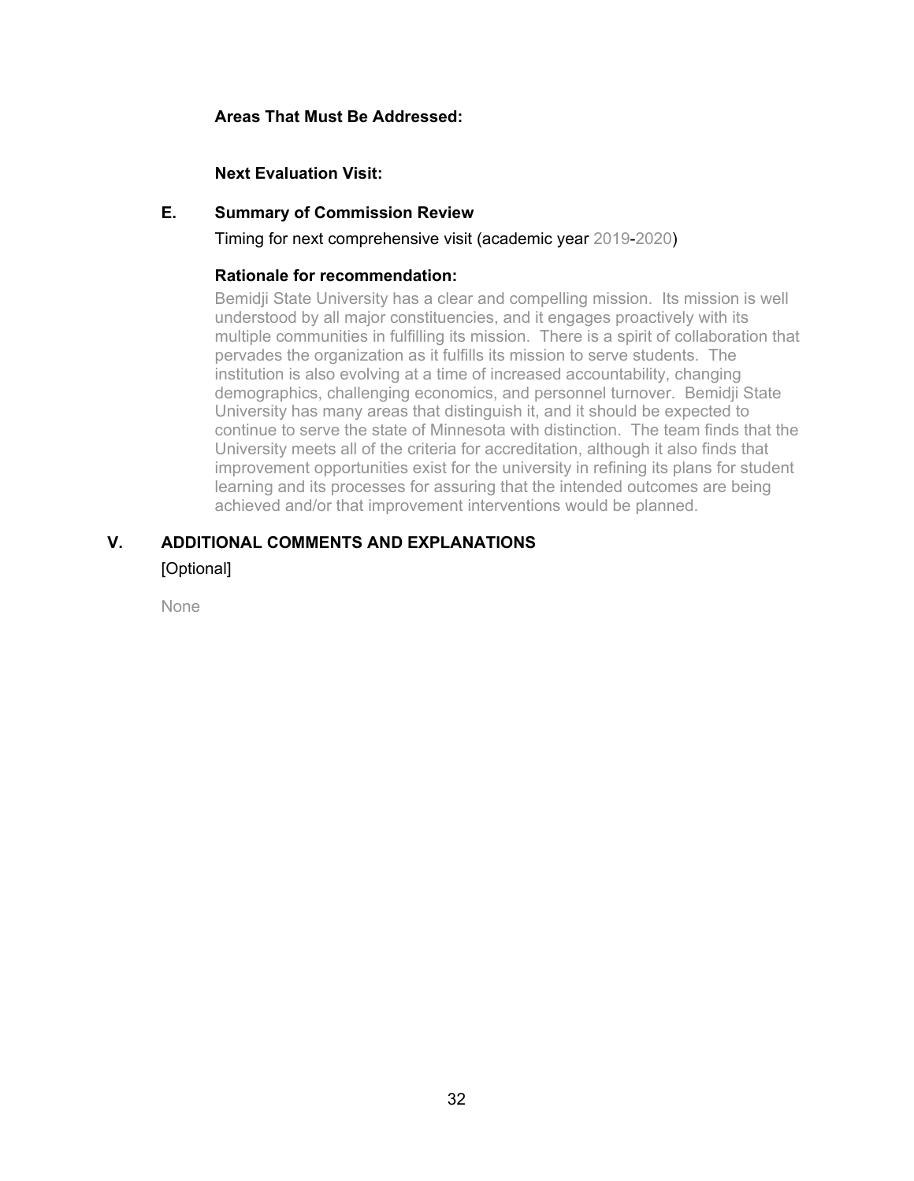**Areas That Must Be Addressed:**

**Next Evaluation Visit:**

**E. Summary of Commission Review**

Timing for next comprehensive visit (academic year 2019-2020)

**Rationale for recommendation:**

Bemidji State University has a clear and compelling mission. Its mission is well understood by all major constituencies, and it engages proactively with its multiple communities in fulfilling its mission. There is a spirit of collaboration that pervades the organization as it fulfills its mission to serve students. The institution is also evolving at a time of increased accountability, changing demographics, challenging economics, and personnel turnover. Bemidji State University has many areas that distinguish it, and it should be expected to continue to serve the state of Minnesota with distinction. The team finds that the University meets all of the criteria for accreditation, although it also finds that improvement opportunities exist for the university in refining its plans for student learning and its processes for assuring that the intended outcomes are being achieved and/or that improvement interventions would be planned.

## V. ADDITIONAL COMMENTS AND EXPLANATIONS

[Optional]

None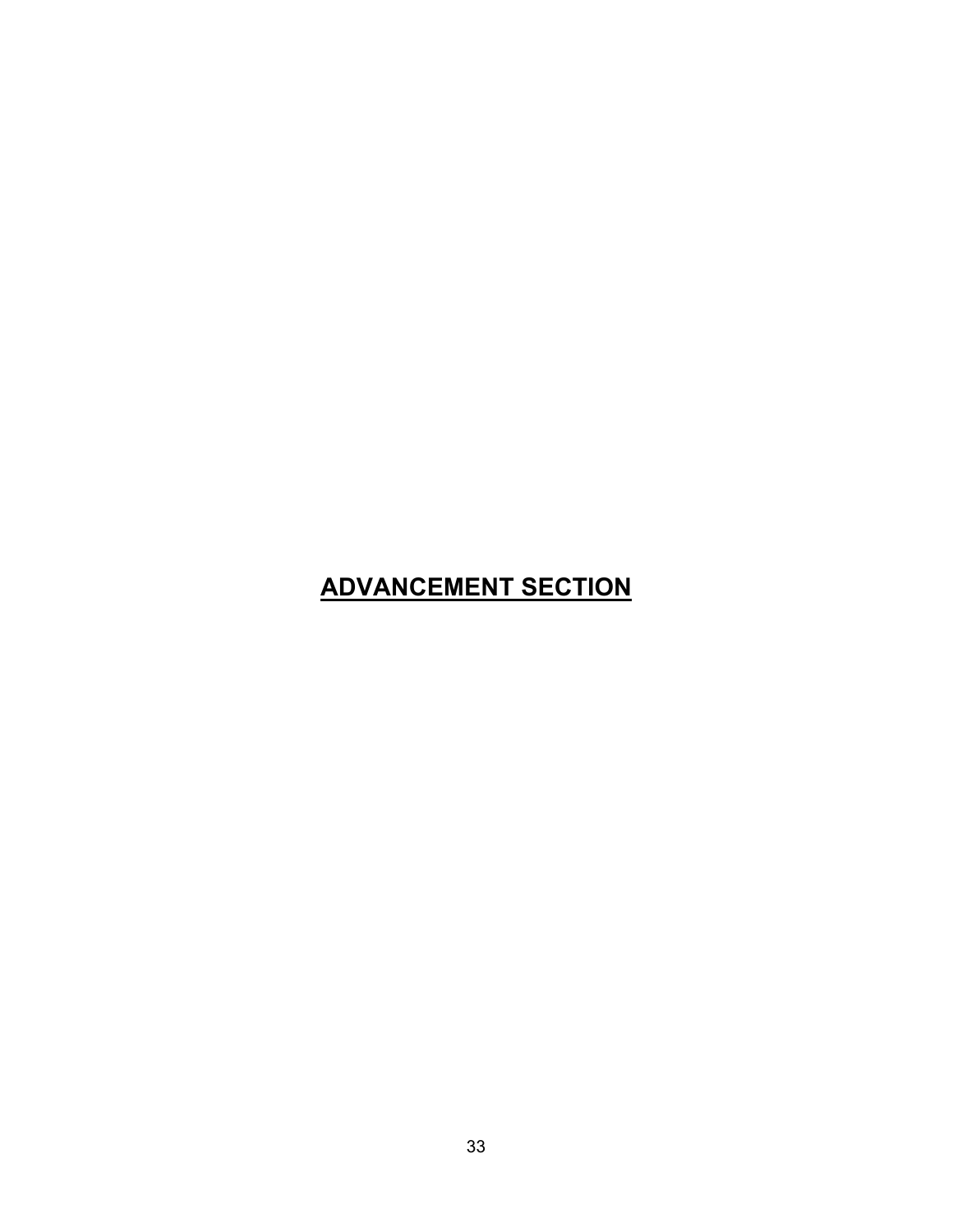# ADVANCEMENT SECTION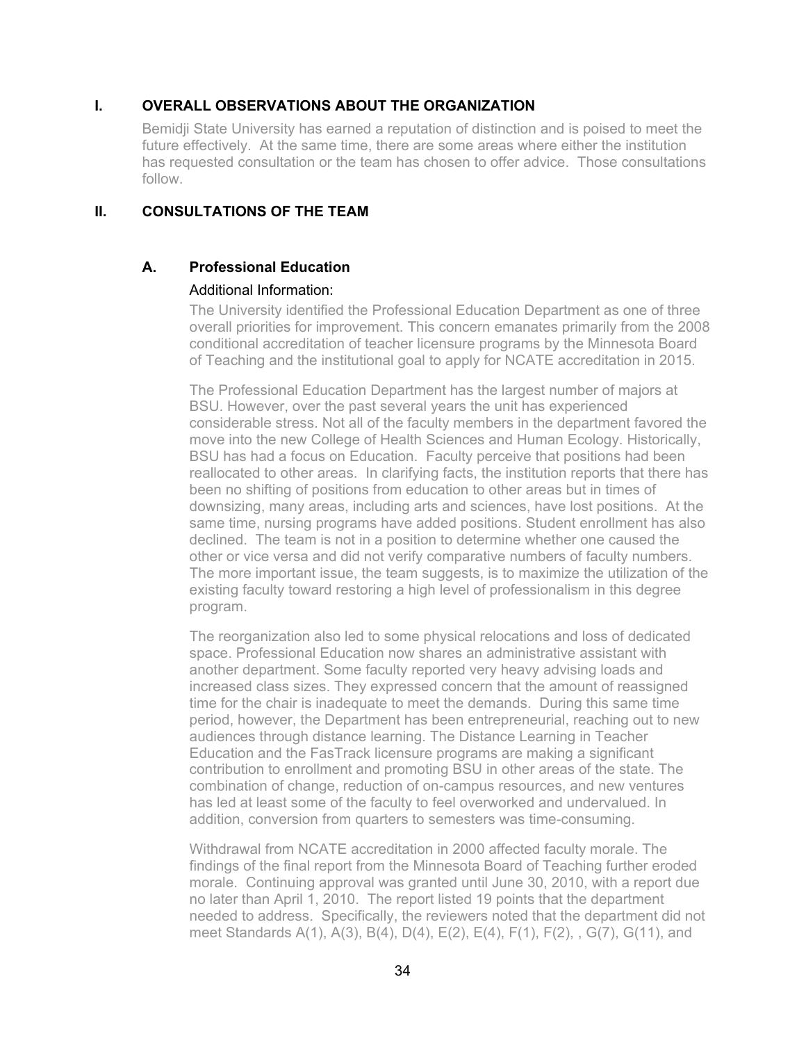## I. OVERALL OBSERVATIONS ABOUT THE ORGANIZATION

Bemidji State University has earned a reputation of distinction and is poised to meet the future effectively. At the same time, there are some areas where either the institution has requested consultation or the team has chosen to offer advice. Those consultations follow.

## II. CONSULTATIONS OF THE TEAM

### A. Professional Education

Additional Information:

The University identified the Professional Education Department as one of three overall priorities for improvement. This concern emanates primarily from the 2008 conditional accreditation of teacher licensure programs by the Minnesota Board of Teaching and the institutional goal to apply for NCATE accreditation in 2015.

The Professional Education Department has the largest number of majors at BSU. However, over the past several years the unit has experienced considerable stress. Not all of the faculty members in the department favored the move into the new College of Health Sciences and Human Ecology. Historically, BSU has had a focus on Education. Faculty perceive that positions had been reallocated to other areas. In clarifying facts, the institution reports that there has been no shifting of positions from education to other areas but in times of downsizing, many areas, including arts and sciences, have lost positions. At the same time, nursing programs have added positions. Student enrollment has also declined. The team is not in a position to determine whether one caused the other or vice versa and did not verify comparative numbers of faculty numbers. The more important issue, the team suggests, is to maximize the utilization of the existing faculty toward restoring a high level of professionalism in this degree program.

The reorganization also led to some physical relocations and loss of dedicated space. Professional Education now shares an administrative assistant with another department. Some faculty reported very heavy advising loads and increased class sizes. They expressed concern that the amount of reassigned time for the chair is inadequate to meet the demands. During this same time period, however, the Department has been entrepreneurial, reaching out to new audiences through distance learning. The Distance Learning in Teacher Education and the FasTrack licensure programs are making a significant contribution to enrollment and promoting BSU in other areas of the state. The combination of change, reduction of on-campus resources, and new ventures has led at least some of the faculty to feel overworked and undervalued. In addition, conversion from quarters to semesters was time-consuming.

Withdrawal from NCATE accreditation in 2000 affected faculty morale. The findings of the final report from the Minnesota Board of Teaching further eroded morale. Continuing approval was granted until June 30, 2010, with a report due no later than April 1, 2010. The report listed 19 points that the department needed to address. Specifically, the reviewers noted that the department did not meet Standards A(1), A(3), B(4), D(4), E(2), E(4), F(1), F(2), , G(7), G(11), and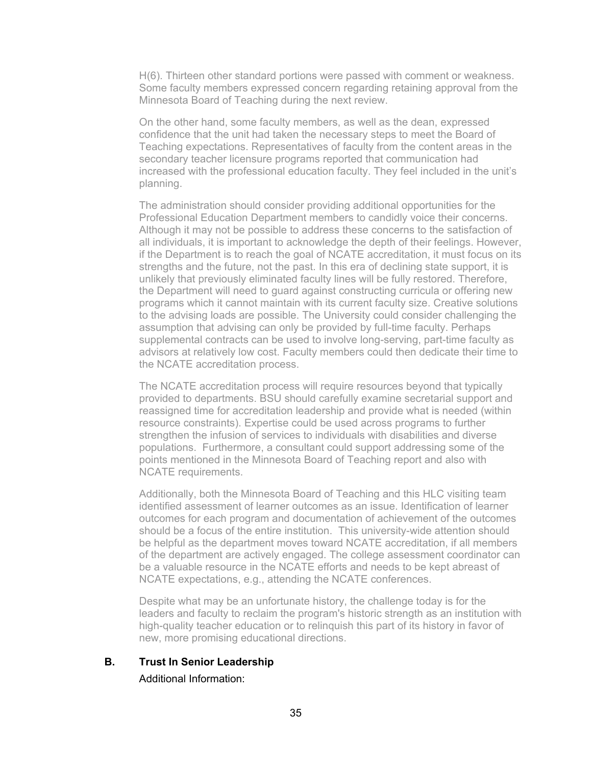H(6). Thirteen other standard portions were passed with comment or weakness. Some faculty members expressed concern regarding retaining approval from the Minnesota Board of Teaching during the next review.

On the other hand, some faculty members, as well as the dean, expressed confidence that the unit had taken the necessary steps to meet the Board of Teaching expectations. Representatives of faculty from the content areas in the secondary teacher licensure programs reported that communication had increased with the professional education faculty. They feel included in the unit's planning.

The administration should consider providing additional opportunities for the Professional Education Department members to candidly voice their concerns. Although it may not be possible to address these concerns to the satisfaction of all individuals, it is important to acknowledge the depth of their feelings. However, if the Department is to reach the goal of NCATE accreditation, it must focus on its strengths and the future, not the past. In this era of declining state support, it is unlikely that previously eliminated faculty lines will be fully restored. Therefore, the Department will need to guard against constructing curricula or offering new programs which it cannot maintain with its current faculty size. Creative solutions to the advising loads are possible. The University could consider challenging the assumption that advising can only be provided by full-time faculty. Perhaps supplemental contracts can be used to involve long-serving, part-time faculty as advisors at relatively low cost. Faculty members could then dedicate their time to the NCATE accreditation process.

The NCATE accreditation process will require resources beyond that typically provided to departments. BSU should carefully examine secretarial support and reassigned time for accreditation leadership and provide what is needed (within resource constraints). Expertise could be used across programs to further strengthen the infusion of services to individuals with disabilities and diverse populations. Furthermore, a consultant could support addressing some of the points mentioned in the Minnesota Board of Teaching report and also with NCATE requirements.

Additionally, both the Minnesota Board of Teaching and this HLC visiting team identified assessment of learner outcomes as an issue. Identification of learner outcomes for each program and documentation of achievement of the outcomes should be a focus of the entire institution. This university-wide attention should be helpful as the department moves toward NCATE accreditation, if all members of the department are actively engaged. The college assessment coordinator can be a valuable resource in the NCATE efforts and needs to be kept abreast of NCATE expectations, e.g., attending the NCATE conferences.

Despite what may be an unfortunate history, the challenge today is for the leaders and faculty to reclaim the program's historic strength as an institution with high-quality teacher education or to relinquish this part of its history in favor of new, more promising educational directions.

### B. Trust In Senior Leadership

Additional Information: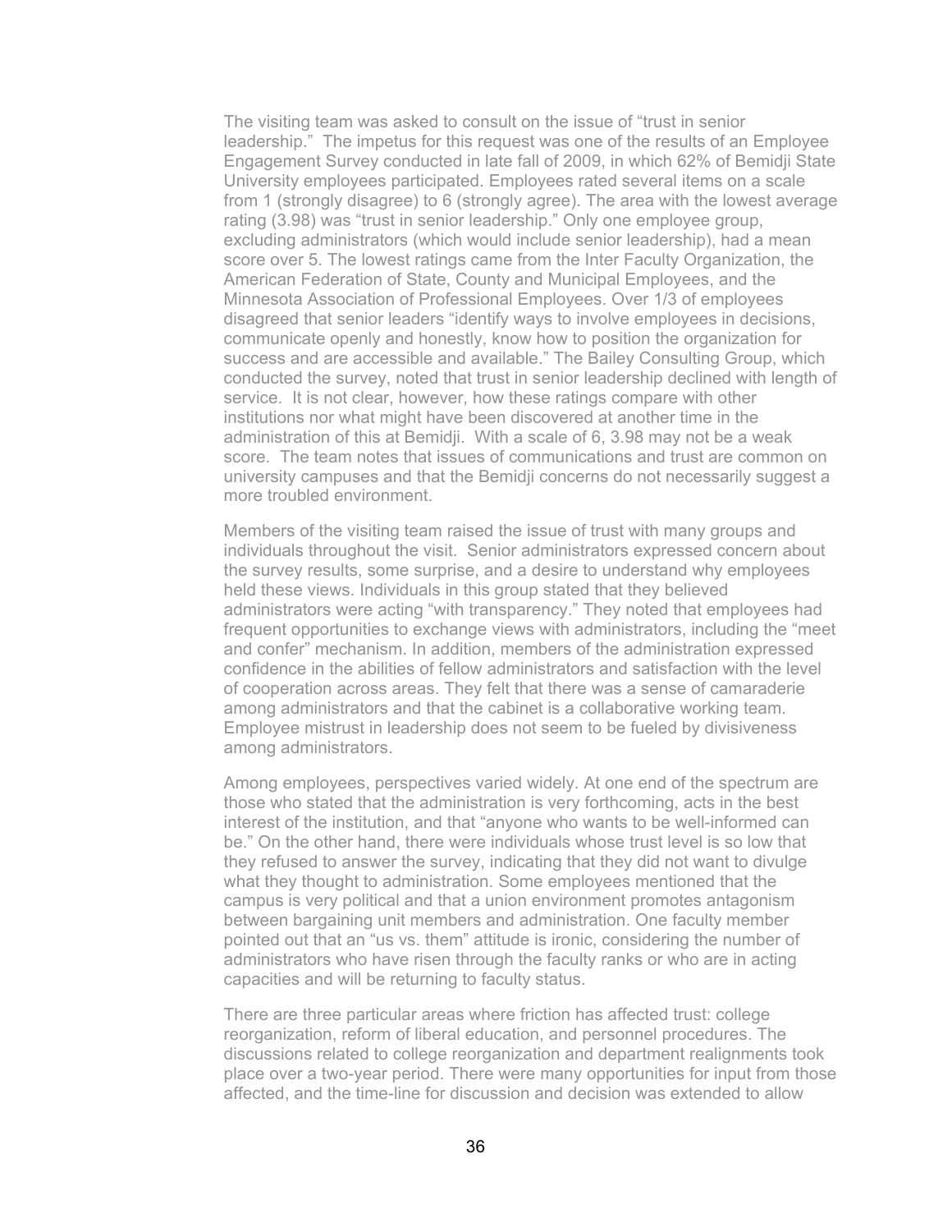The visiting team was asked to consult on the issue of "trust in senior leadership." The impetus for this request was one of the results of an Employee Engagement Survey conducted in late fall of 2009, in which 62% of Bemidji State University employees participated. Employees rated several items on a scale from 1 (strongly disagree) to 6 (strongly agree). The area with the lowest average rating (3.98) was "trust in senior leadership." Only one employee group, excluding administrators (which would include senior leadership), had a mean score over 5. The lowest ratings came from the Inter Faculty Organization, the American Federation of State, County and Municipal Employees, and the Minnesota Association of Professional Employees. Over 1/3 of employees disagreed that senior leaders "identify ways to involve employees in decisions, communicate openly and honestly, know how to position the organization for success and are accessible and available." The Bailey Consulting Group, which conducted the survey, noted that trust in senior leadership declined with length of service. It is not clear, however, how these ratings compare with other institutions nor what might have been discovered at another time in the administration of this at Bemidji. With a scale of 6, 3.98 may not be a weak score. The team notes that issues of communications and trust are common on university campuses and that the Bemidji concerns do not necessarily suggest a more troubled environment.

Members of the visiting team raised the issue of trust with many groups and individuals throughout the visit. Senior administrators expressed concern about the survey results, some surprise, and a desire to understand why employees held these views. Individuals in this group stated that they believed administrators were acting "with transparency." They noted that employees had frequent opportunities to exchange views with administrators, including the "meet and confer" mechanism. In addition, members of the administration expressed confidence in the abilities of fellow administrators and satisfaction with the level of cooperation across areas. They felt that there was a sense of camaraderie among administrators and that the cabinet is a collaborative working team. Employee mistrust in leadership does not seem to be fueled by divisiveness among administrators.

Among employees, perspectives varied widely. At one end of the spectrum are those who stated that the administration is very forthcoming, acts in the best interest of the institution, and that "anyone who wants to be well-informed can be." On the other hand, there were individuals whose trust level is so low that they refused to answer the survey, indicating that they did not want to divulge what they thought to administration. Some employees mentioned that the campus is very political and that a union environment promotes antagonism between bargaining unit members and administration. One faculty member pointed out that an "us vs. them" attitude is ironic, considering the number of administrators who have risen through the faculty ranks or who are in acting capacities and will be returning to faculty status.

There are three particular areas where friction has affected trust: college reorganization, reform of liberal education, and personnel procedures. The discussions related to college reorganization and department realignments took place over a two-year period. There were many opportunities for input from those affected, and the time-line for discussion and decision was extended to allow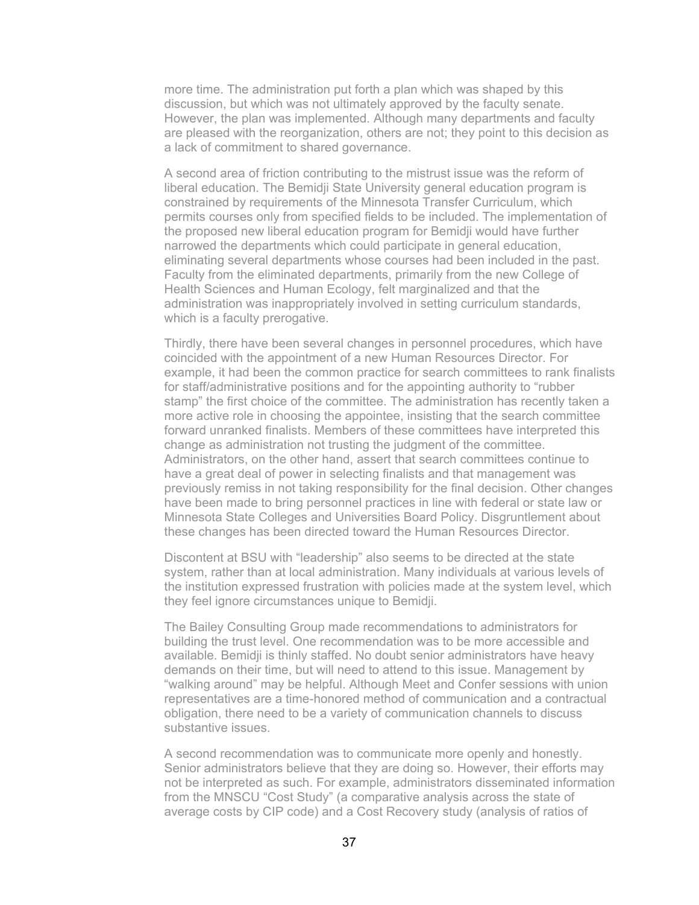more time. The administration put forth a plan which was shaped by this discussion, but which was not ultimately approved by the faculty senate. However, the plan was implemented. Although many departments and faculty are pleased with the reorganization, others are not; they point to this decision as a lack of commitment to shared governance.

A second area of friction contributing to the mistrust issue was the reform of liberal education. The Bemidji State University general education program is constrained by requirements of the Minnesota Transfer Curriculum, which permits courses only from specified fields to be included. The implementation of the proposed new liberal education program for Bemidji would have further narrowed the departments which could participate in general education, eliminating several departments whose courses had been included in the past. Faculty from the eliminated departments, primarily from the new College of Health Sciences and Human Ecology, felt marginalized and that the administration was inappropriately involved in setting curriculum standards, which is a faculty prerogative.

Thirdly, there have been several changes in personnel procedures, which have coincided with the appointment of a new Human Resources Director. For example, it had been the common practice for search committees to rank finalists for staff/administrative positions and for the appointing authority to "rubber stamp" the first choice of the committee. The administration has recently taken a more active role in choosing the appointee, insisting that the search committee forward unranked finalists. Members of these committees have interpreted this change as administration not trusting the judgment of the committee. Administrators, on the other hand, assert that search committees continue to have a great deal of power in selecting finalists and that management was previously remiss in not taking responsibility for the final decision. Other changes have been made to bring personnel practices in line with federal or state law or Minnesota State Colleges and Universities Board Policy. Disgruntlement about these changes has been directed toward the Human Resources Director.

Discontent at BSU with "leadership" also seems to be directed at the state system, rather than at local administration. Many individuals at various levels of the institution expressed frustration with policies made at the system level, which they feel ignore circumstances unique to Bemidji.

The Bailey Consulting Group made recommendations to administrators for building the trust level. One recommendation was to be more accessible and available. Bemidji is thinly staffed. No doubt senior administrators have heavy demands on their time, but will need to attend to this issue. Management by "walking around" may be helpful. Although Meet and Confer sessions with union representatives are a time-honored method of communication and a contractual obligation, there need to be a variety of communication channels to discuss substantive issues.

A second recommendation was to communicate more openly and honestly. Senior administrators believe that they are doing so. However, their efforts may not be interpreted as such. For example, administrators disseminated information from the MNSCU "Cost Study" (a comparative analysis across the state of average costs by CIP code) and a Cost Recovery study (analysis of ratios of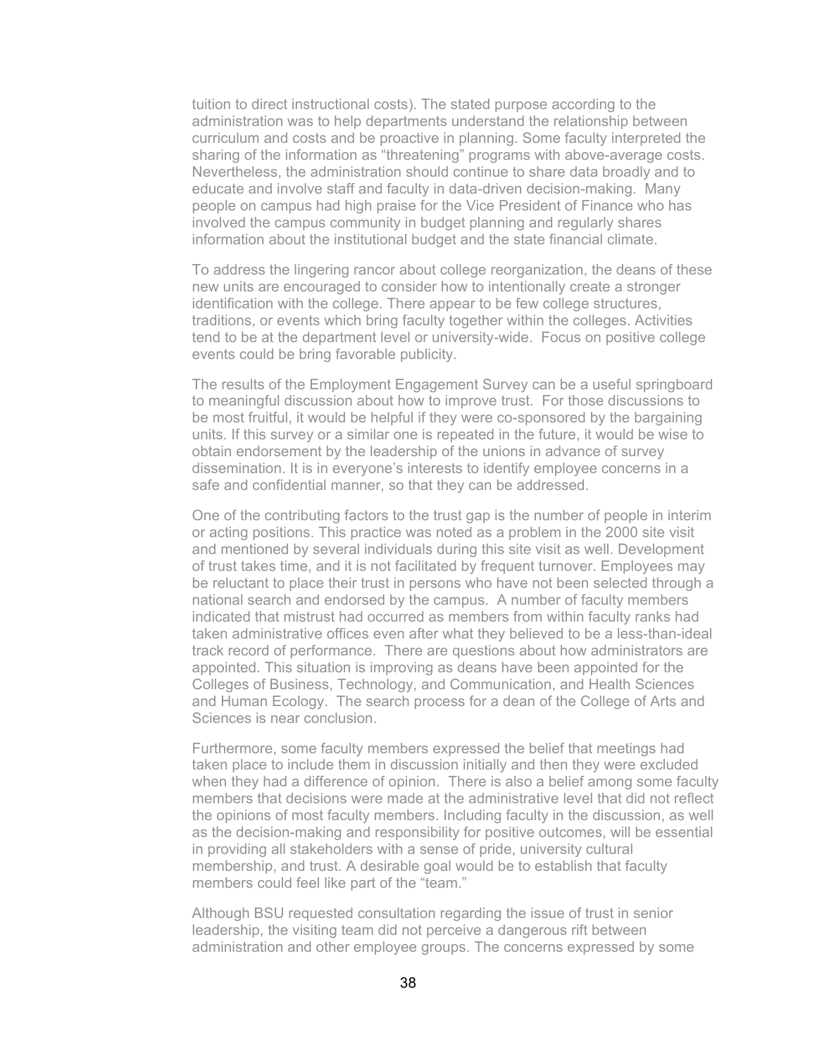tuition to direct instructional costs). The stated purpose according to the administration was to help departments understand the relationship between curriculum and costs and be proactive in planning. Some faculty interpreted the sharing of the information as "threatening" programs with above-average costs. Nevertheless, the administration should continue to share data broadly and to educate and involve staff and faculty in data-driven decision-making. Many people on campus had high praise for the Vice President of Finance who has involved the campus community in budget planning and regularly shares information about the institutional budget and the state financial climate.

To address the lingering rancor about college reorganization, the deans of these new units are encouraged to consider how to intentionally create a stronger identification with the college. There appear to be few college structures, traditions, or events which bring faculty together within the colleges. Activities tend to be at the department level or university-wide. Focus on positive college events could be bring favorable publicity.

The results of the Employment Engagement Survey can be a useful springboard to meaningful discussion about how to improve trust. For those discussions to be most fruitful, it would be helpful if they were co-sponsored by the bargaining units. If this survey or a similar one is repeated in the future, it would be wise to obtain endorsement by the leadership of the unions in advance of survey dissemination. It is in everyone's interests to identify employee concerns in a safe and confidential manner, so that they can be addressed.

One of the contributing factors to the trust gap is the number of people in interim or acting positions. This practice was noted as a problem in the 2000 site visit and mentioned by several individuals during this site visit as well. Development of trust takes time, and it is not facilitated by frequent turnover. Employees may be reluctant to place their trust in persons who have not been selected through a national search and endorsed by the campus. A number of faculty members indicated that mistrust had occurred as members from within faculty ranks had taken administrative offices even after what they believed to be a less-than-ideal track record of performance. There are questions about how administrators are appointed. This situation is improving as deans have been appointed for the Colleges of Business, Technology, and Communication, and Health Sciences and Human Ecology. The search process for a dean of the College of Arts and Sciences is near conclusion.

Furthermore, some faculty members expressed the belief that meetings had taken place to include them in discussion initially and then they were excluded when they had a difference of opinion. There is also a belief among some faculty members that decisions were made at the administrative level that did not reflect the opinions of most faculty members. Including faculty in the discussion, as well as the decision-making and responsibility for positive outcomes, will be essential in providing all stakeholders with a sense of pride, university cultural membership, and trust. A desirable goal would be to establish that faculty members could feel like part of the "team."

Although BSU requested consultation regarding the issue of trust in senior leadership, the visiting team did not perceive a dangerous rift between administration and other employee groups. The concerns expressed by some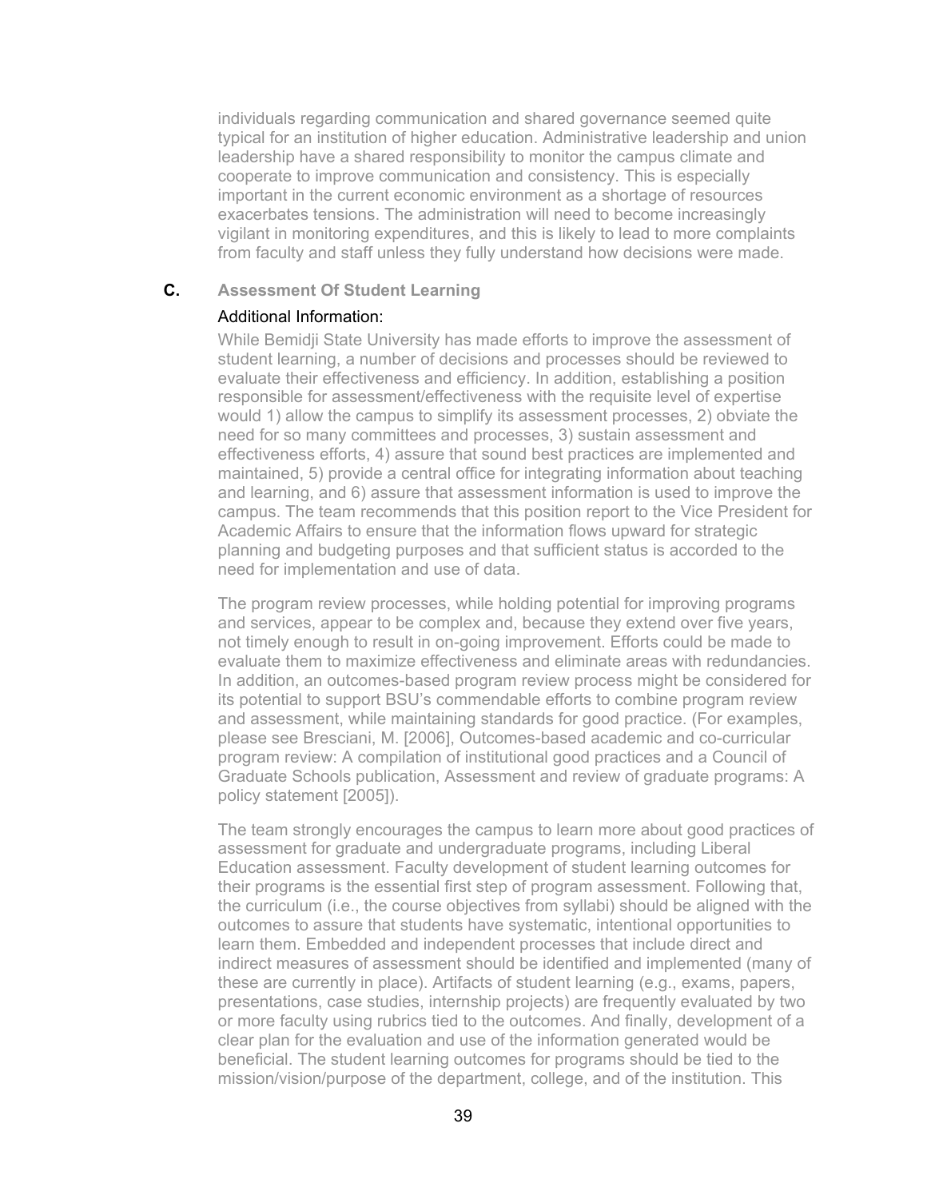individuals regarding communication and shared governance seemed quite typical for an institution of higher education. Administrative leadership and union leadership have a shared responsibility to monitor the campus climate and cooperate to improve communication and consistency. This is especially important in the current economic environment as a shortage of resources exacerbates tensions. The administration will need to become increasingly vigilant in monitoring expenditures, and this is likely to lead to more complaints from faculty and staff unless they fully understand how decisions were made.

### C. Assessment Of Student Learning

Additional Information:

While Bemidji State University has made efforts to improve the assessment of student learning, a number of decisions and processes should be reviewed to evaluate their effectiveness and efficiency. In addition, establishing a position responsible for assessment/effectiveness with the requisite level of expertise would 1) allow the campus to simplify its assessment processes, 2) obviate the need for so many committees and processes, 3) sustain assessment and effectiveness efforts, 4) assure that sound best practices are implemented and maintained, 5) provide a central office for integrating information about teaching and learning, and 6) assure that assessment information is used to improve the campus. The team recommends that this position report to the Vice President for Academic Affairs to ensure that the information flows upward for strategic planning and budgeting purposes and that sufficient status is accorded to the need for implementation and use of data.

The program review processes, while holding potential for improving programs and services, appear to be complex and, because they extend over five years, not timely enough to result in on-going improvement. Efforts could be made to evaluate them to maximize effectiveness and eliminate areas with redundancies. In addition, an outcomes-based program review process might be considered for its potential to support BSU's commendable efforts to combine program review and assessment, while maintaining standards for good practice. (For examples, please see Bresciani, M. [2006], Outcomes-based academic and co-curricular program review: A compilation of institutional good practices and a Council of Graduate Schools publication, Assessment and review of graduate programs: A policy statement [2005]).

The team strongly encourages the campus to learn more about good practices of assessment for graduate and undergraduate programs, including Liberal Education assessment. Faculty development of student learning outcomes for their programs is the essential first step of program assessment. Following that, the curriculum (i.e., the course objectives from syllabi) should be aligned with the outcomes to assure that students have systematic, intentional opportunities to learn them. Embedded and independent processes that include direct and indirect measures of assessment should be identified and implemented (many of these are currently in place). Artifacts of student learning (e.g., exams, papers, presentations, case studies, internship projects) are frequently evaluated by two or more faculty using rubrics tied to the outcomes. And finally, development of a clear plan for the evaluation and use of the information generated would be beneficial. The student learning outcomes for programs should be tied to the mission/vision/purpose of the department, college, and of the institution. This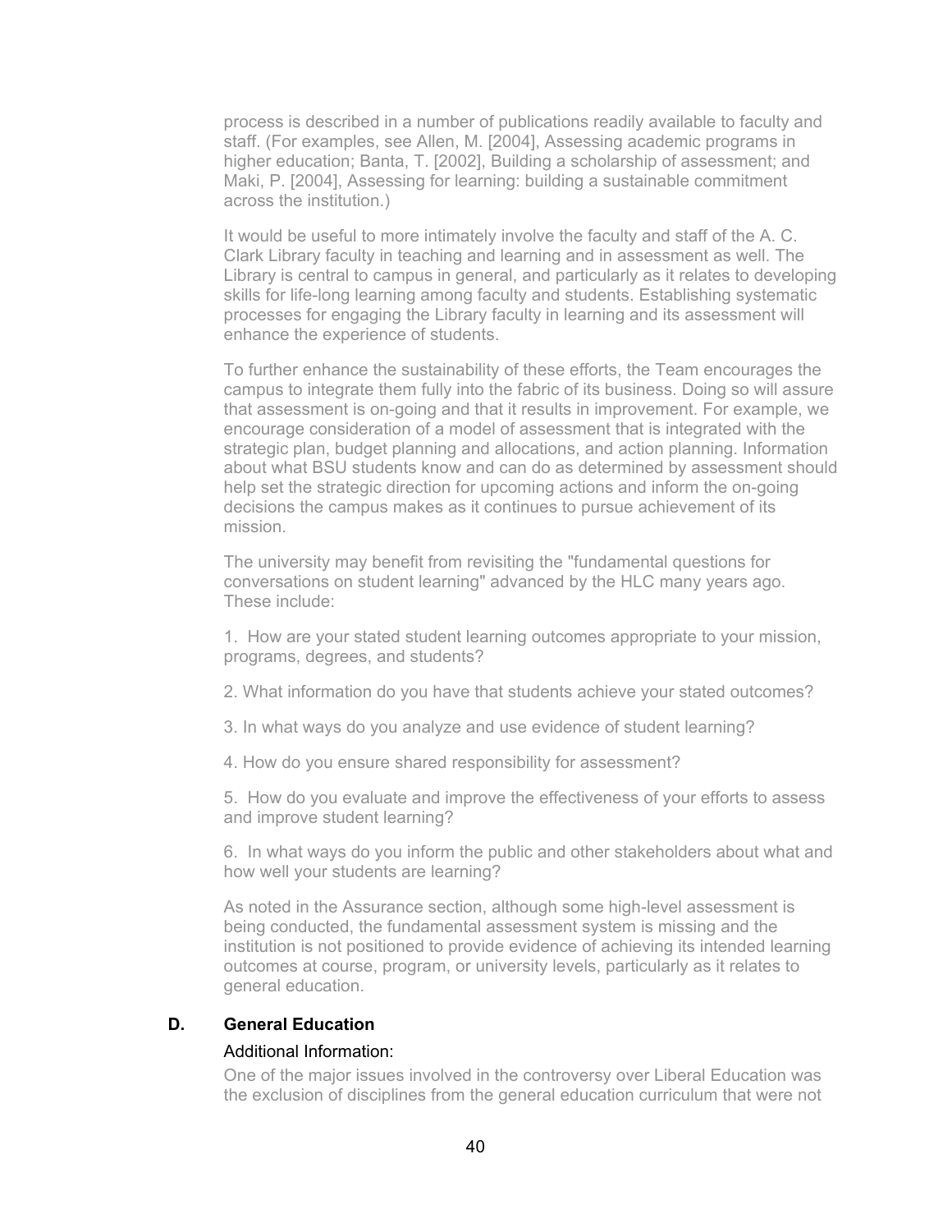process is described in a number of publications readily available to faculty and staff. (For examples, see Allen, M. [2004], Assessing academic programs in higher education; Banta, T. [2002], Building a scholarship of assessment; and Maki, P. [2004], Assessing for learning: building a sustainable commitment across the institution.)

It would be useful to more intimately involve the faculty and staff of the A. C. Clark Library faculty in teaching and learning and in assessment as well. The Library is central to campus in general, and particularly as it relates to developing skills for life-long learning among faculty and students. Establishing systematic processes for engaging the Library faculty in learning and its assessment will enhance the experience of students.

To further enhance the sustainability of these efforts, the Team encourages the campus to integrate them fully into the fabric of its business. Doing so will assure that assessment is on-going and that it results in improvement. For example, we encourage consideration of a model of assessment that is integrated with the strategic plan, budget planning and allocations, and action planning. Information about what BSU students know and can do as determined by assessment should help set the strategic direction for upcoming actions and inform the on-going decisions the campus makes as it continues to pursue achievement of its mission.

The university may benefit from revisiting the "fundamental questions for conversations on student learning" advanced by the HLC many years ago. These include:

1. How are your stated student learning outcomes appropriate to your mission, programs, degrees, and students?

2. What information do you have that students achieve your stated outcomes?

3. In what ways do you analyze and use evidence of student learning?

4. How do you ensure shared responsibility for assessment?

5. How do you evaluate and improve the effectiveness of your efforts to assess and improve student learning?

6. In what ways do you inform the public and other stakeholders about what and how well your students are learning?

As noted in the Assurance section, although some high-level assessment is being conducted, the fundamental assessment system is missing and the institution is not positioned to provide evidence of achieving its intended learning outcomes at course, program, or university levels, particularly as it relates to general education.

## D. General Education

Additional Information:

One of the major issues involved in the controversy over Liberal Education was the exclusion of disciplines from the general education curriculum that were not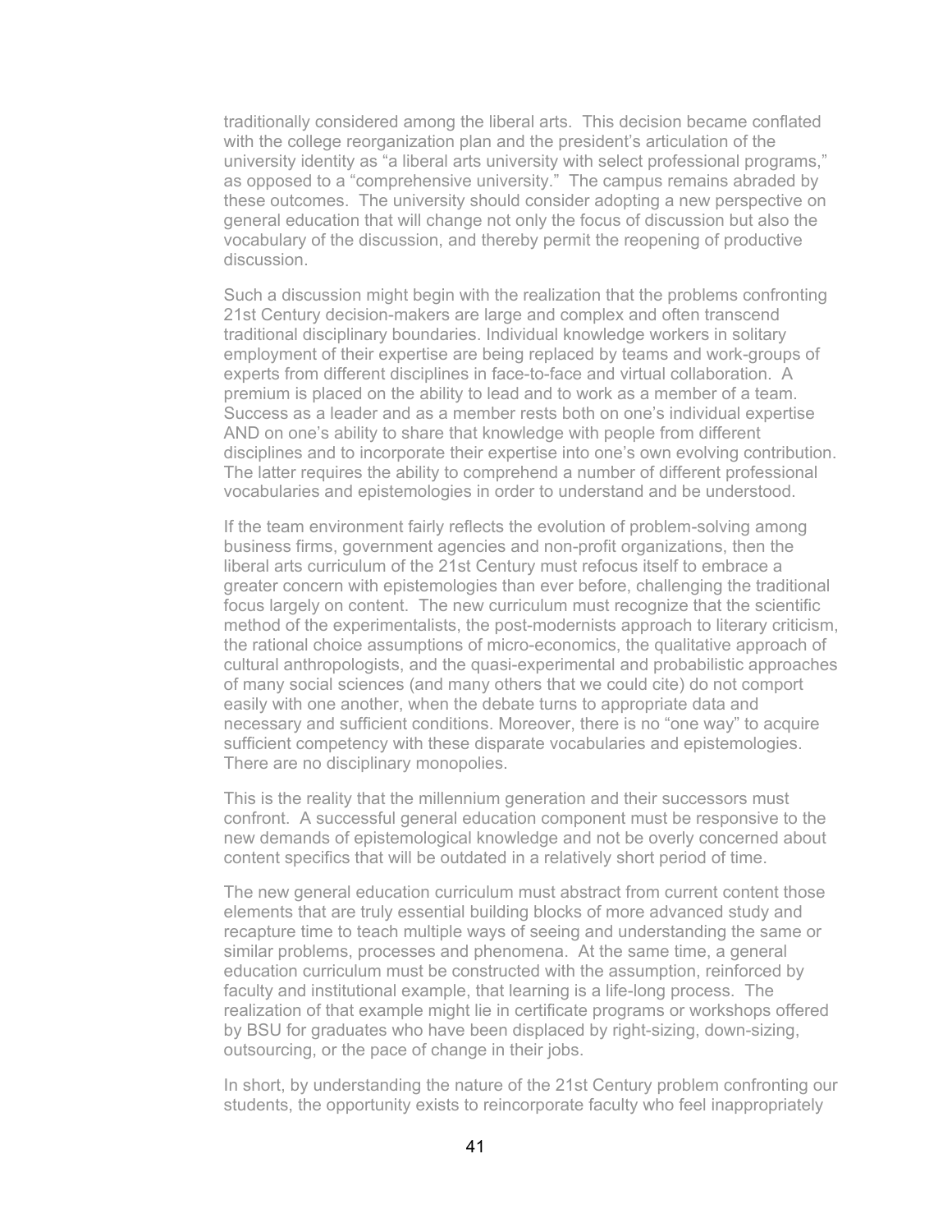traditionally considered among the liberal arts. This decision became conflated with the college reorganization plan and the president's articulation of the university identity as "a liberal arts university with select professional programs," as opposed to a "comprehensive university." The campus remains abraded by these outcomes. The university should consider adopting a new perspective on general education that will change not only the focus of discussion but also the vocabulary of the discussion, and thereby permit the reopening of productive discussion.

Such a discussion might begin with the realization that the problems confronting 21st Century decision-makers are large and complex and often transcend traditional disciplinary boundaries. Individual knowledge workers in solitary employment of their expertise are being replaced by teams and work-groups of experts from different disciplines in face-to-face and virtual collaboration. A premium is placed on the ability to lead and to work as a member of a team. Success as a leader and as a member rests both on one's individual expertise AND on one's ability to share that knowledge with people from different disciplines and to incorporate their expertise into one's own evolving contribution. The latter requires the ability to comprehend a number of different professional vocabularies and epistemologies in order to understand and be understood.

If the team environment fairly reflects the evolution of problem-solving among business firms, government agencies and non-profit organizations, then the liberal arts curriculum of the 21st Century must refocus itself to embrace a greater concern with epistemologies than ever before, challenging the traditional focus largely on content. The new curriculum must recognize that the scientific method of the experimentalists, the post-modernists approach to literary criticism, the rational choice assumptions of micro-economics, the qualitative approach of cultural anthropologists, and the quasi-experimental and probabilistic approaches of many social sciences (and many others that we could cite) do not comport easily with one another, when the debate turns to appropriate data and necessary and sufficient conditions. Moreover, there is no "one way" to acquire sufficient competency with these disparate vocabularies and epistemologies. There are no disciplinary monopolies.

This is the reality that the millennium generation and their successors must confront. A successful general education component must be responsive to the new demands of epistemological knowledge and not be overly concerned about content specifics that will be outdated in a relatively short period of time.

The new general education curriculum must abstract from current content those elements that are truly essential building blocks of more advanced study and recapture time to teach multiple ways of seeing and understanding the same or similar problems, processes and phenomena. At the same time, a general education curriculum must be constructed with the assumption, reinforced by faculty and institutional example, that learning is a life-long process. The realization of that example might lie in certificate programs or workshops offered by BSU for graduates who have been displaced by right-sizing, down-sizing, outsourcing, or the pace of change in their jobs.

In short, by understanding the nature of the 21st Century problem confronting our students, the opportunity exists to reincorporate faculty who feel inappropriately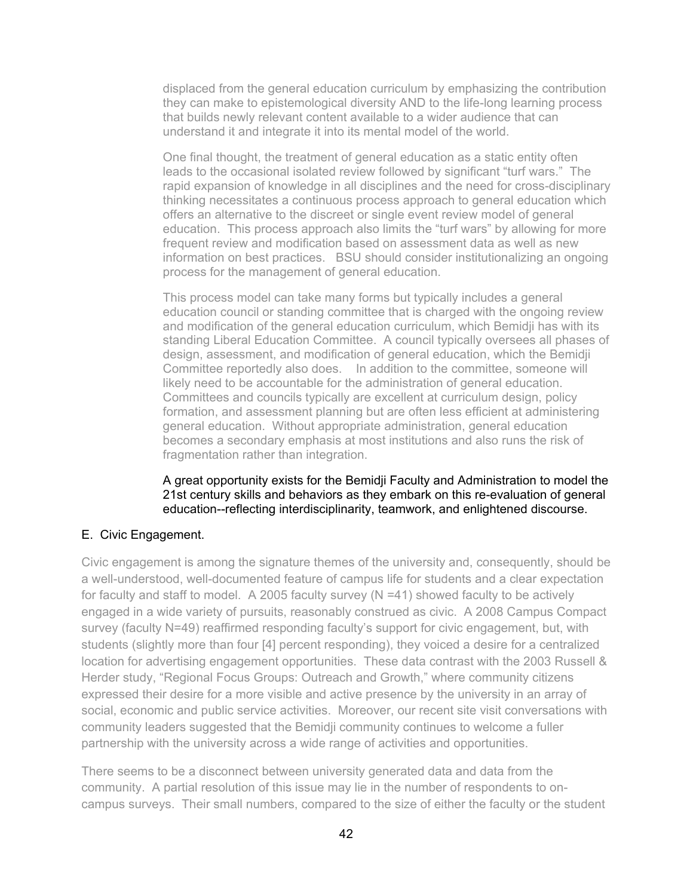displaced from the general education curriculum by emphasizing the contribution they can make to epistemological diversity AND to the life-long learning process that builds newly relevant content available to a wider audience that can understand it and integrate it into its mental model of the world.

One final thought, the treatment of general education as a static entity often leads to the occasional isolated review followed by significant "turf wars." The rapid expansion of knowledge in all disciplines and the need for cross-disciplinary thinking necessitates a continuous process approach to general education which offers an alternative to the discreet or single event review model of general education. This process approach also limits the "turf wars" by allowing for more frequent review and modification based on assessment data as well as new information on best practices. BSU should consider institutionalizing an ongoing process for the management of general education.

This process model can take many forms but typically includes a general education council or standing committee that is charged with the ongoing review and modification of the general education curriculum, which Bemidji has with its standing Liberal Education Committee. A council typically oversees all phases of design, assessment, and modification of general education, which the Bemidji Committee reportedly also does. In addition to the committee, someone will likely need to be accountable for the administration of general education. Committees and councils typically are excellent at curriculum design, policy formation, and assessment planning but are often less efficient at administering general education. Without appropriate administration, general education becomes a secondary emphasis at most institutions and also runs the risk of fragmentation rather than integration.

A great opportunity exists for the Bemidji Faculty and Administration to model the 21st century skills and behaviors as they embark on this re-evaluation of general education--reflecting interdisciplinarity, teamwork, and enlightened discourse.

E. Civic Engagement.

Civic engagement is among the signature themes of the university and, consequently, should be a well-understood, well-documented feature of campus life for students and a clear expectation for faculty and staff to model. A 2005 faculty survey (N =41) showed faculty to be actively engaged in a wide variety of pursuits, reasonably construed as civic. A 2008 Campus Compact survey (faculty N=49) reaffirmed responding faculty's support for civic engagement, but, with students (slightly more than four [4] percent responding), they voiced a desire for a centralized location for advertising engagement opportunities. These data contrast with the 2003 Russell & Herder study, "Regional Focus Groups: Outreach and Growth," where community citizens expressed their desire for a more visible and active presence by the university in an array of social, economic and public service activities. Moreover, our recent site visit conversations with community leaders suggested that the Bemidji community continues to welcome a fuller partnership with the university across a wide range of activities and opportunities.

There seems to be a disconnect between university generated data and data from the community. A partial resolution of this issue may lie in the number of respondents to on-campus surveys. Their small numbers, compared to the size of either the faculty or the student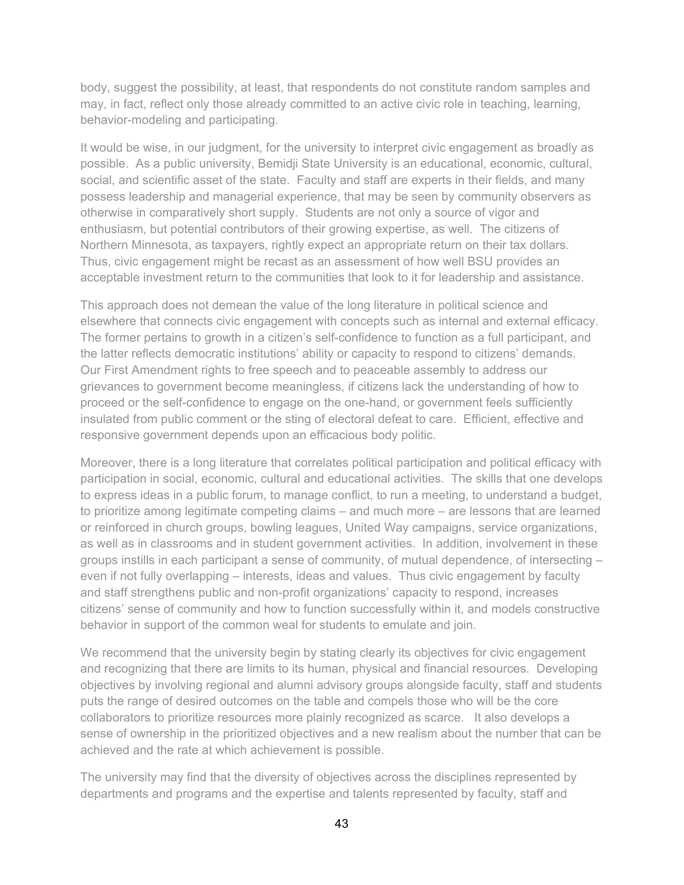body, suggest the possibility, at least, that respondents do not constitute random samples and may, in fact, reflect only those already committed to an active civic role in teaching, learning, behavior-modeling and participating.

It would be wise, in our judgment, for the university to interpret civic engagement as broadly as possible. As a public university, Bemidji State University is an educational, economic, cultural, social, and scientific asset of the state. Faculty and staff are experts in their fields, and many possess leadership and managerial experience, that may be seen by community observers as otherwise in comparatively short supply. Students are not only a source of vigor and enthusiasm, but potential contributors of their growing expertise, as well. The citizens of Northern Minnesota, as taxpayers, rightly expect an appropriate return on their tax dollars. Thus, civic engagement might be recast as an assessment of how well BSU provides an acceptable investment return to the communities that look to it for leadership and assistance.

This approach does not demean the value of the long literature in political science and elsewhere that connects civic engagement with concepts such as internal and external efficacy. The former pertains to growth in a citizen's self-confidence to function as a full participant, and the latter reflects democratic institutions' ability or capacity to respond to citizens' demands. Our First Amendment rights to free speech and to peaceable assembly to address our grievances to government become meaningless, if citizens lack the understanding of how to proceed or the self-confidence to engage on the one-hand, or government feels sufficiently insulated from public comment or the sting of electoral defeat to care. Efficient, effective and responsive government depends upon an efficacious body politic.

Moreover, there is a long literature that correlates political participation and political efficacy with participation in social, economic, cultural and educational activities. The skills that one develops to express ideas in a public forum, to manage conflict, to run a meeting, to understand a budget, to prioritize among legitimate competing claims – and much more – are lessons that are learned or reinforced in church groups, bowling leagues, United Way campaigns, service organizations, as well as in classrooms and in student government activities. In addition, involvement in these groups instills in each participant a sense of community, of mutual dependence, of intersecting – even if not fully overlapping – interests, ideas and values. Thus civic engagement by faculty and staff strengthens public and non-profit organizations' capacity to respond, increases citizens' sense of community and how to function successfully within it, and models constructive behavior in support of the common weal for students to emulate and join.

We recommend that the university begin by stating clearly its objectives for civic engagement and recognizing that there are limits to its human, physical and financial resources. Developing objectives by involving regional and alumni advisory groups alongside faculty, staff and students puts the range of desired outcomes on the table and compels those who will be the core collaborators to prioritize resources more plainly recognized as scarce. It also develops a sense of ownership in the prioritized objectives and a new realism about the number that can be achieved and the rate at which achievement is possible.

The university may find that the diversity of objectives across the disciplines represented by departments and programs and the expertise and talents represented by faculty, staff and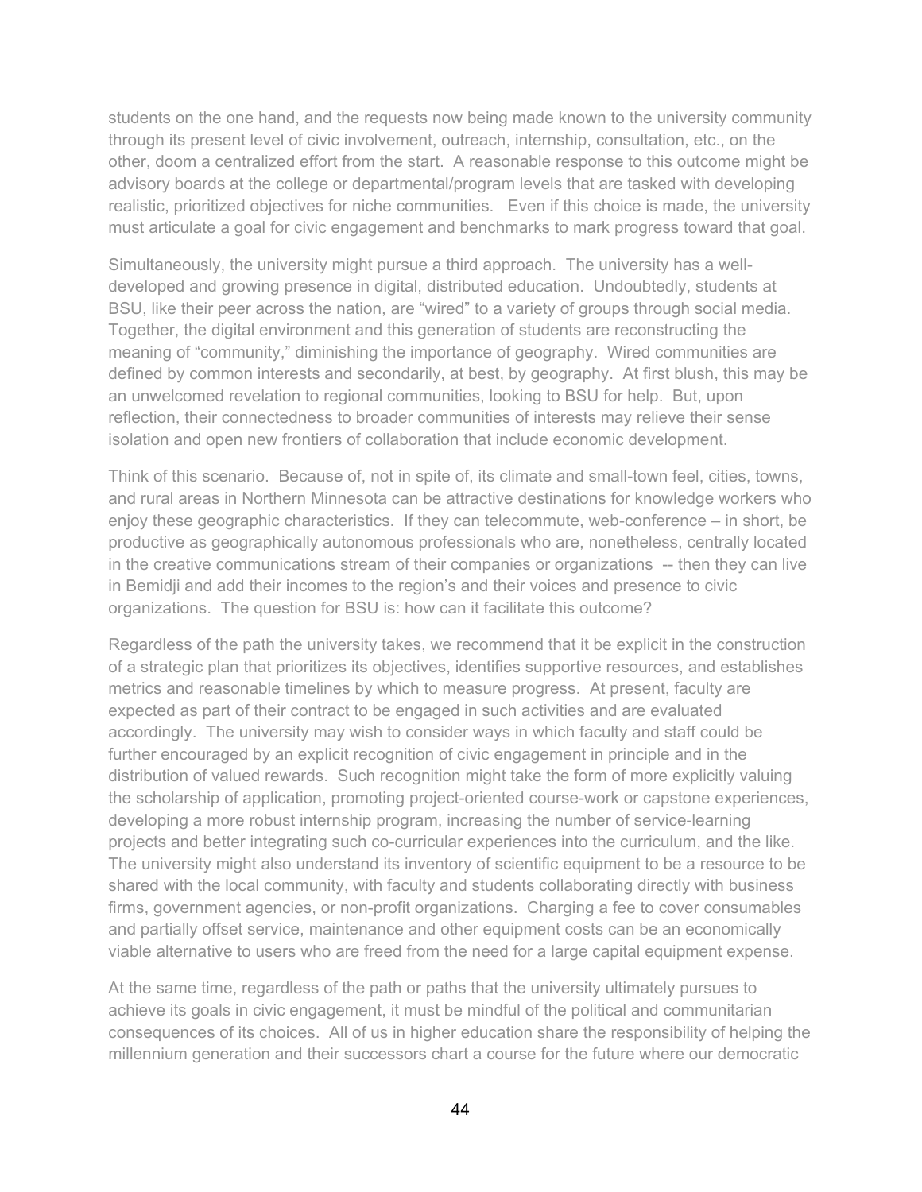students on the one hand, and the requests now being made known to the university community through its present level of civic involvement, outreach, internship, consultation, etc., on the other, doom a centralized effort from the start. A reasonable response to this outcome might be advisory boards at the college or departmental/program levels that are tasked with developing realistic, prioritized objectives for niche communities. Even if this choice is made, the university must articulate a goal for civic engagement and benchmarks to mark progress toward that goal.

Simultaneously, the university might pursue a third approach. The university has a well-developed and growing presence in digital, distributed education. Undoubtedly, students at BSU, like their peer across the nation, are "wired" to a variety of groups through social media. Together, the digital environment and this generation of students are reconstructing the meaning of "community," diminishing the importance of geography. Wired communities are defined by common interests and secondarily, at best, by geography. At first blush, this may be an unwelcomed revelation to regional communities, looking to BSU for help. But, upon reflection, their connectedness to broader communities of interests may relieve their sense isolation and open new frontiers of collaboration that include economic development.

Think of this scenario. Because of, not in spite of, its climate and small-town feel, cities, towns, and rural areas in Northern Minnesota can be attractive destinations for knowledge workers who enjoy these geographic characteristics. If they can telecommute, web-conference – in short, be productive as geographically autonomous professionals who are, nonetheless, centrally located in the creative communications stream of their companies or organizations -- then they can live in Bemidji and add their incomes to the region's and their voices and presence to civic organizations. The question for BSU is: how can it facilitate this outcome?

Regardless of the path the university takes, we recommend that it be explicit in the construction of a strategic plan that prioritizes its objectives, identifies supportive resources, and establishes metrics and reasonable timelines by which to measure progress. At present, faculty are expected as part of their contract to be engaged in such activities and are evaluated accordingly. The university may wish to consider ways in which faculty and staff could be further encouraged by an explicit recognition of civic engagement in principle and in the distribution of valued rewards. Such recognition might take the form of more explicitly valuing the scholarship of application, promoting project-oriented course-work or capstone experiences, developing a more robust internship program, increasing the number of service-learning projects and better integrating such co-curricular experiences into the curriculum, and the like. The university might also understand its inventory of scientific equipment to be a resource to be shared with the local community, with faculty and students collaborating directly with business firms, government agencies, or non-profit organizations. Charging a fee to cover consumables and partially offset service, maintenance and other equipment costs can be an economically viable alternative to users who are freed from the need for a large capital equipment expense.

At the same time, regardless of the path or paths that the university ultimately pursues to achieve its goals in civic engagement, it must be mindful of the political and communitarian consequences of its choices. All of us in higher education share the responsibility of helping the millennium generation and their successors chart a course for the future where our democratic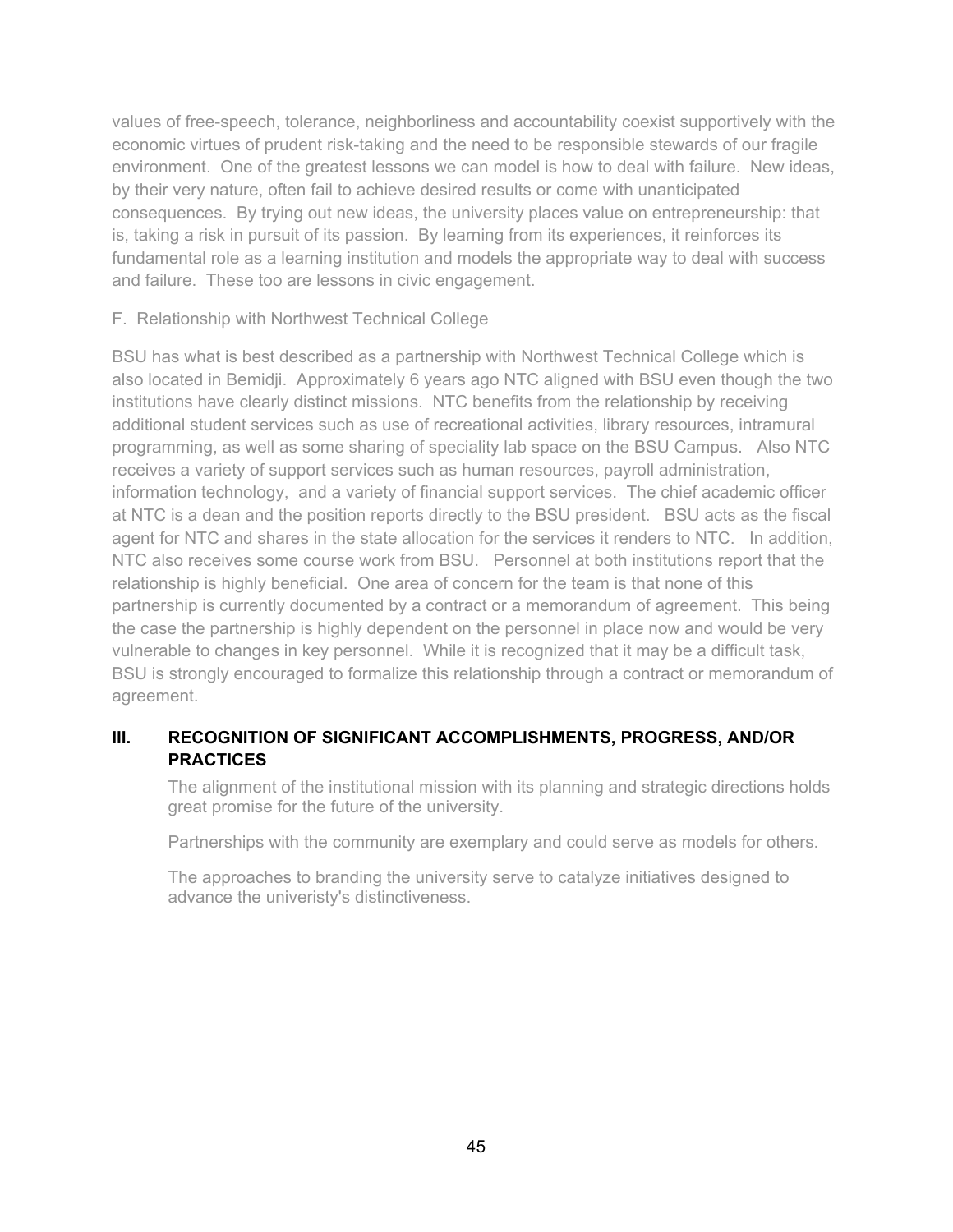values of free-speech, tolerance, neighborliness and accountability coexist supportively with the economic virtues of prudent risk-taking and the need to be responsible stewards of our fragile environment. One of the greatest lessons we can model is how to deal with failure. New ideas, by their very nature, often fail to achieve desired results or come with unanticipated consequences. By trying out new ideas, the university places value on entrepreneurship: that is, taking a risk in pursuit of its passion. By learning from its experiences, it reinforces its fundamental role as a learning institution and models the appropriate way to deal with success and failure. These too are lessons in civic engagement.

F. Relationship with Northwest Technical College

BSU has what is best described as a partnership with Northwest Technical College which is also located in Bemidji. Approximately 6 years ago NTC aligned with BSU even though the two institutions have clearly distinct missions. NTC benefits from the relationship by receiving additional student services such as use of recreational activities, library resources, intramural programming, as well as some sharing of speciality lab space on the BSU Campus. Also NTC receives a variety of support services such as human resources, payroll administration, information technology, and a variety of financial support services. The chief academic officer at NTC is a dean and the position reports directly to the BSU president. BSU acts as the fiscal agent for NTC and shares in the state allocation for the services it renders to NTC. In addition, NTC also receives some course work from BSU. Personnel at both institutions report that the relationship is highly beneficial. One area of concern for the team is that none of this partnership is currently documented by a contract or a memorandum of agreement. This being the case the partnership is highly dependent on the personnel in place now and would be very vulnerable to changes in key personnel. While it is recognized that it may be a difficult task, BSU is strongly encouraged to formalize this relationship through a contract or memorandum of agreement.

## III. RECOGNITION OF SIGNIFICANT ACCOMPLISHMENTS, PROGRESS, AND/OR PRACTICES

The alignment of the institutional mission with its planning and strategic directions holds great promise for the future of the university.

Partnerships with the community are exemplary and could serve as models for others.

The approaches to branding the university serve to catalyze initiatives designed to advance the univeristy's distinctiveness.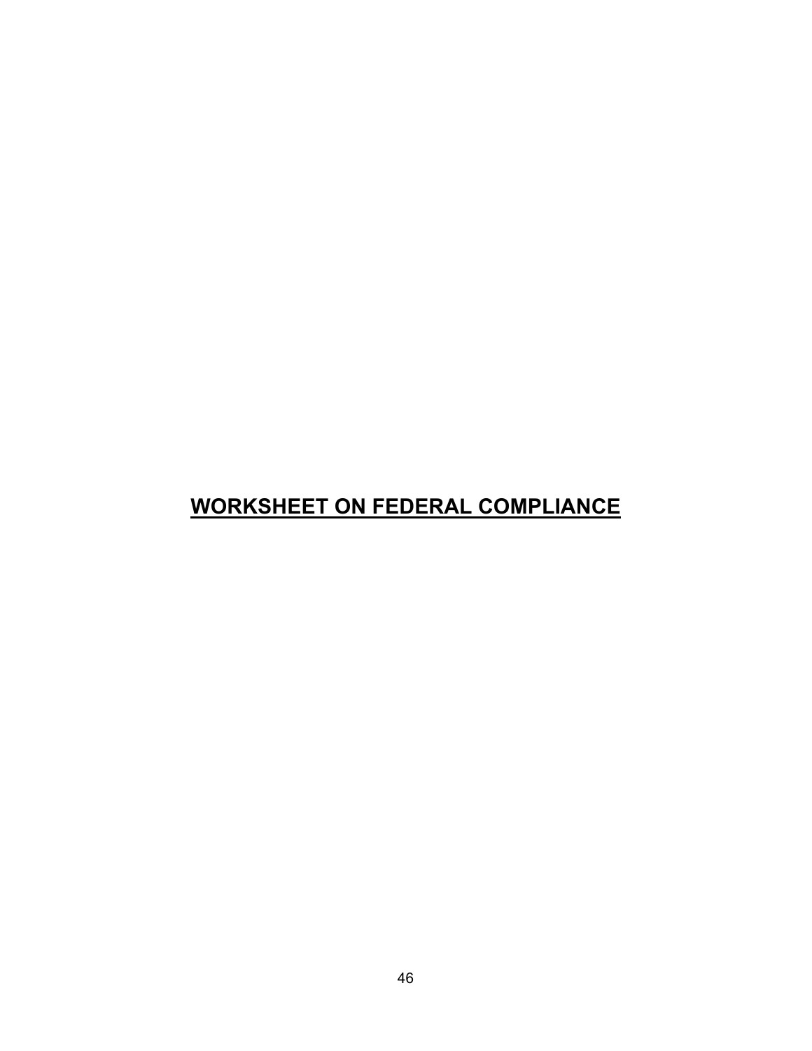# WORKSHEET ON FEDERAL COMPLIANCE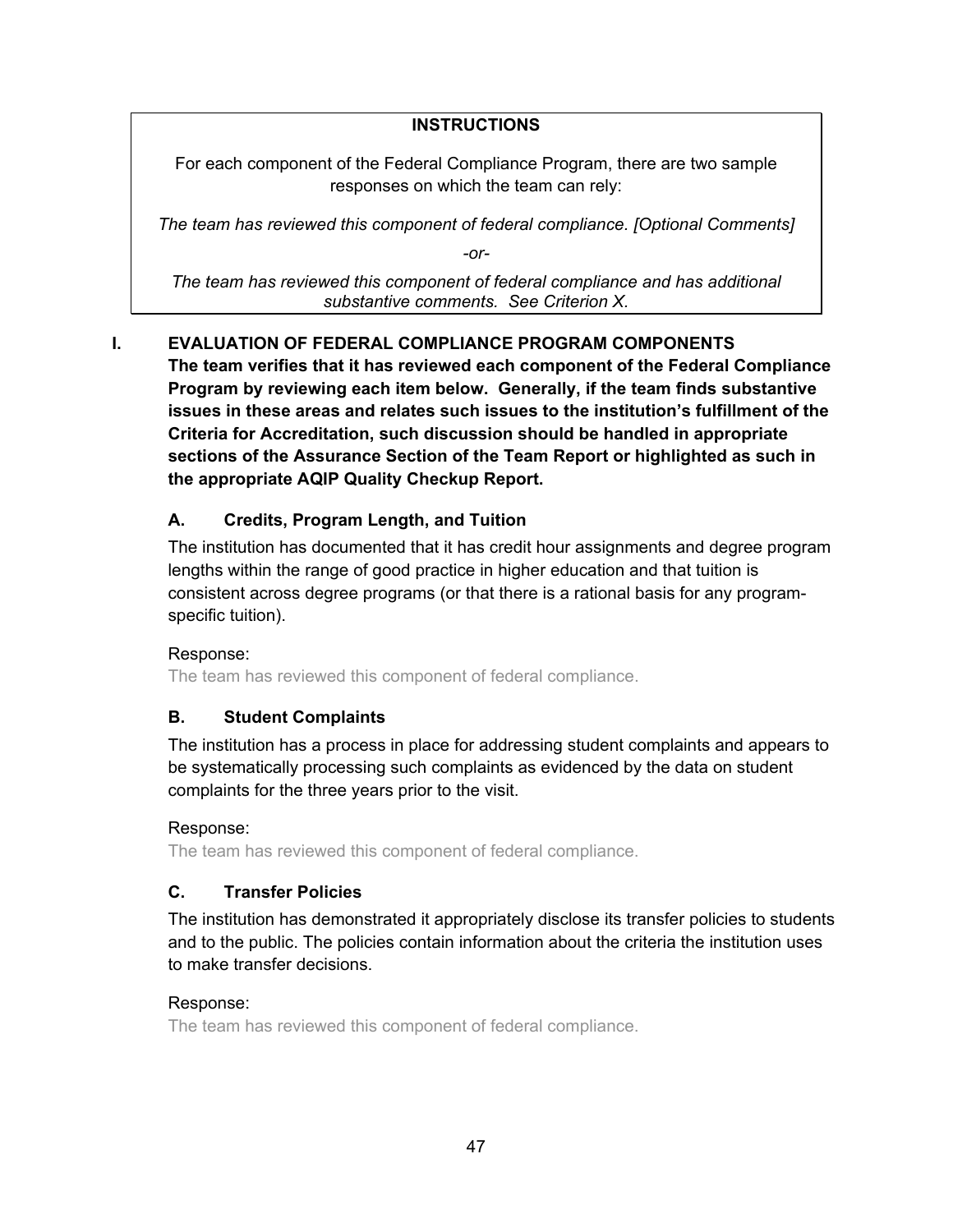**INSTRUCTIONS**

For each component of the Federal Compliance Program, there are two sample responses on which the team can rely:

*The team has reviewed this component of federal compliance. [Optional Comments]*

*-or-*

*The team has reviewed this component of federal compliance and has additional substantive comments. See Criterion X.*

## I. EVALUATION OF FEDERAL COMPLIANCE PROGRAM COMPONENTS

**The team verifies that it has reviewed each component of the Federal Compliance Program by reviewing each item below. Generally, if the team finds substantive issues in these areas and relates such issues to the institution's fulfillment of the Criteria for Accreditation, such discussion should be handled in appropriate sections of the Assurance Section of the Team Report or highlighted as such in the appropriate AQIP Quality Checkup Report.**

### A. Credits, Program Length, and Tuition

The institution has documented that it has credit hour assignments and degree program lengths within the range of good practice in higher education and that tuition is consistent across degree programs (or that there is a rational basis for any program-specific tuition).

Response:

The team has reviewed this component of federal compliance.

### B. Student Complaints

The institution has a process in place for addressing student complaints and appears to be systematically processing such complaints as evidenced by the data on student complaints for the three years prior to the visit.

Response:

The team has reviewed this component of federal compliance.

### C. Transfer Policies

The institution has demonstrated it appropriately disclose its transfer policies to students and to the public. The policies contain information about the criteria the institution uses to make transfer decisions.

Response:

The team has reviewed this component of federal compliance.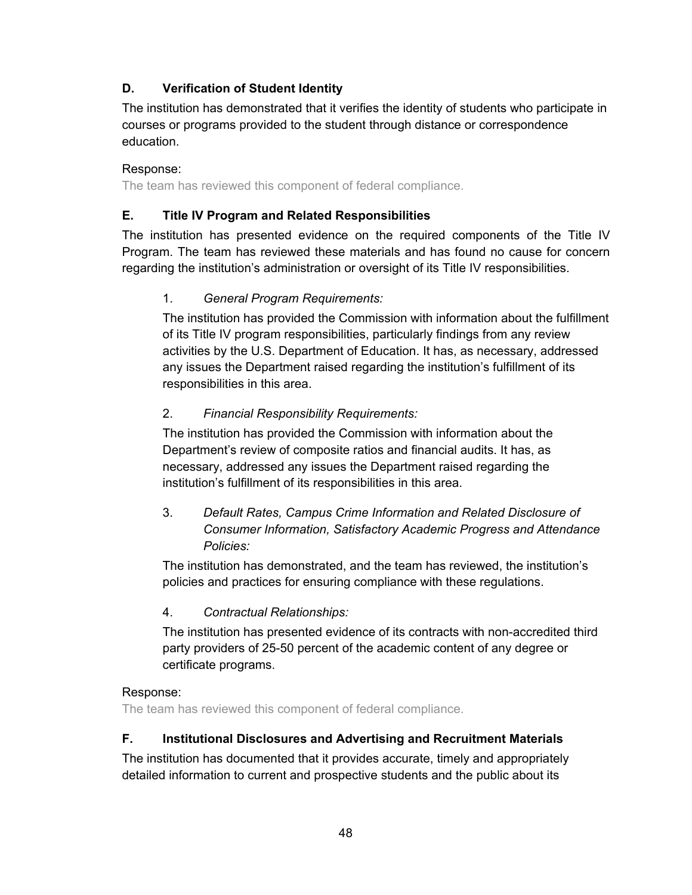### D. Verification of Student Identity

The institution has demonstrated that it verifies the identity of students who participate in courses or programs provided to the student through distance or correspondence education.

Response:

The team has reviewed this component of federal compliance.

### E. Title IV Program and Related Responsibilities

The institution has presented evidence on the required components of the Title IV Program. The team has reviewed these materials and has found no cause for concern regarding the institution's administration or oversight of its Title IV responsibilities.

1. *General Program Requirements:*

   The institution has provided the Commission with information about the fulfillment of its Title IV program responsibilities, particularly findings from any review activities by the U.S. Department of Education. It has, as necessary, addressed any issues the Department raised regarding the institution's fulfillment of its responsibilities in this area.

2. *Financial Responsibility Requirements:*

   The institution has provided the Commission with information about the Department's review of composite ratios and financial audits. It has, as necessary, addressed any issues the Department raised regarding the institution's fulfillment of its responsibilities in this area.

3. *Default Rates, Campus Crime Information and Related Disclosure of Consumer Information, Satisfactory Academic Progress and Attendance Policies:*

   The institution has demonstrated, and the team has reviewed, the institution's policies and practices for ensuring compliance with these regulations.

4. *Contractual Relationships:*

   The institution has presented evidence of its contracts with non-accredited third party providers of 25-50 percent of the academic content of any degree or certificate programs.

Response:

The team has reviewed this component of federal compliance.

### F. Institutional Disclosures and Advertising and Recruitment Materials

The institution has documented that it provides accurate, timely and appropriately detailed information to current and prospective students and the public about its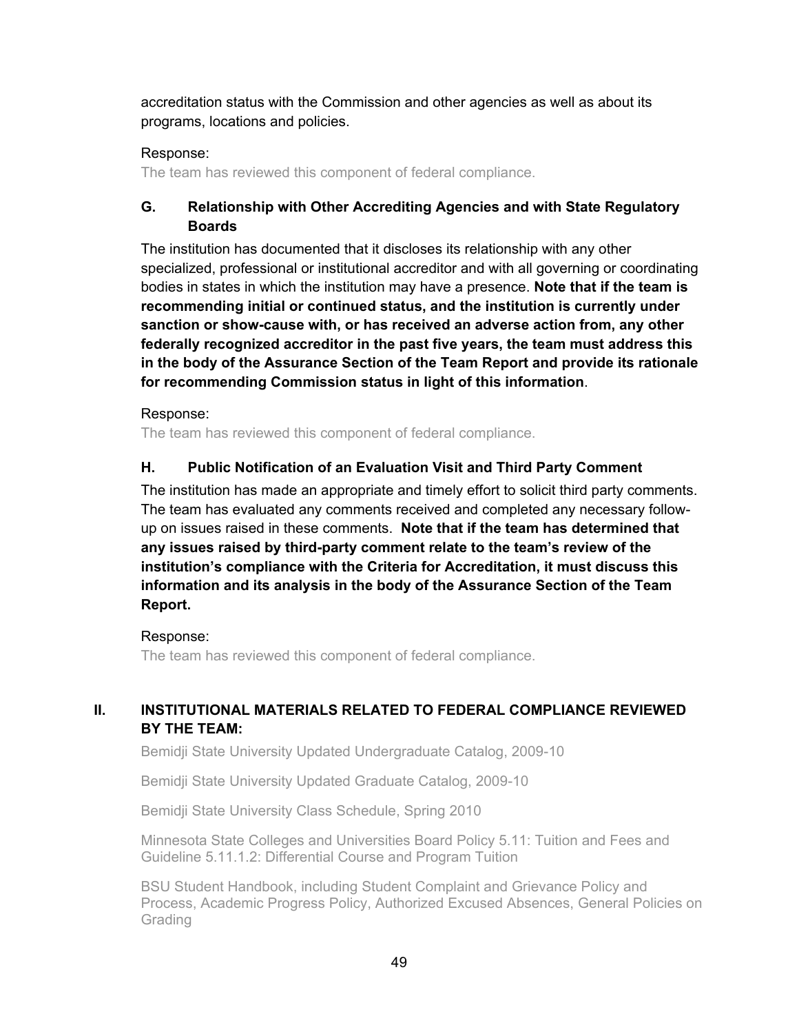accreditation status with the Commission and other agencies as well as about its programs, locations and policies.

Response:

The team has reviewed this component of federal compliance.

### G. Relationship with Other Accrediting Agencies and with State Regulatory Boards

The institution has documented that it discloses its relationship with any other specialized, professional or institutional accreditor and with all governing or coordinating bodies in states in which the institution may have a presence. **Note that if the team is recommending initial or continued status, and the institution is currently under sanction or show-cause with, or has received an adverse action from, any other federally recognized accreditor in the past five years, the team must address this in the body of the Assurance Section of the Team Report and provide its rationale for recommending Commission status in light of this information**.

Response:

The team has reviewed this component of federal compliance.

### H. Public Notification of an Evaluation Visit and Third Party Comment

The institution has made an appropriate and timely effort to solicit third party comments. The team has evaluated any comments received and completed any necessary follow-up on issues raised in these comments. **Note that if the team has determined that any issues raised by third-party comment relate to the team's review of the institution's compliance with the Criteria for Accreditation, it must discuss this information and its analysis in the body of the Assurance Section of the Team Report.**

Response:

The team has reviewed this component of federal compliance.

## II. INSTITUTIONAL MATERIALS RELATED TO FEDERAL COMPLIANCE REVIEWED BY THE TEAM:

Bemidji State University Updated Undergraduate Catalog, 2009-10

Bemidji State University Updated Graduate Catalog, 2009-10

Bemidji State University Class Schedule, Spring 2010

Minnesota State Colleges and Universities Board Policy 5.11: Tuition and Fees and Guideline 5.11.1.2: Differential Course and Program Tuition

BSU Student Handbook, including Student Complaint and Grievance Policy and Process, Academic Progress Policy, Authorized Excused Absences, General Policies on Grading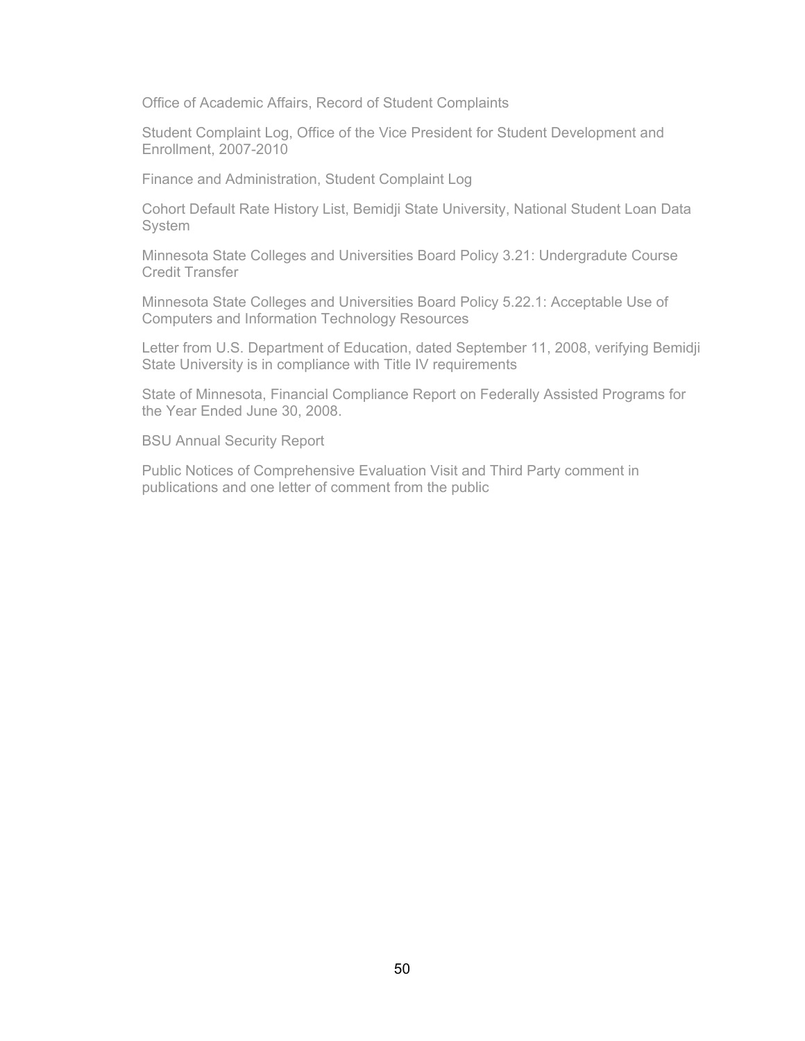Office of Academic Affairs, Record of Student Complaints

Student Complaint Log, Office of the Vice President for Student Development and Enrollment, 2007-2010

Finance and Administration, Student Complaint Log

Cohort Default Rate History List, Bemidji State University, National Student Loan Data System

Minnesota State Colleges and Universities Board Policy 3.21: Undergradute Course Credit Transfer

Minnesota State Colleges and Universities Board Policy 5.22.1: Acceptable Use of Computers and Information Technology Resources

Letter from U.S. Department of Education, dated September 11, 2008, verifying Bemidji State University is in compliance with Title IV requirements

State of Minnesota, Financial Compliance Report on Federally Assisted Programs for the Year Ended June 30, 2008.

BSU Annual Security Report

Public Notices of Comprehensive Evaluation Visit and Third Party comment in publications and one letter of comment from the public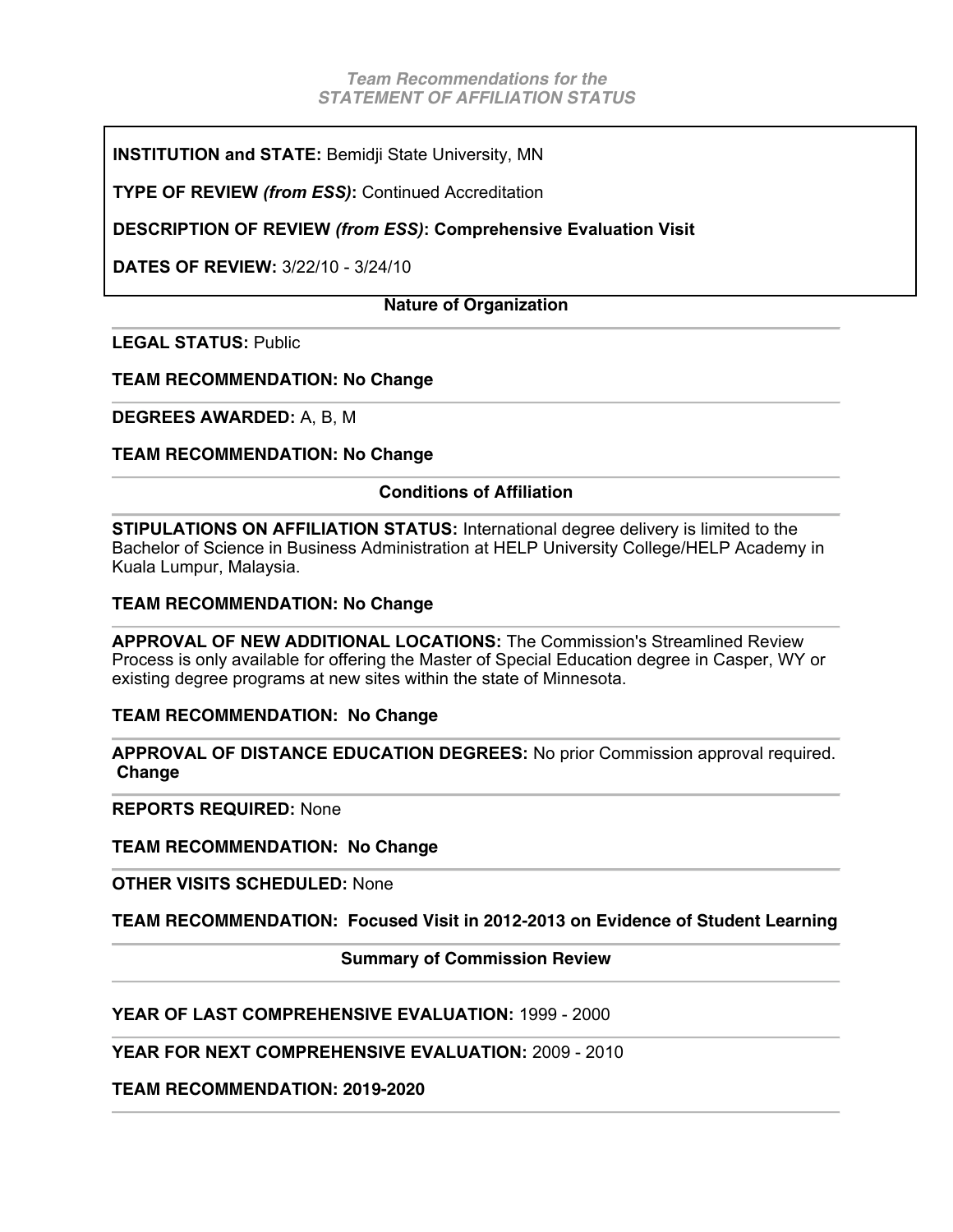*Team Recommendations for the*
*STATEMENT OF AFFILIATION STATUS*

**INSTITUTION and STATE:** Bemidji State University, MN

**TYPE OF REVIEW *(from ESS)*:** Continued Accreditation

**DESCRIPTION OF REVIEW *(from ESS)*: Comprehensive Evaluation Visit**

**DATES OF REVIEW:** 3/22/10 - 3/24/10

## Nature of Organization

**LEGAL STATUS:** Public

**TEAM RECOMMENDATION: No Change**

**DEGREES AWARDED:** A, B, M

**TEAM RECOMMENDATION: No Change**

## Conditions of Affiliation

**STIPULATIONS ON AFFILIATION STATUS:** International degree delivery is limited to the Bachelor of Science in Business Administration at HELP University College/HELP Academy in Kuala Lumpur, Malaysia.

**TEAM RECOMMENDATION: No Change**

**APPROVAL OF NEW ADDITIONAL LOCATIONS:** The Commission's Streamlined Review Process is only available for offering the Master of Special Education degree in Casper, WY or existing degree programs at new sites within the state of Minnesota.

**TEAM RECOMMENDATION: No Change**

**APPROVAL OF DISTANCE EDUCATION DEGREES:** No prior Commission approval required. **Change**

**REPORTS REQUIRED:** None

**TEAM RECOMMENDATION: No Change**

**OTHER VISITS SCHEDULED:** None

**TEAM RECOMMENDATION: Focused Visit in 2012-2013 on Evidence of Student Learning**

## Summary of Commission Review

**YEAR OF LAST COMPREHENSIVE EVALUATION:** 1999 - 2000

**YEAR FOR NEXT COMPREHENSIVE EVALUATION:** 2009 - 2010

**TEAM RECOMMENDATION: 2019-2020**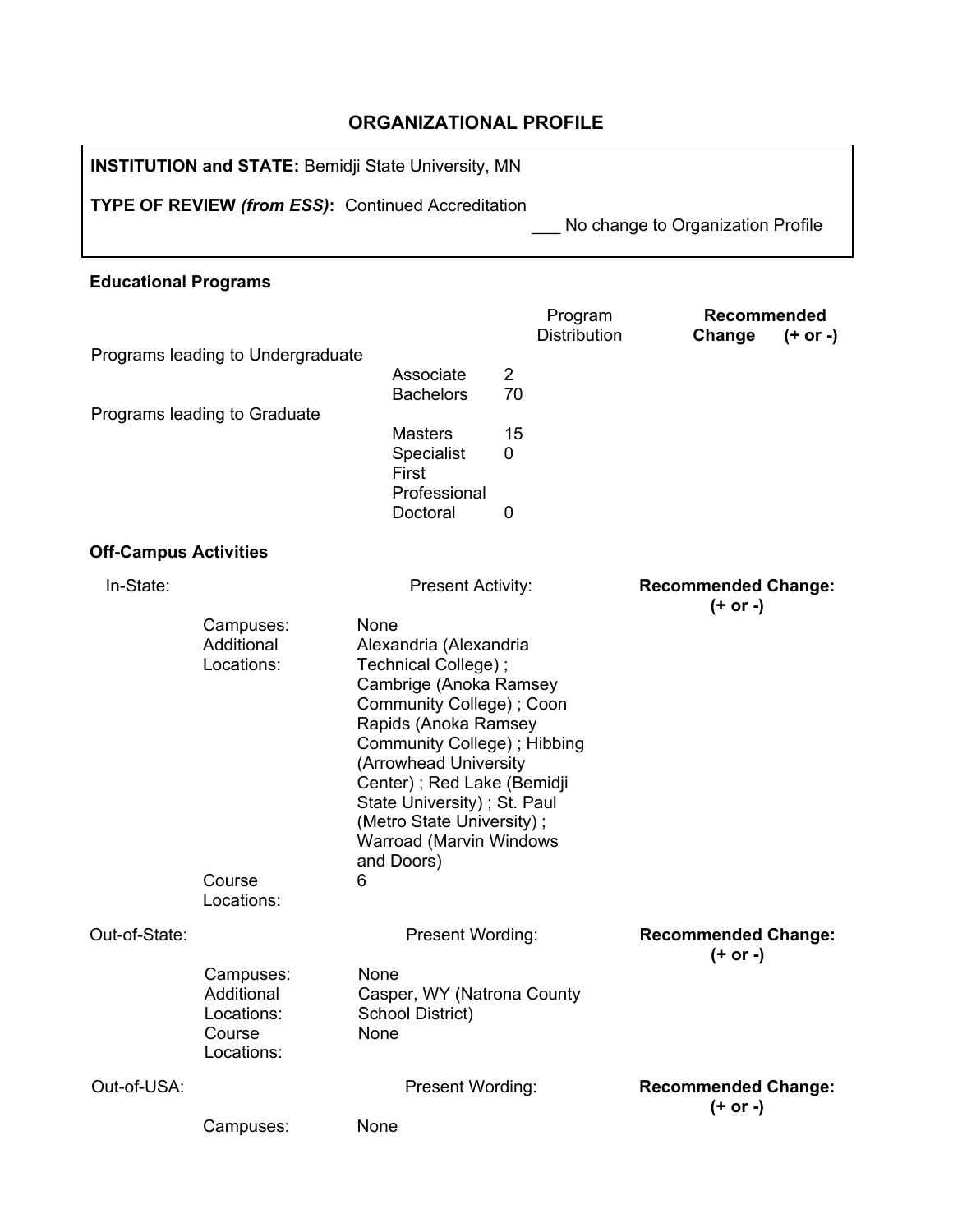## ORGANIZATIONAL PROFILE

**INSTITUTION and STATE:** Bemidji State University, MN

**TYPE OF REVIEW *(from ESS)*:** Continued Accreditation

___ No change to Organization Profile

### Educational Programs

| | | Program Distribution | **Recommended Change (+ or -)** |
|---|---|---|---|
| Programs leading to Undergraduate | Associate | 2 | |
| | Bachelors | 70 | |
| Programs leading to Graduate | Masters | 15 | |
| | Specialist | 0 | |
| | First Professional | | |
| | Doctoral | 0 | |

### Off-Campus Activities

| In-State: | | Present Activity: | **Recommended Change: (+ or -)** |
|---|---|---|---|
| | Campuses: | None | |
| | Additional Locations: | Alexandria (Alexandria Technical College) ; Cambrige (Anoka Ramsey Community College) ; Coon Rapids (Anoka Ramsey Community College) ; Hibbing (Arrowhead University Center) ; Red Lake (Bemidji State University) ; St. Paul (Metro State University) ; Warroad (Marvin Windows and Doors) | |
| | Course Locations: | 6 | |

| Out-of-State: | | Present Wording: | **Recommended Change: (+ or -)** |
|---|---|---|---|
| | Campuses: | None | |
| | Additional Locations: | Casper, WY (Natrona County School District) | |
| | Course Locations: | None | |

| Out-of-USA: | | Present Wording: | **Recommended Change: (+ or -)** |
|---|---|---|---|
| | Campuses: | None | |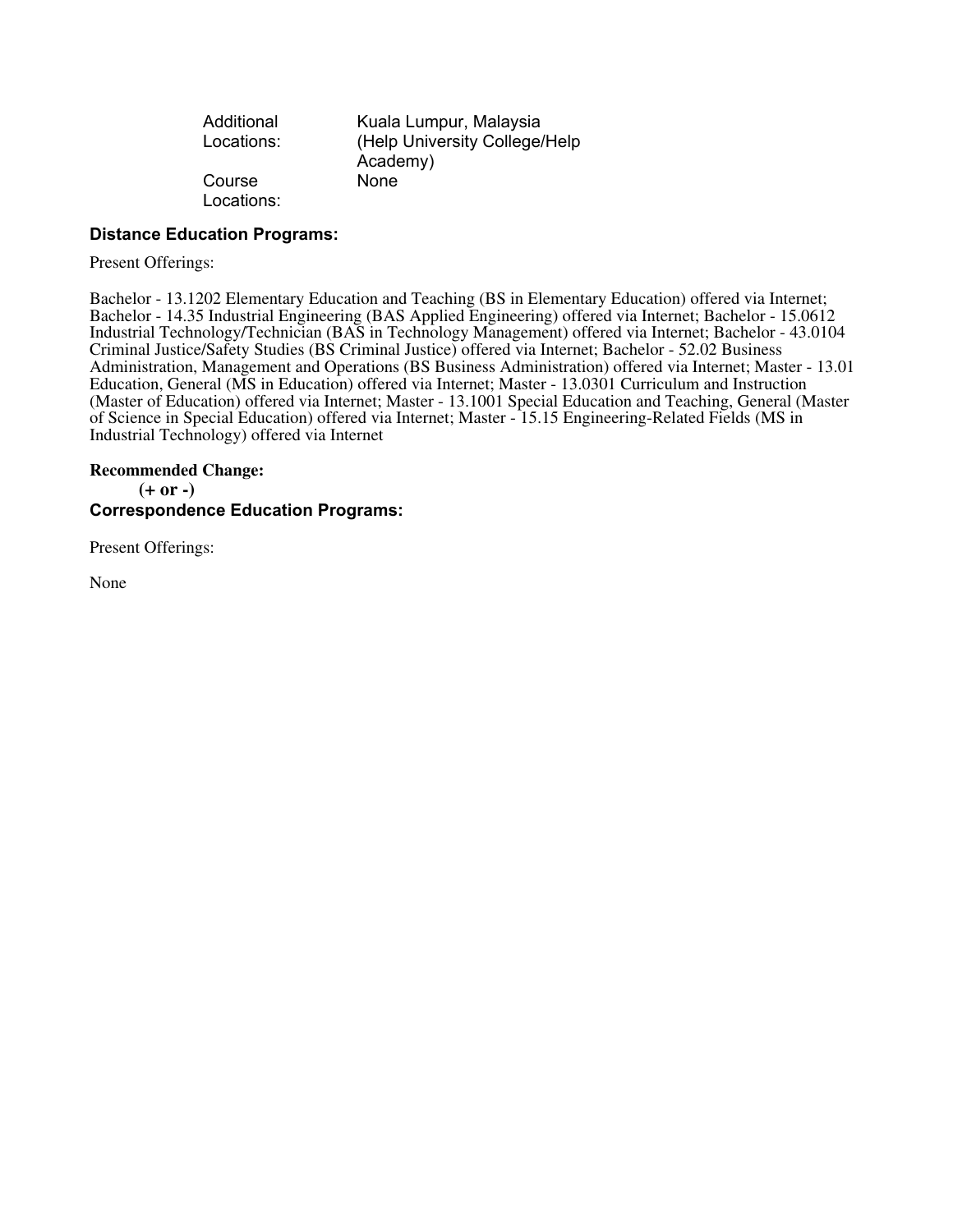| | |
|---|---|
| Additional Locations: | Kuala Lumpur, Malaysia (Help University College/Help Academy) |
| Course Locations: | None |

**Distance Education Programs:**

Present Offerings:

Bachelor - 13.1202 Elementary Education and Teaching (BS in Elementary Education) offered via Internet; Bachelor - 14.35 Industrial Engineering (BAS Applied Engineering) offered via Internet; Bachelor - 15.0612 Industrial Technology/Technician (BAS in Technology Management) offered via Internet; Bachelor - 43.0104 Criminal Justice/Safety Studies (BS Criminal Justice) offered via Internet; Bachelor - 52.02 Business Administration, Management and Operations (BS Business Administration) offered via Internet; Master - 13.01 Education, General (MS in Education) offered via Internet; Master - 13.0301 Curriculum and Instruction (Master of Education) offered via Internet; Master - 13.1001 Special Education and Teaching, General (Master of Science in Special Education) offered via Internet; Master - 15.15 Engineering-Related Fields (MS in Industrial Technology) offered via Internet

**Recommended Change:**
**(+ or -)**

**Correspondence Education Programs:**

Present Offerings:

None